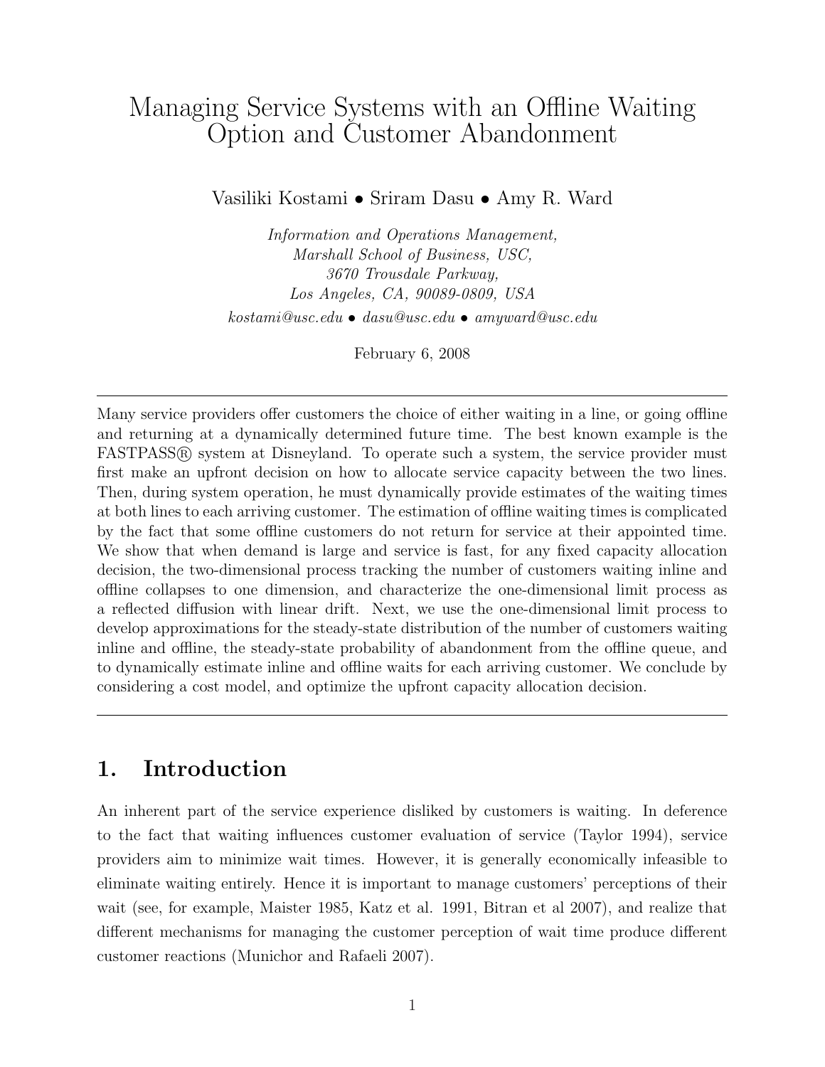# Managing Service Systems with an Offline Waiting Option and Customer Abandonment

Vasiliki Kostami • Sriram Dasu • Amy R. Ward

*Information and Operations Management,*
*Marshall School of Business, USC,*
*3670 Trousdale Parkway,*
*Los Angeles, CA, 90089-0809, USA*

*kostami@usc.edu • dasu@usc.edu • amyward@usc.edu*

February 6, 2008

---

Many service providers offer customers the choice of either waiting in a line, or going offline and returning at a dynamically determined future time. The best known example is the FASTPASS® system at Disneyland. To operate such a system, the service provider must first make an upfront decision on how to allocate service capacity between the two lines. Then, during system operation, he must dynamically provide estimates of the waiting times at both lines to each arriving customer. The estimation of offline waiting times is complicated by the fact that some offline customers do not return for service at their appointed time. We show that when demand is large and service is fast, for any fixed capacity allocation decision, the two-dimensional process tracking the number of customers waiting inline and offline collapses to one dimension, and characterize the one-dimensional limit process as a reflected diffusion with linear drift. Next, we use the one-dimensional limit process to develop approximations for the steady-state distribution of the number of customers waiting inline and offline, the steady-state probability of abandonment from the offline queue, and to dynamically estimate inline and offline waits for each arriving customer. We conclude by considering a cost model, and optimize the upfront capacity allocation decision.

---

## 1. Introduction

An inherent part of the service experience disliked by customers is waiting. In deference to the fact that waiting influences customer evaluation of service (Taylor 1994), service providers aim to minimize wait times. However, it is generally economically infeasible to eliminate waiting entirely. Hence it is important to manage customers' perceptions of their wait (see, for example, Maister 1985, Katz et al. 1991, Bitran et al 2007), and realize that different mechanisms for managing the customer perception of wait time produce different customer reactions (Munichor and Rafaeli 2007).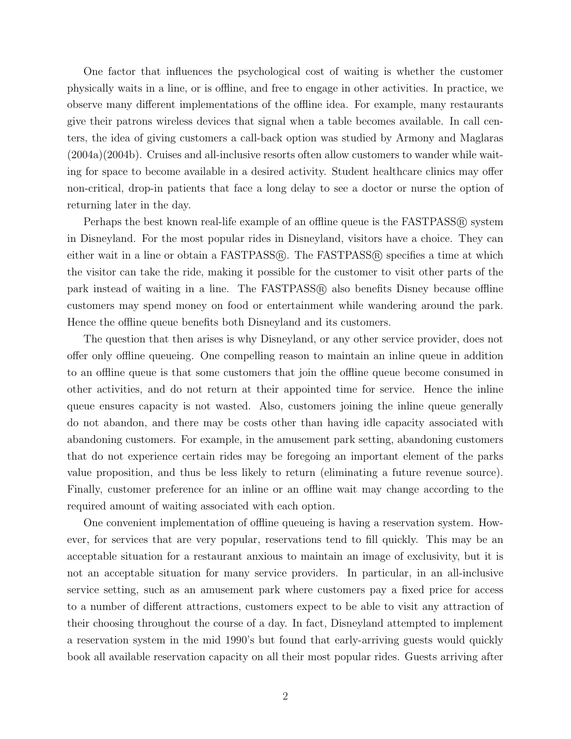One factor that influences the psychological cost of waiting is whether the customer physically waits in a line, or is offline, and free to engage in other activities. In practice, we observe many different implementations of the offline idea. For example, many restaurants give their patrons wireless devices that signal when a table becomes available. In call centers, the idea of giving customers a call-back option was studied by Armony and Maglaras (2004a)(2004b). Cruises and all-inclusive resorts often allow customers to wander while waiting for space to become available in a desired activity. Student healthcare clinics may offer non-critical, drop-in patients that face a long delay to see a doctor or nurse the option of returning later in the day.

Perhaps the best known real-life example of an offline queue is the FASTPASS® system in Disneyland. For the most popular rides in Disneyland, visitors have a choice. They can either wait in a line or obtain a FASTPASS®. The FASTPASS® specifies a time at which the visitor can take the ride, making it possible for the customer to visit other parts of the park instead of waiting in a line. The FASTPASS® also benefits Disney because offline customers may spend money on food or entertainment while wandering around the park. Hence the offline queue benefits both Disneyland and its customers.

The question that then arises is why Disneyland, or any other service provider, does not offer only offline queueing. One compelling reason to maintain an inline queue in addition to an offline queue is that some customers that join the offline queue become consumed in other activities, and do not return at their appointed time for service. Hence the inline queue ensures capacity is not wasted. Also, customers joining the inline queue generally do not abandon, and there may be costs other than having idle capacity associated with abandoning customers. For example, in the amusement park setting, abandoning customers that do not experience certain rides may be foregoing an important element of the parks value proposition, and thus be less likely to return (eliminating a future revenue source). Finally, customer preference for an inline or an offline wait may change according to the required amount of waiting associated with each option.

One convenient implementation of offline queueing is having a reservation system. However, for services that are very popular, reservations tend to fill quickly. This may be an acceptable situation for a restaurant anxious to maintain an image of exclusivity, but it is not an acceptable situation for many service providers. In particular, in an all-inclusive service setting, such as an amusement park where customers pay a fixed price for access to a number of different attractions, customers expect to be able to visit any attraction of their choosing throughout the course of a day. In fact, Disneyland attempted to implement a reservation system in the mid 1990's but found that early-arriving guests would quickly book all available reservation capacity on all their most popular rides. Guests arriving after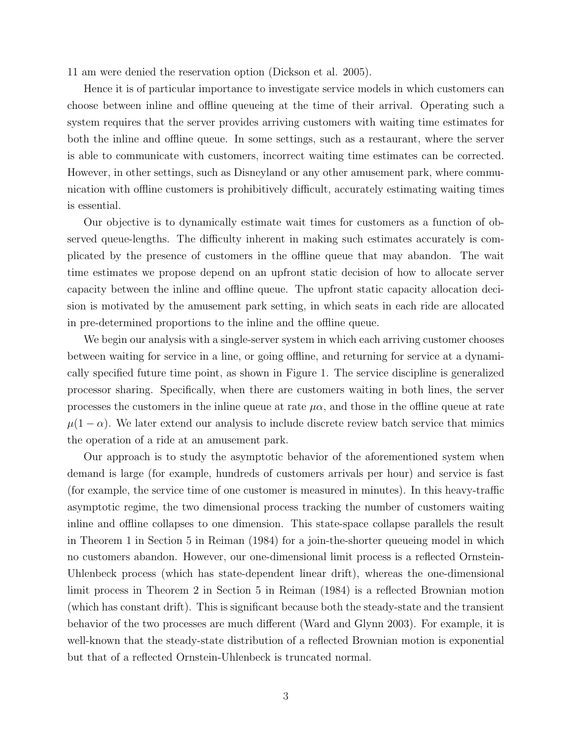11 am were denied the reservation option (Dickson et al. 2005).

Hence it is of particular importance to investigate service models in which customers can choose between inline and offline queueing at the time of their arrival. Operating such a system requires that the server provides arriving customers with waiting time estimates for both the inline and offline queue. In some settings, such as a restaurant, where the server is able to communicate with customers, incorrect waiting time estimates can be corrected. However, in other settings, such as Disneyland or any other amusement park, where communication with offline customers is prohibitively difficult, accurately estimating waiting times is essential.

Our objective is to dynamically estimate wait times for customers as a function of observed queue-lengths. The difficulty inherent in making such estimates accurately is complicated by the presence of customers in the offline queue that may abandon. The wait time estimates we propose depend on an upfront static decision of how to allocate server capacity between the inline and offline queue. The upfront static capacity allocation decision is motivated by the amusement park setting, in which seats in each ride are allocated in pre-determined proportions to the inline and the offline queue.

We begin our analysis with a single-server system in which each arriving customer chooses between waiting for service in a line, or going offline, and returning for service at a dynamically specified future time point, as shown in Figure 1. The service discipline is generalized processor sharing. Specifically, when there are customers waiting in both lines, the server processes the customers in the inline queue at rate $\mu\alpha$, and those in the offline queue at rate $\mu(1-\alpha)$. We later extend our analysis to include discrete review batch service that mimics the operation of a ride at an amusement park.

Our approach is to study the asymptotic behavior of the aforementioned system when demand is large (for example, hundreds of customers arrivals per hour) and service is fast (for example, the service time of one customer is measured in minutes). In this heavy-traffic asymptotic regime, the two dimensional process tracking the number of customers waiting inline and offline collapses to one dimension. This state-space collapse parallels the result in Theorem 1 in Section 5 in Reiman (1984) for a join-the-shorter queueing model in which no customers abandon. However, our one-dimensional limit process is a reflected Ornstein-Uhlenbeck process (which has state-dependent linear drift), whereas the one-dimensional limit process in Theorem 2 in Section 5 in Reiman (1984) is a reflected Brownian motion (which has constant drift). This is significant because both the steady-state and the transient behavior of the two processes are much different (Ward and Glynn 2003). For example, it is well-known that the steady-state distribution of a reflected Brownian motion is exponential but that of a reflected Ornstein-Uhlenbeck is truncated normal.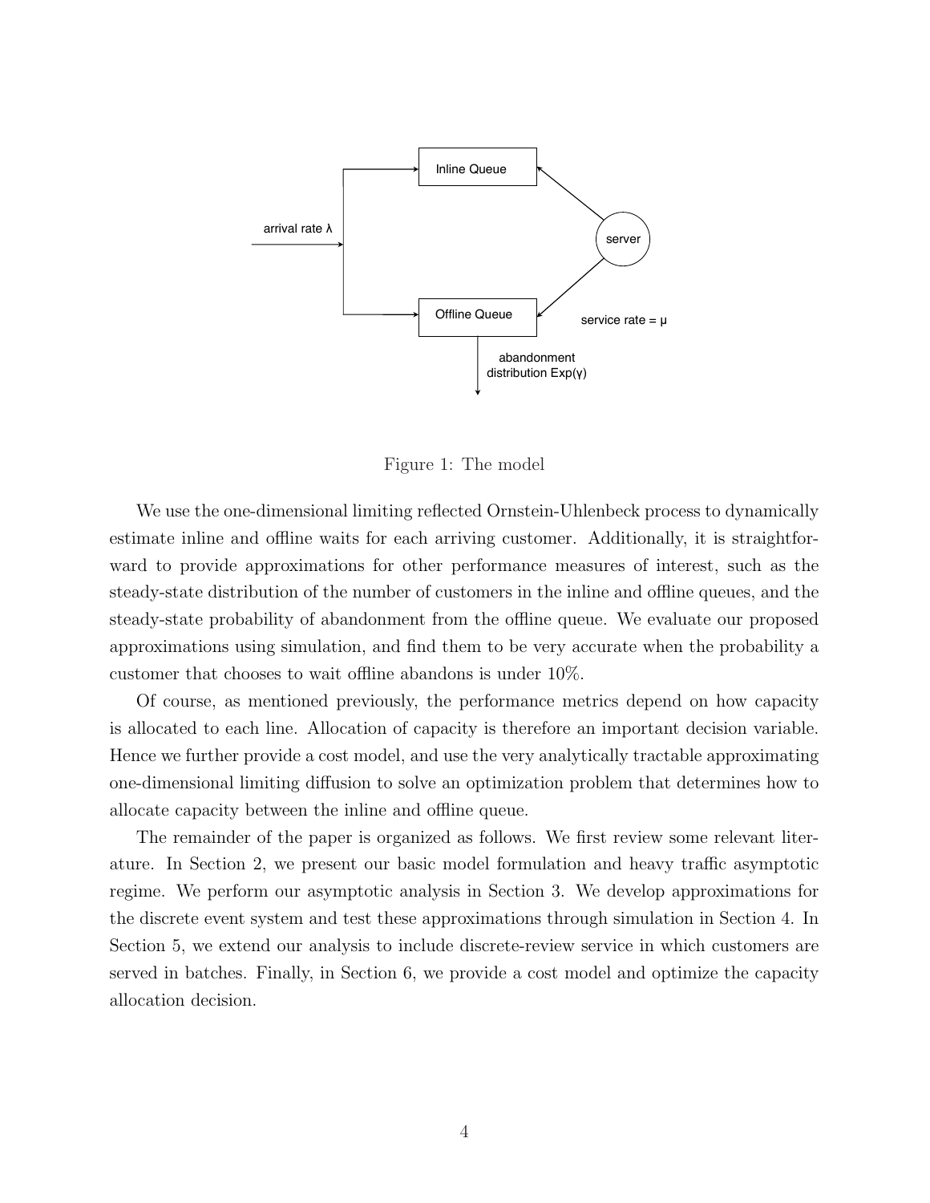Figure 1: The model

We use the one-dimensional limiting reflected Ornstein-Uhlenbeck process to dynamically estimate inline and offline waits for each arriving customer. Additionally, it is straightforward to provide approximations for other performance measures of interest, such as the steady-state distribution of the number of customers in the inline and offline queues, and the steady-state probability of abandonment from the offline queue. We evaluate our proposed approximations using simulation, and find them to be very accurate when the probability a customer that chooses to wait offline abandons is under 10%.

Of course, as mentioned previously, the performance metrics depend on how capacity is allocated to each line. Allocation of capacity is therefore an important decision variable. Hence we further provide a cost model, and use the very analytically tractable approximating one-dimensional limiting diffusion to solve an optimization problem that determines how to allocate capacity between the inline and offline queue.

The remainder of the paper is organized as follows. We first review some relevant literature. In Section 2, we present our basic model formulation and heavy traffic asymptotic regime. We perform our asymptotic analysis in Section 3. We develop approximations for the discrete event system and test these approximations through simulation in Section 4. In Section 5, we extend our analysis to include discrete-review service in which customers are served in batches. Finally, in Section 6, we provide a cost model and optimize the capacity allocation decision.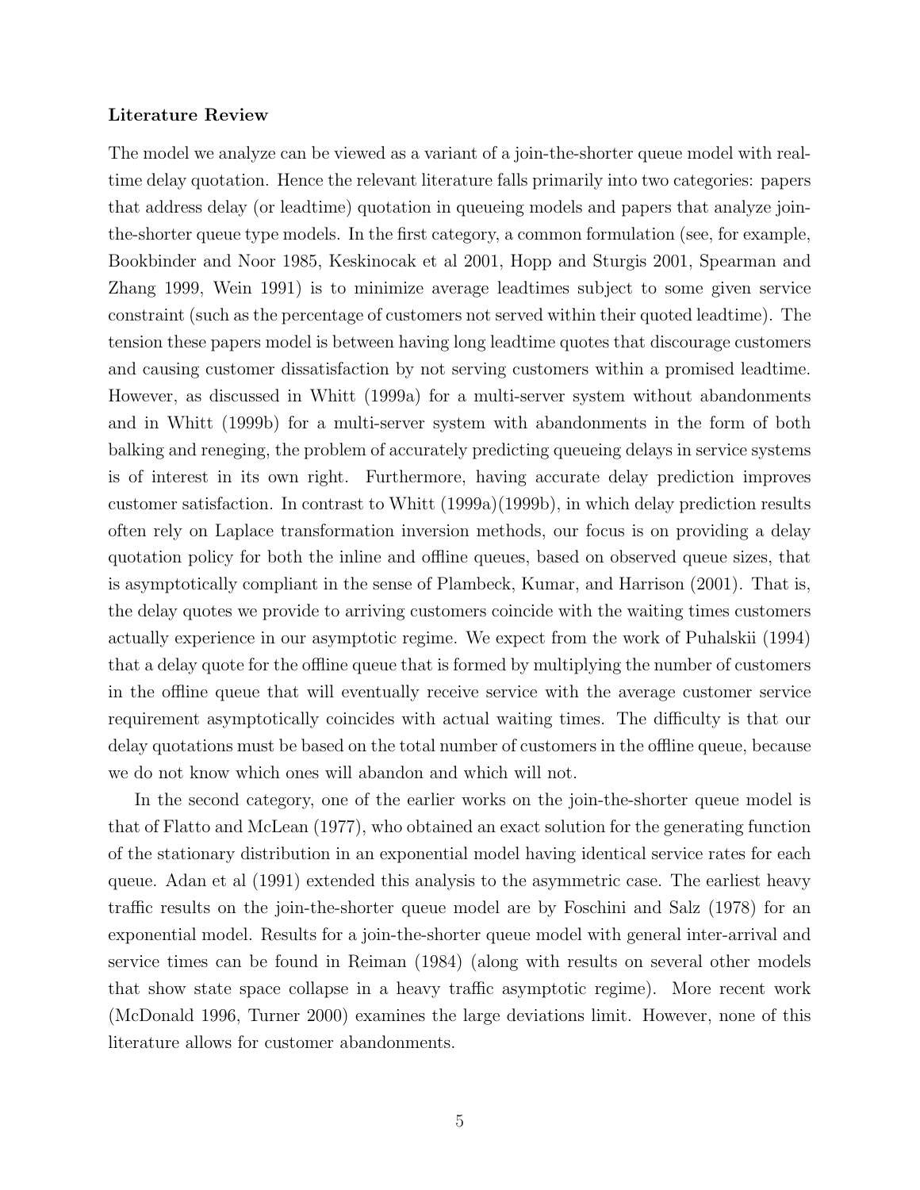**Literature Review**

The model we analyze can be viewed as a variant of a join-the-shorter queue model with real-time delay quotation. Hence the relevant literature falls primarily into two categories: papers that address delay (or leadtime) quotation in queueing models and papers that analyze join-the-shorter queue type models. In the first category, a common formulation (see, for example, Bookbinder and Noor 1985, Keskinocak et al 2001, Hopp and Sturgis 2001, Spearman and Zhang 1999, Wein 1991) is to minimize average leadtimes subject to some given service constraint (such as the percentage of customers not served within their quoted leadtime). The tension these papers model is between having long leadtime quotes that discourage customers and causing customer dissatisfaction by not serving customers within a promised leadtime. However, as discussed in Whitt (1999a) for a multi-server system without abandonments and in Whitt (1999b) for a multi-server system with abandonments in the form of both balking and reneging, the problem of accurately predicting queueing delays in service systems is of interest in its own right. Furthermore, having accurate delay prediction improves customer satisfaction. In contrast to Whitt (1999a)(1999b), in which delay prediction results often rely on Laplace transformation inversion methods, our focus is on providing a delay quotation policy for both the inline and offline queues, based on observed queue sizes, that is asymptotically compliant in the sense of Plambeck, Kumar, and Harrison (2001). That is, the delay quotes we provide to arriving customers coincide with the waiting times customers actually experience in our asymptotic regime. We expect from the work of Puhalskii (1994) that a delay quote for the offline queue that is formed by multiplying the number of customers in the offline queue that will eventually receive service with the average customer service requirement asymptotically coincides with actual waiting times. The difficulty is that our delay quotations must be based on the total number of customers in the offline queue, because we do not know which ones will abandon and which will not.

In the second category, one of the earlier works on the join-the-shorter queue model is that of Flatto and McLean (1977), who obtained an exact solution for the generating function of the stationary distribution in an exponential model having identical service rates for each queue. Adan et al (1991) extended this analysis to the asymmetric case. The earliest heavy traffic results on the join-the-shorter queue model are by Foschini and Salz (1978) for an exponential model. Results for a join-the-shorter queue model with general inter-arrival and service times can be found in Reiman (1984) (along with results on several other models that show state space collapse in a heavy traffic asymptotic regime). More recent work (McDonald 1996, Turner 2000) examines the large deviations limit. However, none of this literature allows for customer abandonments.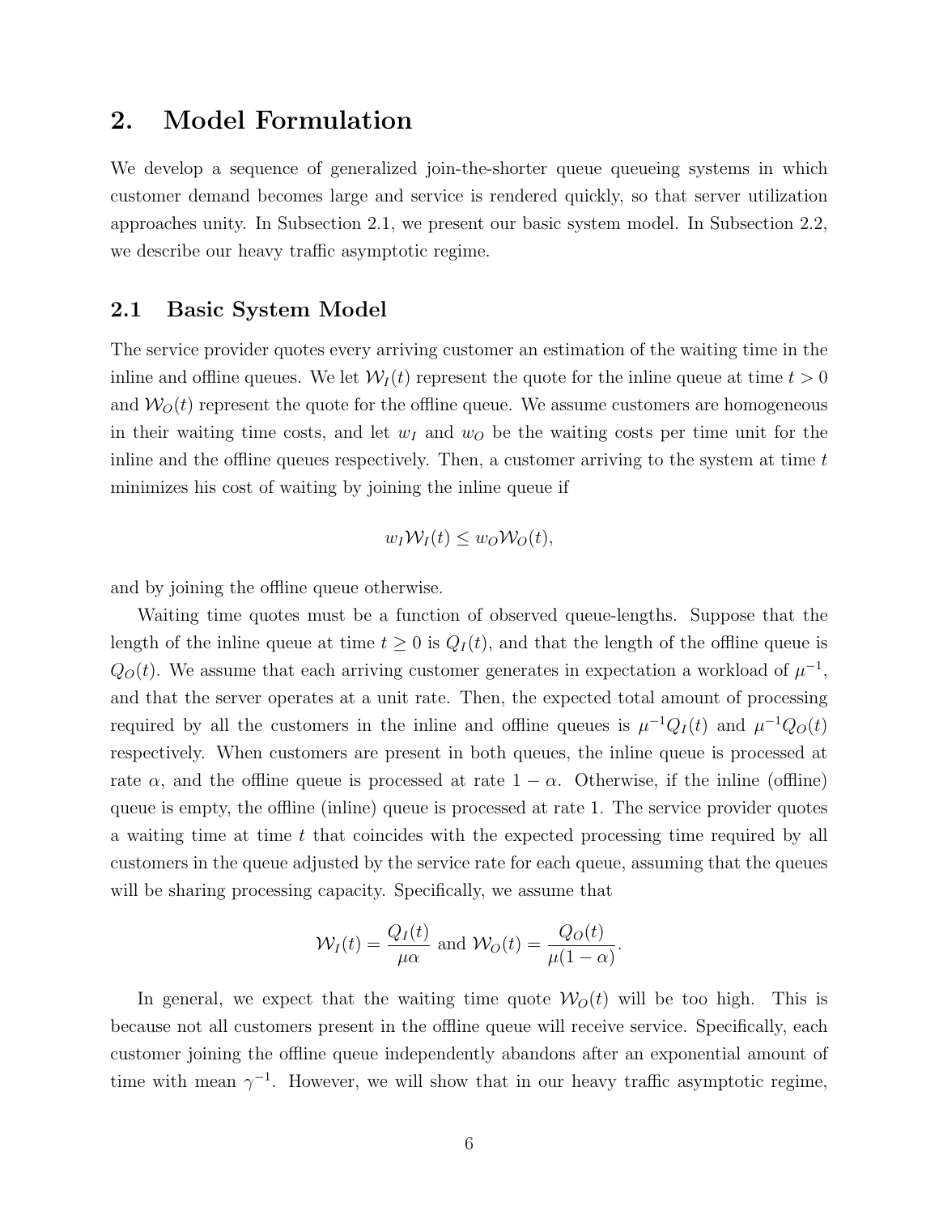# 2. Model Formulation

We develop a sequence of generalized join-the-shorter queue queueing systems in which customer demand becomes large and service is rendered quickly, so that server utilization approaches unity. In Subsection 2.1, we present our basic system model. In Subsection 2.2, we describe our heavy traffic asymptotic regime.

## 2.1 Basic System Model

The service provider quotes every arriving customer an estimation of the waiting time in the inline and offline queues. We let $\mathcal{W}_I(t)$ represent the quote for the inline queue at time $t > 0$ and $\mathcal{W}_O(t)$ represent the quote for the offline queue. We assume customers are homogeneous in their waiting time costs, and let $w_I$ and $w_O$ be the waiting costs per time unit for the inline and the offline queues respectively. Then, a customer arriving to the system at time $t$ minimizes his cost of waiting by joining the inline queue if

$$w_I \mathcal{W}_I(t) \leq w_O \mathcal{W}_O(t),$$

and by joining the offline queue otherwise.

Waiting time quotes must be a function of observed queue-lengths. Suppose that the length of the inline queue at time $t \geq 0$ is $Q_I(t)$, and that the length of the offline queue is $Q_O(t)$. We assume that each arriving customer generates in expectation a workload of $\mu^{-1}$, and that the server operates at a unit rate. Then, the expected total amount of processing required by all the customers in the inline and offline queues is $\mu^{-1}Q_I(t)$ and $\mu^{-1}Q_O(t)$ respectively. When customers are present in both queues, the inline queue is processed at rate $\alpha$, and the offline queue is processed at rate $1 - \alpha$. Otherwise, if the inline (offline) queue is empty, the offline (inline) queue is processed at rate 1. The service provider quotes a waiting time at time $t$ that coincides with the expected processing time required by all customers in the queue adjusted by the service rate for each queue, assuming that the queues will be sharing processing capacity. Specifically, we assume that

$$\mathcal{W}_I(t) = \frac{Q_I(t)}{\mu\alpha} \text{ and } \mathcal{W}_O(t) = \frac{Q_O(t)}{\mu(1-\alpha)}.$$

In general, we expect that the waiting time quote $\mathcal{W}_O(t)$ will be too high. This is because not all customers present in the offline queue will receive service. Specifically, each customer joining the offline queue independently abandons after an exponential amount of time with mean $\gamma^{-1}$. However, we will show that in our heavy traffic asymptotic regime,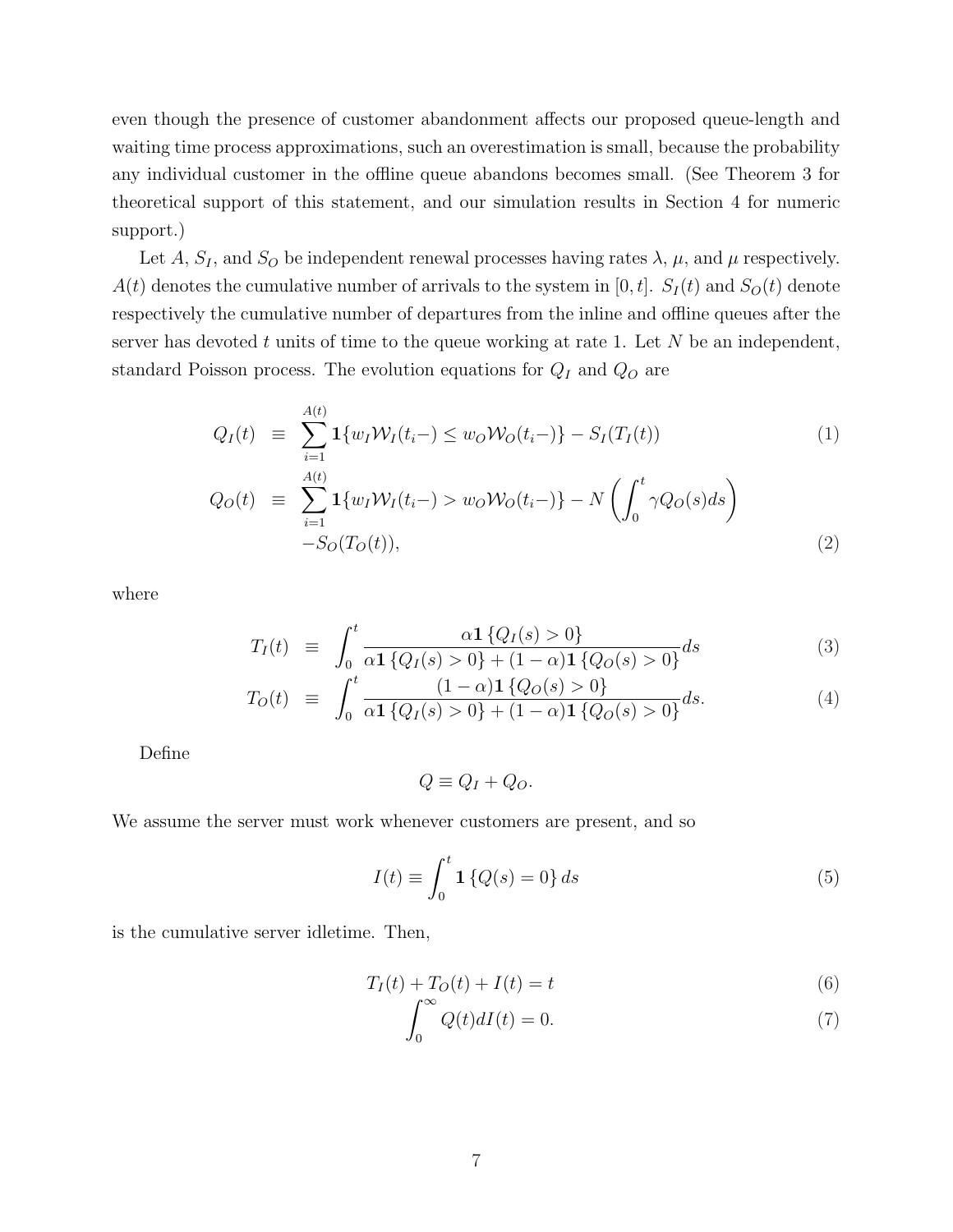even though the presence of customer abandonment affects our proposed queue-length and waiting time process approximations, such an overestimation is small, because the probability any individual customer in the offline queue abandons becomes small. (See Theorem 3 for theoretical support of this statement, and our simulation results in Section 4 for numeric support.)

Let $A$, $S_I$, and $S_O$ be independent renewal processes having rates $\lambda$, $\mu$, and $\mu$ respectively. $A(t)$ denotes the cumulative number of arrivals to the system in $[0,t]$. $S_I(t)$ and $S_O(t)$ denote respectively the cumulative number of departures from the inline and offline queues after the server has devoted $t$ units of time to the queue working at rate 1. Let $N$ be an independent, standard Poisson process. The evolution equations for $Q_I$ and $Q_O$ are

$$
\begin{aligned}
Q_I(t) &\equiv \sum_{i=1}^{A(t)} \mathbf{1}\{w_I \mathcal{W}_I(t_i-) \leq w_O \mathcal{W}_O(t_i-)\} - S_I(T_I(t)) && (1)\\
Q_O(t) &\equiv \sum_{i=1}^{A(t)} \mathbf{1}\{w_I \mathcal{W}_I(t_i-) > w_O \mathcal{W}_O(t_i-)\} - N\left(\int_0^t \gamma Q_O(s) ds\right) \\
&\quad - S_O(T_O(t)), && (2)
\end{aligned}
$$

where

$$
\begin{aligned}
T_I(t) &\equiv \int_0^t \frac{\alpha \mathbf{1}\{Q_I(s) > 0\}}{\alpha \mathbf{1}\{Q_I(s) > 0\} + (1-\alpha)\mathbf{1}\{Q_O(s) > 0\}} ds && (3)\\
T_O(t) &\equiv \int_0^t \frac{(1-\alpha) \mathbf{1}\{Q_O(s) > 0\}}{\alpha \mathbf{1}\{Q_I(s) > 0\} + (1-\alpha)\mathbf{1}\{Q_O(s) > 0\}} ds. && (4)
\end{aligned}
$$

Define

$$
Q \equiv Q_I + Q_O.
$$

We assume the server must work whenever customers are present, and so

$$
I(t) \equiv \int_0^t \mathbf{1}\{Q(s) = 0\} ds \qquad (5)
$$

is the cumulative server idletime. Then,

$$
\begin{aligned}
T_I(t) + T_O(t) + I(t) &= t && (6)\\
\int_0^\infty Q(t) dI(t) &= 0. && (7)
\end{aligned}
$$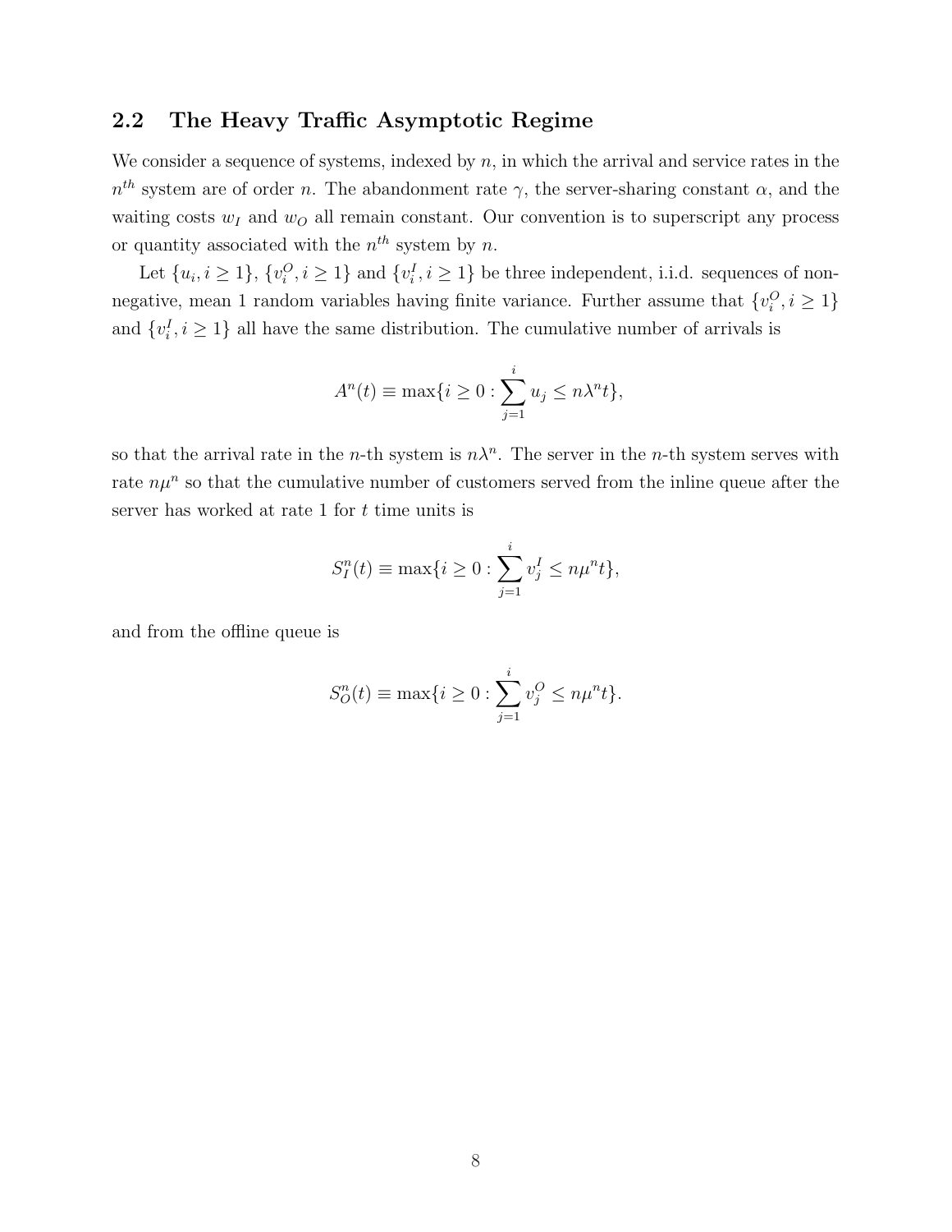## 2.2 The Heavy Traffic Asymptotic Regime

We consider a sequence of systems, indexed by $n$, in which the arrival and service rates in the $n^{th}$ system are of order $n$. The abandonment rate $\gamma$, the server-sharing constant $\alpha$, and the waiting costs $w_I$ and $w_O$ all remain constant. Our convention is to superscript any process or quantity associated with the $n^{th}$ system by $n$.

Let $\{u_i, i \geq 1\}$, $\{v_i^O, i \geq 1\}$ and $\{v_i^I, i \geq 1\}$ be three independent, i.i.d. sequences of non-negative, mean 1 random variables having finite variance. Further assume that $\{v_i^O, i \geq 1\}$ and $\{v_i^I, i \geq 1\}$ all have the same distribution. The cumulative number of arrivals is

$$A^n(t) \equiv \max\{i \geq 0 : \sum_{j=1}^{i} u_j \leq n\lambda^n t\},$$

so that the arrival rate in the $n$-th system is $n\lambda^n$. The server in the $n$-th system serves with rate $n\mu^n$ so that the cumulative number of customers served from the inline queue after the server has worked at rate 1 for $t$ time units is

$$S_I^n(t) \equiv \max\{i \geq 0 : \sum_{j=1}^{i} v_j^I \leq n\mu^n t\},$$

and from the offline queue is

$$S_O^n(t) \equiv \max\{i \geq 0 : \sum_{j=1}^{i} v_j^O \leq n\mu^n t\}.$$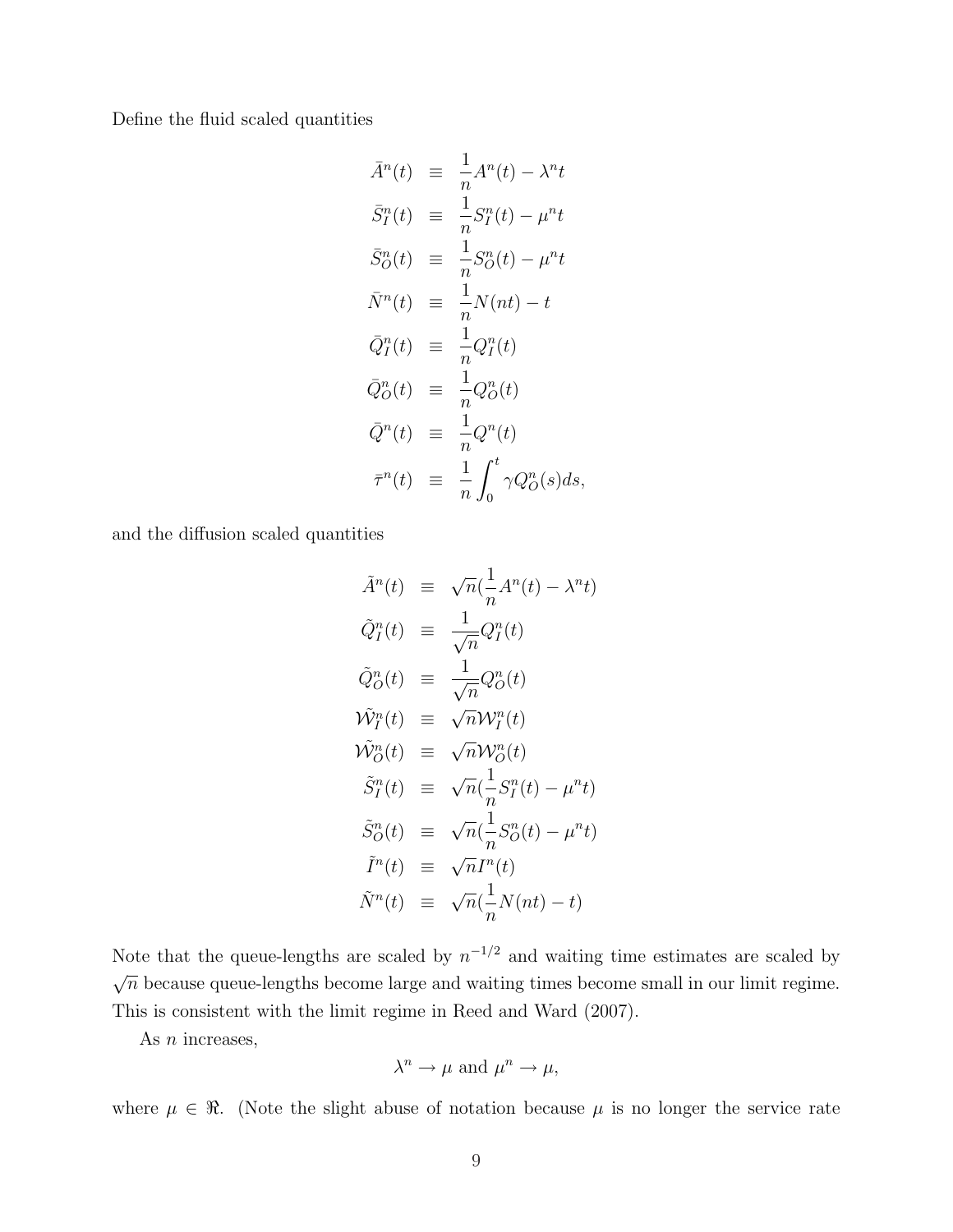Define the fluid scaled quantities

$$
\begin{aligned}
\bar{A}^n(t) &\equiv \frac{1}{n}A^n(t) - \lambda^n t \\
\bar{S}_I^n(t) &\equiv \frac{1}{n}S_I^n(t) - \mu^n t \\
\bar{S}_O^n(t) &\equiv \frac{1}{n}S_O^n(t) - \mu^n t \\
\bar{N}^n(t) &\equiv \frac{1}{n}N(nt) - t \\
\bar{Q}_I^n(t) &\equiv \frac{1}{n}Q_I^n(t) \\
\bar{Q}_O^n(t) &\equiv \frac{1}{n}Q_O^n(t) \\
\bar{Q}^n(t) &\equiv \frac{1}{n}Q^n(t) \\
\bar{\tau}^n(t) &\equiv \frac{1}{n}\int_0^t \gamma Q_O^n(s)ds,
\end{aligned}
$$

and the diffusion scaled quantities

$$
\begin{aligned}
\tilde{A}^n(t) &\equiv \sqrt{n}(\frac{1}{n}A^n(t) - \lambda^n t) \\
\tilde{Q}_I^n(t) &\equiv \frac{1}{\sqrt{n}}Q_I^n(t) \\
\tilde{Q}_O^n(t) &\equiv \frac{1}{\sqrt{n}}Q_O^n(t) \\
\tilde{\mathcal{W}}_I^n(t) &\equiv \sqrt{n}\mathcal{W}_I^n(t) \\
\tilde{\mathcal{W}}_O^n(t) &\equiv \sqrt{n}\mathcal{W}_O^n(t) \\
\tilde{S}_I^n(t) &\equiv \sqrt{n}(\frac{1}{n}S_I^n(t) - \mu^n t) \\
\tilde{S}_O^n(t) &\equiv \sqrt{n}(\frac{1}{n}S_O^n(t) - \mu^n t) \\
\tilde{I}^n(t) &\equiv \sqrt{n}I^n(t) \\
\tilde{N}^n(t) &\equiv \sqrt{n}(\frac{1}{n}N(nt) - t)
\end{aligned}
$$

Note that the queue-lengths are scaled by $n^{-1/2}$ and waiting time estimates are scaled by $\sqrt{n}$ because queue-lengths become large and waiting times become small in our limit regime. This is consistent with the limit regime in Reed and Ward (2007).

As $n$ increases,

$$
\lambda^n \to \mu \text{ and } \mu^n \to \mu,
$$

where $\mu \in \Re$. (Note the slight abuse of notation because $\mu$ is no longer the service rate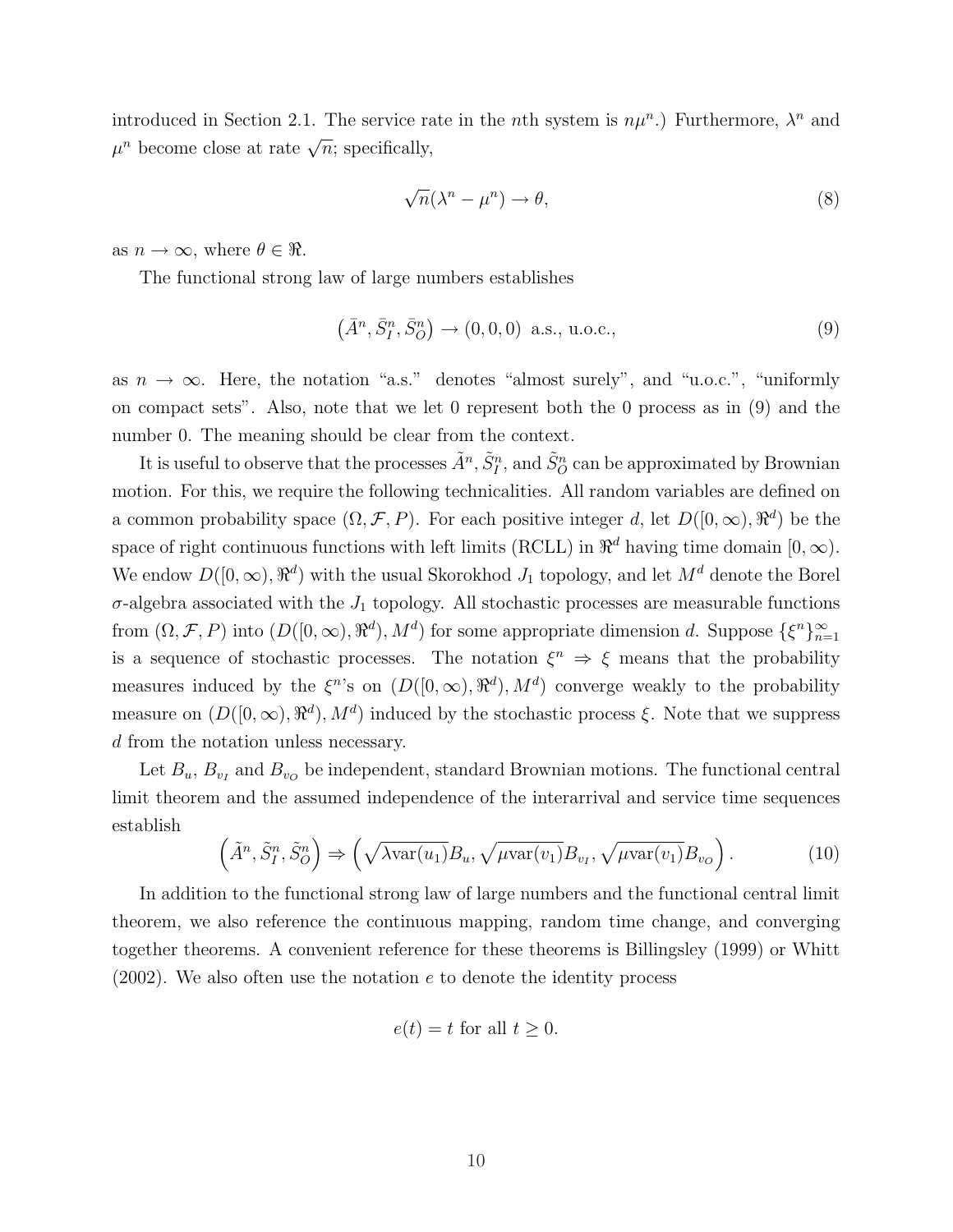introduced in Section 2.1. The service rate in the $n$th system is $n\mu^n$.) Furthermore, $\lambda^n$ and $\mu^n$ become close at rate $\sqrt{n}$; specifically,

$$
\sqrt{n}(\lambda^n - \mu^n) \rightarrow \theta, \tag{8}
$$

as $n \rightarrow \infty$, where $\theta \in \Re$.

The functional strong law of large numbers establishes

$$
\left(\bar{A}^n, \bar{S}_I^n, \bar{S}_O^n\right) \rightarrow (0, 0, 0) \text{ a.s., u.o.c.,} \tag{9}
$$

as $n \rightarrow \infty$. Here, the notation "a.s." denotes "almost surely", and "u.o.c.", "uniformly on compact sets". Also, note that we let 0 represent both the 0 process as in (9) and the number 0. The meaning should be clear from the context.

It is useful to observe that the processes $\tilde{A}^n$, $\tilde{S}_I^n$, and $\tilde{S}_O^n$ can be approximated by Brownian motion. For this, we require the following technicalities. All random variables are defined on a common probability space $(\Omega, \mathcal{F}, P)$. For each positive integer $d$, let $D([0, \infty), \Re^d)$ be the space of right continuous functions with left limits (RCLL) in $\Re^d$ having time domain $[0, \infty)$. We endow $D([0, \infty), \Re^d)$ with the usual Skorokhod $J_1$ topology, and let $M^d$ denote the Borel $\sigma$-algebra associated with the $J_1$ topology. All stochastic processes are measurable functions from $(\Omega, \mathcal{F}, P)$ into $(D([0, \infty), \Re^d), M^d)$ for some appropriate dimension $d$. Suppose $\{\xi^n\}_{n=1}^{\infty}$ is a sequence of stochastic processes. The notation $\xi^n \Rightarrow \xi$ means that the probability measures induced by the $\xi^n$'s on $(D([0, \infty), \Re^d), M^d)$ converge weakly to the probability measure on $(D([0, \infty), \Re^d), M^d)$ induced by the stochastic process $\xi$. Note that we suppress $d$ from the notation unless necessary.

Let $B_u$, $B_{v_I}$ and $B_{v_O}$ be independent, standard Brownian motions. The functional central limit theorem and the assumed independence of the interarrival and service time sequences establish

$$
\left(\tilde{A}^n, \tilde{S}_I^n, \tilde{S}_O^n\right) \Rightarrow \left(\sqrt{\lambda \text{var}(u_1)} B_u, \sqrt{\mu \text{var}(v_1)} B_{v_I}, \sqrt{\mu \text{var}(v_1)} B_{v_O}\right). \tag{10}
$$

In addition to the functional strong law of large numbers and the functional central limit theorem, we also reference the continuous mapping, random time change, and converging together theorems. A convenient reference for these theorems is Billingsley (1999) or Whitt (2002). We also often use the notation $e$ to denote the identity process

$$
e(t) = t \text{ for all } t \geq 0.
$$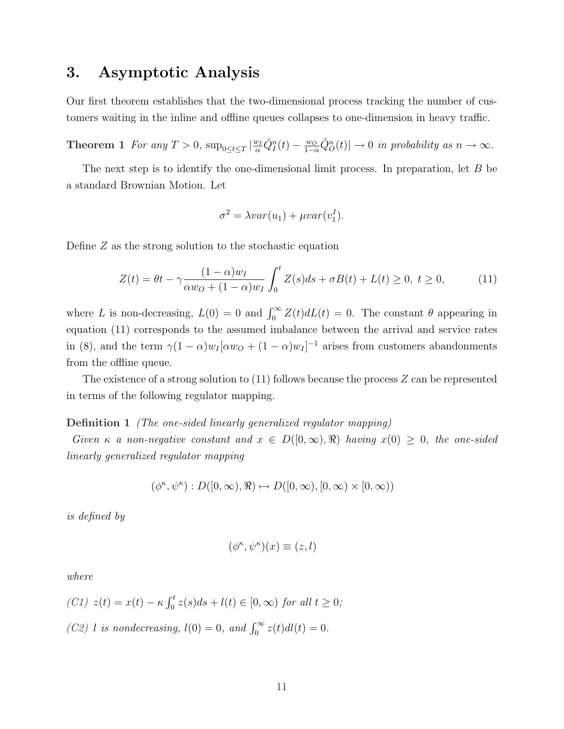# 3. Asymptotic Analysis

Our first theorem establishes that the two-dimensional process tracking the number of customers waiting in the inline and offline queues collapses to one-dimension in heavy traffic.

**Theorem 1** *For any $T > 0$, $\sup_{0 \le t \le T} |\frac{w_I}{\alpha} \tilde{Q}_I^n(t) - \frac{w_O}{1-\alpha} \tilde{Q}_O^n(t)| \to 0$ in probability as $n \to \infty$.*

The next step is to identify the one-dimensional limit process. In preparation, let $B$ be a standard Brownian Motion. Let

$$\sigma^2 = \lambda var(u_1) + \mu var(v_1^I).$$

Define $Z$ as the strong solution to the stochastic equation

$$Z(t) = \theta t - \gamma \frac{(1-\alpha)w_I}{\alpha w_O + (1-\alpha)w_I} \int_0^t Z(s)ds + \sigma B(t) + L(t) \ge 0, \ t \ge 0, \tag{11}$$

where $L$ is non-decreasing, $L(0) = 0$ and $\int_0^\infty Z(t)dL(t) = 0$. The constant $\theta$ appearing in equation (11) corresponds to the assumed imbalance between the arrival and service rates in (8), and the term $\gamma(1-\alpha)w_I[\alpha w_O + (1-\alpha)w_I]^{-1}$ arises from customers abandonments from the offline queue.

The existence of a strong solution to (11) follows because the process $Z$ can be represented in terms of the following regulator mapping.

**Definition 1** *(The one-sided linearly generalized regulator mapping)*
*Given $\kappa$ a non-negative constant and $x \in D([0,\infty), \Re)$ having $x(0) \ge 0$, the one-sided linearly generalized regulator mapping*

$$(\phi^\kappa, \psi^\kappa) : D([0,\infty), \Re) \mapsto D([0,\infty), [0,\infty) \times [0,\infty))$$

*is defined by*

$$(\phi^\kappa, \psi^\kappa)(x) \equiv (z, l)$$

*where*

*(C1) $z(t) = x(t) - \kappa \int_0^t z(s)ds + l(t) \in [0,\infty)$ for all $t \ge 0$;*

*(C2) $l$ is nondecreasing, $l(0) = 0$, and $\int_0^\infty z(t)dl(t) = 0$.*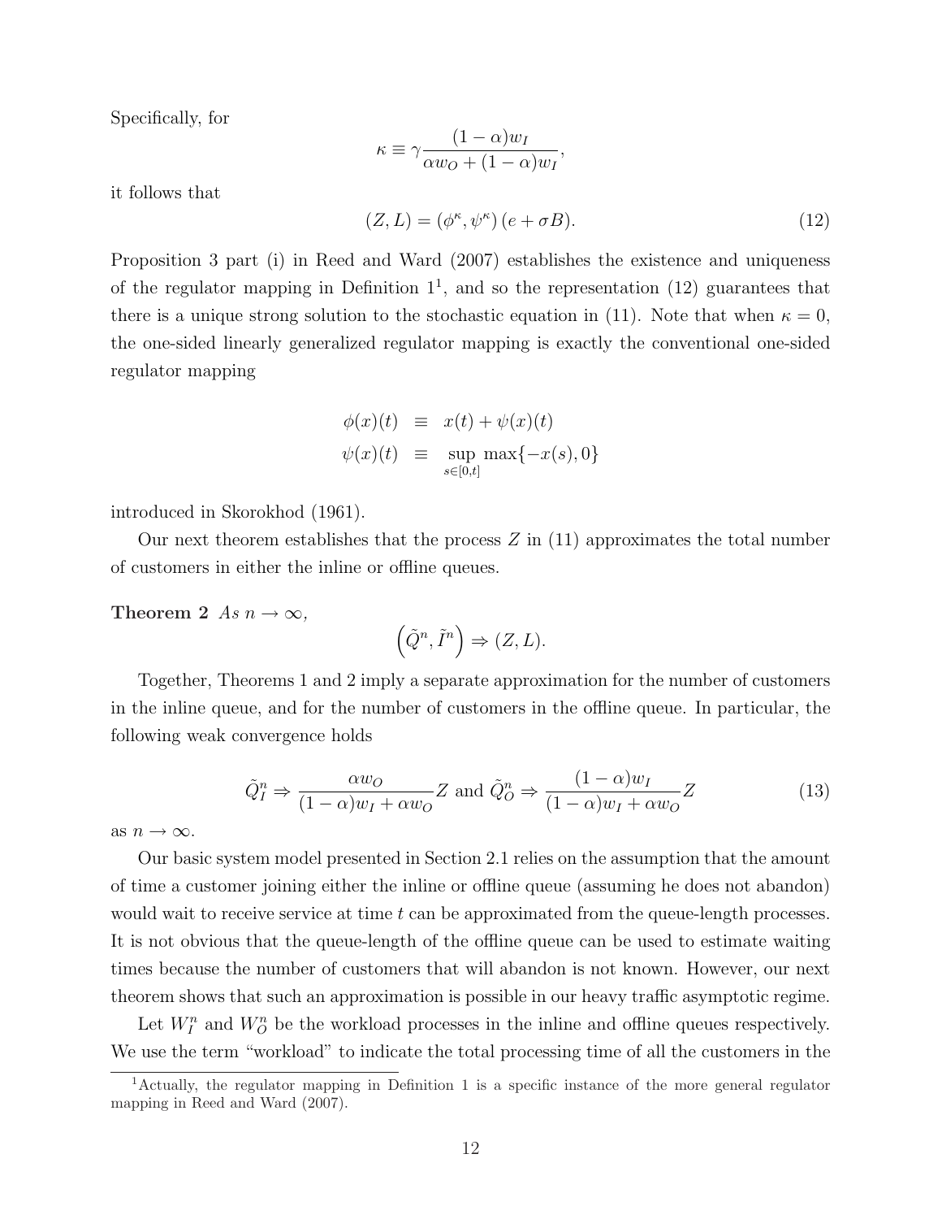Specifically, for

$$\kappa \equiv \gamma \frac{(1-\alpha)w_I}{\alpha w_O + (1-\alpha)w_I},$$

it follows that

$$(Z, L) = (\phi^\kappa, \psi^\kappa)(e + \sigma B). \tag{12}$$

Proposition 3 part (i) in Reed and Ward (2007) establishes the existence and uniqueness of the regulator mapping in Definition 1[1], and so the representation (12) guarantees that there is a unique strong solution to the stochastic equation in (11). Note that when $\kappa = 0$, the one-sided linearly generalized regulator mapping is exactly the conventional one-sided regulator mapping

$$\begin{aligned}
\phi(x)(t) &\equiv x(t) + \psi(x)(t) \\
\psi(x)(t) &\equiv \sup_{s \in [0,t]} \max\{-x(s), 0\}
\end{aligned}$$

introduced in Skorokhod (1961).

Our next theorem establishes that the process $Z$ in (11) approximates the total number of customers in either the inline or offline queues.

**Theorem 2** *As $n \to \infty$,*

$$\left(\tilde{Q}^n, \tilde{I}^n\right) \Rightarrow (Z, L).$$

Together, Theorems 1 and 2 imply a separate approximation for the number of customers in the inline queue, and for the number of customers in the offline queue. In particular, the following weak convergence holds

$$\tilde{Q}_I^n \Rightarrow \frac{\alpha w_O}{(1-\alpha)w_I + \alpha w_O} Z \text{ and } \tilde{Q}_O^n \Rightarrow \frac{(1-\alpha)w_I}{(1-\alpha)w_I + \alpha w_O} Z \tag{13}$$

as $n \to \infty$.

Our basic system model presented in Section 2.1 relies on the assumption that the amount of time a customer joining either the inline or offline queue (assuming he does not abandon) would wait to receive service at time $t$ can be approximated from the queue-length processes. It is not obvious that the queue-length of the offline queue can be used to estimate waiting times because the number of customers that will abandon is not known. However, our next theorem shows that such an approximation is possible in our heavy traffic asymptotic regime.

Let $W_I^n$ and $W_O^n$ be the workload processes in the inline and offline queues respectively. We use the term "workload" to indicate the total processing time of all the customers in the

[1] Actually, the regulator mapping in Definition 1 is a specific instance of the more general regulator mapping in Reed and Ward (2007).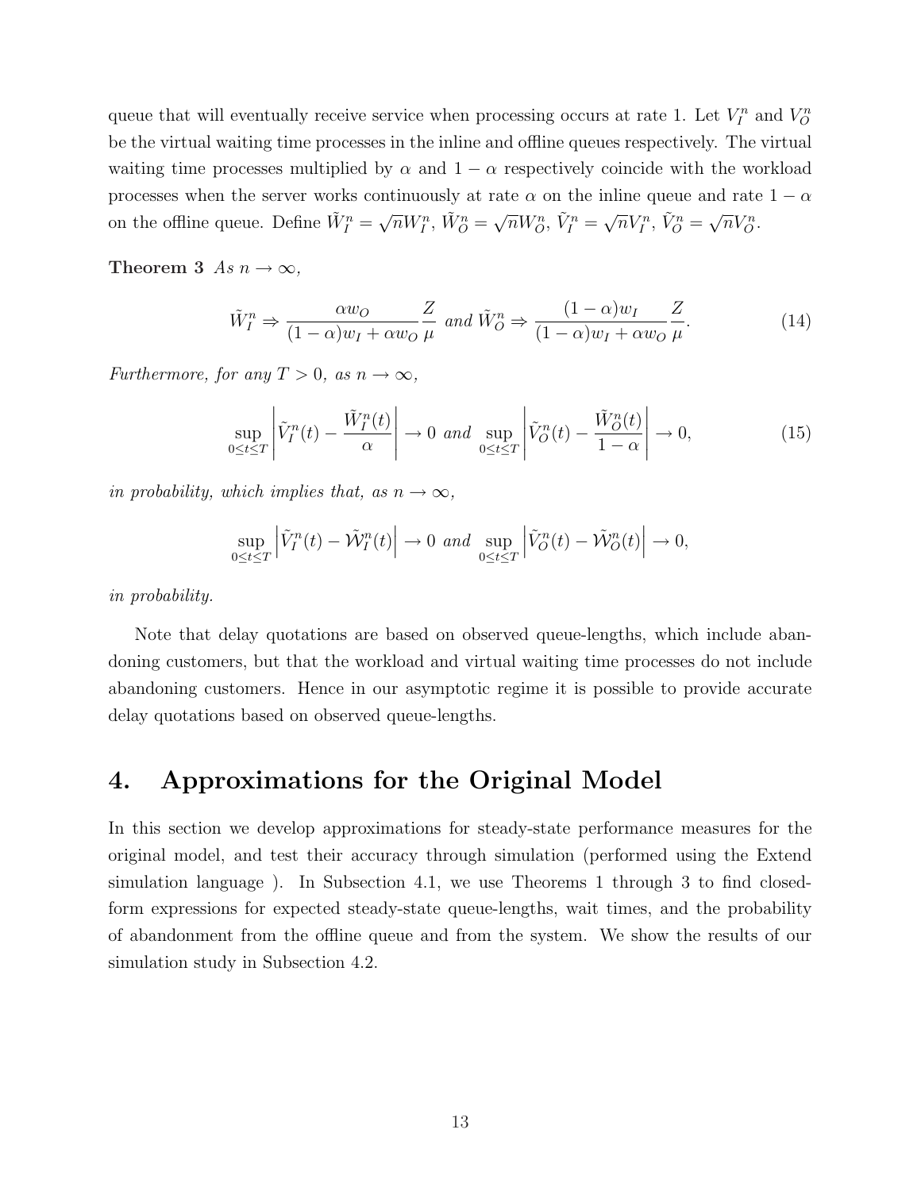queue that will eventually receive service when processing occurs at rate 1. Let $V_I^n$ and $V_O^n$ be the virtual waiting time processes in the inline and offline queues respectively. The virtual waiting time processes multiplied by $\alpha$ and $1-\alpha$ respectively coincide with the workload processes when the server works continuously at rate $\alpha$ on the inline queue and rate $1-\alpha$ on the offline queue. Define $\tilde{W}_I^n = \sqrt{n} W_I^n$, $\tilde{W}_O^n = \sqrt{n} W_O^n$, $\tilde{V}_I^n = \sqrt{n} V_I^n$, $\tilde{V}_O^n = \sqrt{n} V_O^n$.

**Theorem 3** *As $n \to \infty$,*

$$\tilde{W}_I^n \Rightarrow \frac{\alpha w_O}{(1-\alpha)w_I + \alpha w_O} \frac{Z}{\mu} \text{ and } \tilde{W}_O^n \Rightarrow \frac{(1-\alpha)w_I}{(1-\alpha)w_I + \alpha w_O} \frac{Z}{\mu}. \tag{14}$$

*Furthermore, for any $T > 0$, as $n \to \infty$,*

$$\sup_{0 \le t \le T} \left| \tilde{V}_I^n(t) - \frac{\tilde{W}_I^n(t)}{\alpha} \right| \to 0 \text{ and } \sup_{0 \le t \le T} \left| \tilde{V}_O^n(t) - \frac{\tilde{W}_O^n(t)}{1-\alpha} \right| \to 0, \tag{15}$$

*in probability, which implies that, as $n \to \infty$,*

$$\sup_{0 \le t \le T} \left| \tilde{V}_I^n(t) - \tilde{\mathcal{W}}_I^n(t) \right| \to 0 \text{ and } \sup_{0 \le t \le T} \left| \tilde{V}_O^n(t) - \tilde{\mathcal{W}}_O^n(t) \right| \to 0,$$

*in probability.*

Note that delay quotations are based on observed queue-lengths, which include abandoning customers, but that the workload and virtual waiting time processes do not include abandoning customers. Hence in our asymptotic regime it is possible to provide accurate delay quotations based on observed queue-lengths.

# 4. Approximations for the Original Model

In this section we develop approximations for steady-state performance measures for the original model, and test their accuracy through simulation (performed using the Extend simulation language ). In Subsection 4.1, we use Theorems 1 through 3 to find closed-form expressions for expected steady-state queue-lengths, wait times, and the probability of abandonment from the offline queue and from the system. We show the results of our simulation study in Subsection 4.2.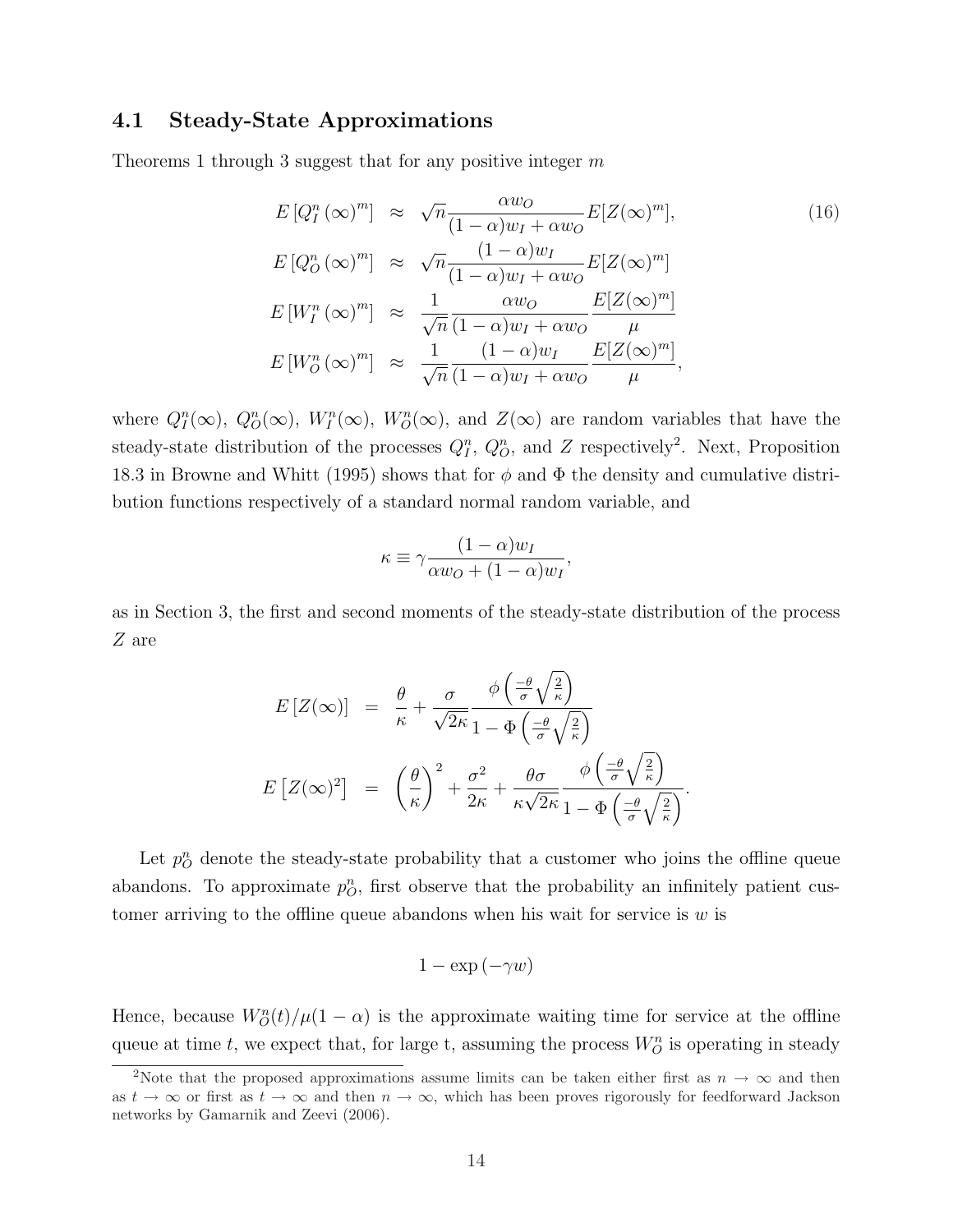### 4.1 Steady-State Approximations

Theorems 1 through 3 suggest that for any positive integer $m$

$$
\begin{aligned}
E\left[Q_I^n(\infty)^m\right] &\approx \sqrt{n}\frac{\alpha w_O}{(1-\alpha)w_I + \alpha w_O} E[Z(\infty)^m], \\
E\left[Q_O^n(\infty)^m\right] &\approx \sqrt{n}\frac{(1-\alpha) w_I}{(1-\alpha)w_I + \alpha w_O} E[Z(\infty)^m] \\
E\left[W_I^n(\infty)^m\right] &\approx \frac{1}{\sqrt{n}}\frac{\alpha w_O}{(1-\alpha)w_I + \alpha w_O} \frac{E[Z(\infty)^m]}{\mu} \\
E\left[W_O^n(\infty)^m\right] &\approx \frac{1}{\sqrt{n}}\frac{(1-\alpha) w_I}{(1-\alpha)w_I + \alpha w_O} \frac{E[Z(\infty)^m]}{\mu},
\end{aligned}
\tag{16}
$$

where $Q_I^n(\infty)$, $Q_O^n(\infty)$, $W_I^n(\infty)$, $W_O^n(\infty)$, and $Z(\infty)$ are random variables that have the steady-state distribution of the processes $Q_I^n$, $Q_O^n$, and $Z$ respectively[2]. Next, Proposition 18.3 in Browne and Whitt (1995) shows that for $\phi$ and $\Phi$ the density and cumulative distribution functions respectively of a standard normal random variable, and

$$
\kappa \equiv \gamma \frac{(1-\alpha)w_I}{\alpha w_O + (1-\alpha) w_I},
$$

as in Section 3, the first and second moments of the steady-state distribution of the process $Z$ are

$$
\begin{aligned}
E\left[Z(\infty)\right] &= \frac{\theta}{\kappa} + \frac{\sigma}{\sqrt{2\kappa}} \frac{\phi\left(\frac{-\theta}{\sigma}\sqrt{\frac{2}{\kappa}}\right)}{1-\Phi\left(\frac{-\theta}{\sigma}\sqrt{\frac{2}{\kappa}}\right)} \\
E\left[Z(\infty)^2\right] &= \left(\frac{\theta}{\kappa}\right)^2 + \frac{\sigma^2}{2\kappa} + \frac{\theta\sigma}{\kappa\sqrt{2\kappa}} \frac{\phi\left(\frac{-\theta}{\sigma}\sqrt{\frac{2}{\kappa}}\right)}{1-\Phi\left(\frac{-\theta}{\sigma}\sqrt{\frac{2}{\kappa}}\right)}.
\end{aligned}
$$

Let $p_O^n$ denote the steady-state probability that a customer who joins the offline queue abandons. To approximate $p_O^n$, first observe that the probability an infinitely patient customer arriving to the offline queue abandons when his wait for service is $w$ is

$$
1 - \exp\left(-\gamma w\right)
$$

Hence, because $W_O^n(t)/\mu(1-\alpha)$ is the approximate waiting time for service at the offline queue at time $t$, we expect that, for large t, assuming the process $W_O^n$ is operating in steady

[2]Note that the proposed approximations assume limits can be taken either first as $n \to \infty$ and then as $t \to \infty$ or first as $t \to \infty$ and then $n \to \infty$, which has been proves rigorously for feedforward Jackson networks by Gamarnik and Zeevi (2006).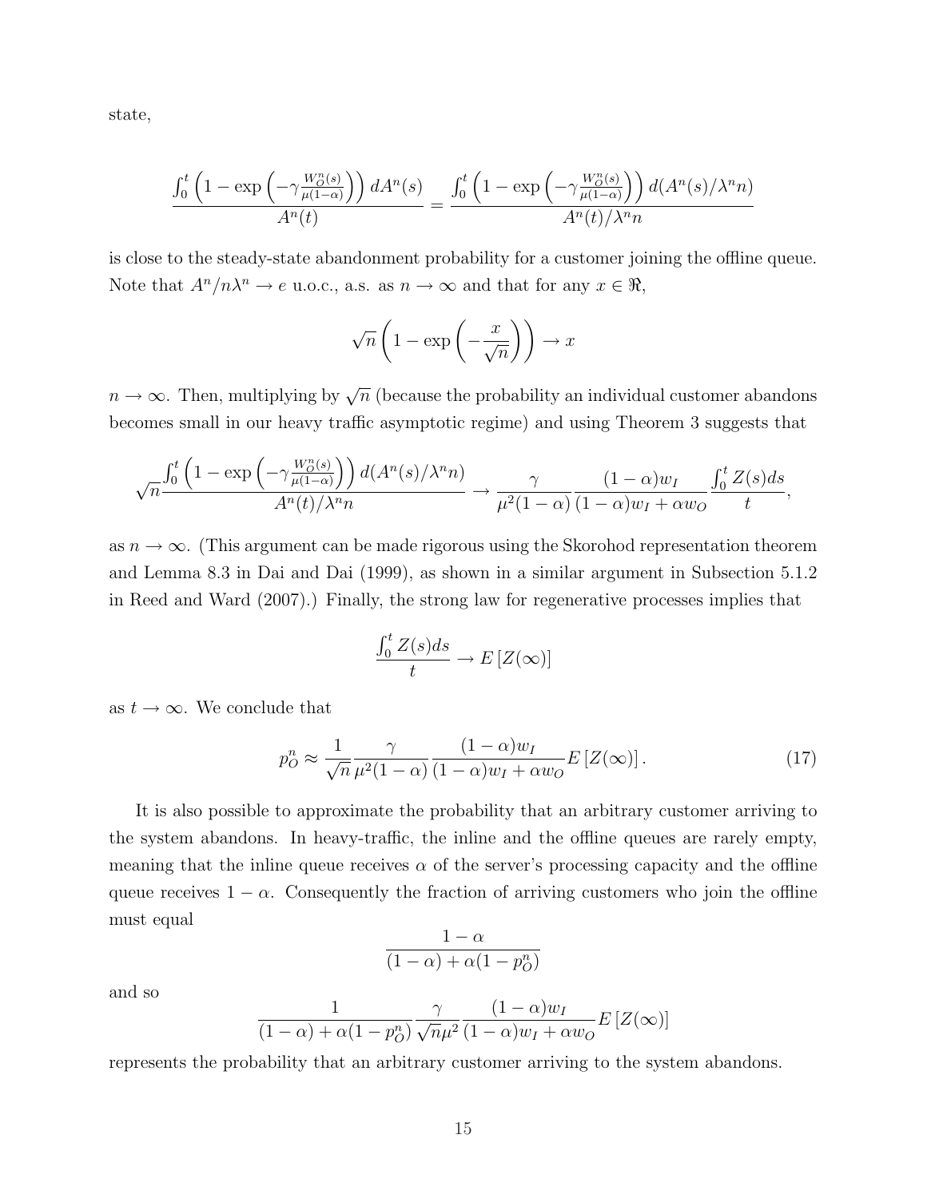state,

$$\frac{\int_0^t \left(1 - \exp\left(-\gamma \frac{W_O^n(s)}{\mu(1-\alpha)}\right)\right) dA^n(s)}{A^n(t)} = \frac{\int_0^t \left(1 - \exp\left(-\gamma \frac{W_O^n(s)}{\mu(1-\alpha)}\right)\right) d(A^n(s)/\lambda^n n)}{A^n(t)/\lambda^n n}$$

is close to the steady-state abandonment probability for a customer joining the offline queue. Note that $A^n/n\lambda^n \to e$ u.o.c., a.s. as $n \to \infty$ and that for any $x \in \Re$,

$$\sqrt{n}\left(1 - \exp\left(-\frac{x}{\sqrt{n}}\right)\right) \to x$$

$n \to \infty$. Then, multiplying by $\sqrt{n}$ (because the probability an individual customer abandons becomes small in our heavy traffic asymptotic regime) and using Theorem 3 suggests that

$$\sqrt{n}\frac{\int_0^t \left(1 - \exp\left(-\gamma \frac{W_O^n(s)}{\mu(1-\alpha)}\right)\right) d(A^n(s)/\lambda^n n)}{A^n(t)/\lambda^n n} \to \frac{\gamma}{\mu^2(1-\alpha)} \frac{(1-\alpha)w_I}{(1-\alpha)w_I + \alpha w_O} \frac{\int_0^t Z(s)ds}{t},$$

as $n \to \infty$. (This argument can be made rigorous using the Skorohod representation theorem and Lemma 8.3 in Dai and Dai (1999), as shown in a similar argument in Subsection 5.1.2 in Reed and Ward (2007).) Finally, the strong law for regenerative processes implies that

$$\frac{\int_0^t Z(s)ds}{t} \to E\left[Z(\infty)\right]$$

as $t \to \infty$. We conclude that

$$p_O^n \approx \frac{1}{\sqrt{n}} \frac{\gamma}{\mu^2(1-\alpha)} \frac{(1-\alpha)w_I}{(1-\alpha)w_I + \alpha w_O} E\left[Z(\infty)\right]. \tag{17}$$

It is also possible to approximate the probability that an arbitrary customer arriving to the system abandons. In heavy-traffic, the inline and the offline queues are rarely empty, meaning that the inline queue receives $\alpha$ of the server's processing capacity and the offline queue receives $1-\alpha$. Consequently the fraction of arriving customers who join the offline must equal

$$\frac{1-\alpha}{(1-\alpha) + \alpha(1-p_O^n)}$$

and so

$$\frac{1}{(1-\alpha) + \alpha(1-p_O^n)} \frac{\gamma}{\sqrt{n}\mu^2} \frac{(1-\alpha)w_I}{(1-\alpha)w_I + \alpha w_O} E\left[Z(\infty)\right]$$

represents the probability that an arbitrary customer arriving to the system abandons.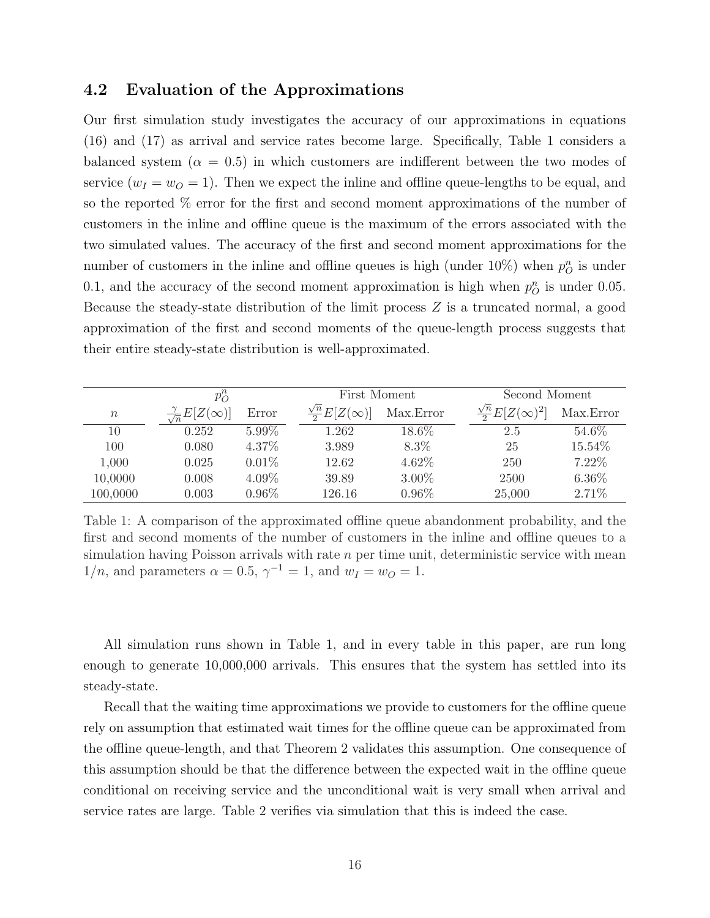## 4.2 Evaluation of the Approximations

Our first simulation study investigates the accuracy of our approximations in equations (16) and (17) as arrival and service rates become large. Specifically, Table 1 considers a balanced system ($\alpha = 0.5$) in which customers are indifferent between the two modes of service ($w_I = w_O = 1$). Then we expect the inline and offline queue-lengths to be equal, and so the reported % error for the first and second moment approximations of the number of customers in the inline and offline queue is the maximum of the errors associated with the two simulated values. The accuracy of the first and second moment approximations for the number of customers in the inline and offline queues is high (under 10%) when $p_O^n$ is under 0.1, and the accuracy of the second moment approximation is high when $p_O^n$ is under 0.05. Because the steady-state distribution of the limit process $Z$ is a truncated normal, a good approximation of the first and second moments of the queue-length process suggests that their entire steady-state distribution is well-approximated.

| | $p_O^n$ | | First Moment | | Second Moment | |
|---|---|---|---|---|---|---|
| $n$ | $\frac{\gamma}{\sqrt{n}}E[Z(\infty)]$ | Error | $\frac{\sqrt{n}}{2}E[Z(\infty)]$ | Max.Error | $\frac{\sqrt{n}}{2}E[Z(\infty)^2]$ | Max.Error |
| 10 | 0.252 | 5.99% | 1.262 | 18.6% | 2.5 | 54.6% |
| 100 | 0.080 | 4.37% | 3.989 | 8.3% | 25 | 15.54% |
| 1,000 | 0.025 | 0.01% | 12.62 | 4.62% | 250 | 7.22% |
| 10,0000 | 0.008 | 4.09% | 39.89 | 3.00% | 2500 | 6.36% |
| 100,0000 | 0.003 | 0.96% | 126.16 | 0.96% | 25,000 | 2.71% |

Table 1: A comparison of the approximated offline queue abandonment probability, and the first and second moments of the number of customers in the inline and offline queues to a simulation having Poisson arrivals with rate $n$ per time unit, deterministic service with mean $1/n$, and parameters $\alpha = 0.5$, $\gamma^{-1} = 1$, and $w_I = w_O = 1$.

All simulation runs shown in Table 1, and in every table in this paper, are run long enough to generate 10,000,000 arrivals. This ensures that the system has settled into its steady-state.

Recall that the waiting time approximations we provide to customers for the offline queue rely on assumption that estimated wait times for the offline queue can be approximated from the offline queue-length, and that Theorem 2 validates this assumption. One consequence of this assumption should be that the difference between the expected wait in the offline queue conditional on receiving service and the unconditional wait is very small when arrival and service rates are large. Table 2 verifies via simulation that this is indeed the case.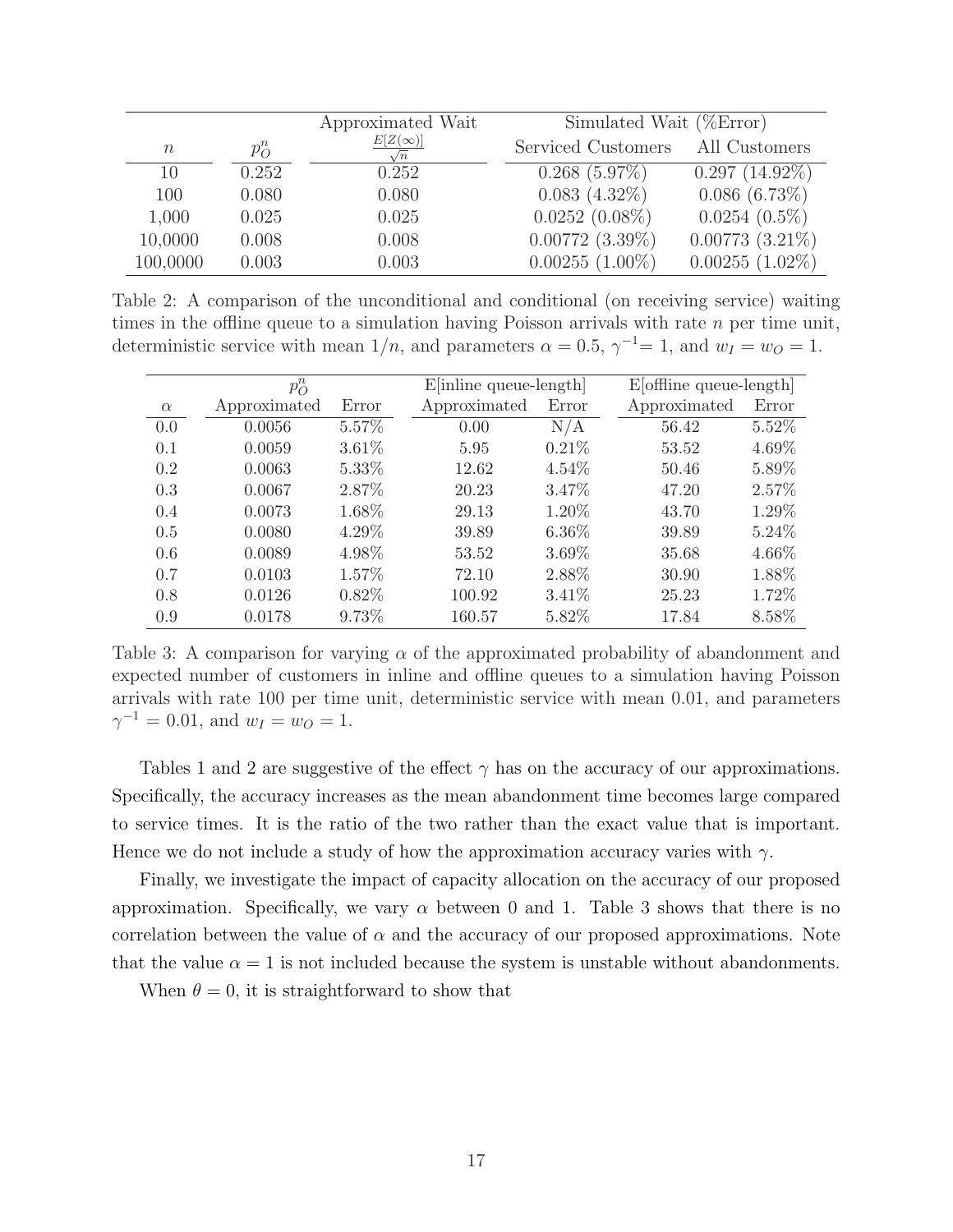| $n$ | $p_O^n$ | Approximated Wait $\frac{E[Z(\infty)]}{\sqrt{n}}$ | Simulated Wait (%Error) Serviced Customers | All Customers |
|---|---|---|---|---|
| 10 | 0.252 | 0.252 | 0.268 (5.97%) | 0.297 (14.92%) |
| 100 | 0.080 | 0.080 | 0.083 (4.32%) | 0.086 (6.73%) |
| 1,000 | 0.025 | 0.025 | 0.0252 (0.08%) | 0.0254 (0.5%) |
| 10,0000 | 0.008 | 0.008 | 0.00772 (3.39%) | 0.00773 (3.21%) |
| 100,0000 | 0.003 | 0.003 | 0.00255 (1.00%) | 0.00255 (1.02%) |

Table 2: A comparison of the unconditional and conditional (on receiving service) waiting times in the offline queue to a simulation having Poisson arrivals with rate $n$ per time unit, deterministic service with mean $1/n$, and parameters $\alpha = 0.5$, $\gamma^{-1} = 1$, and $w_I = w_O = 1$.

| | $p_O^n$ | | E[inline queue-length] | | E[offline queue-length] | |
|---|---|---|---|---|---|---|
| $\alpha$ | Approximated | Error | Approximated | Error | Approximated | Error |
| 0.0 | 0.0056 | 5.57% | 0.00 | N/A | 56.42 | 5.52% |
| 0.1 | 0.0059 | 3.61% | 5.95 | 0.21% | 53.52 | 4.69% |
| 0.2 | 0.0063 | 5.33% | 12.62 | 4.54% | 50.46 | 5.89% |
| 0.3 | 0.0067 | 2.87% | 20.23 | 3.47% | 47.20 | 2.57% |
| 0.4 | 0.0073 | 1.68% | 29.13 | 1.20% | 43.70 | 1.29% |
| 0.5 | 0.0080 | 4.29% | 39.89 | 6.36% | 39.89 | 5.24% |
| 0.6 | 0.0089 | 4.98% | 53.52 | 3.69% | 35.68 | 4.66% |
| 0.7 | 0.0103 | 1.57% | 72.10 | 2.88% | 30.90 | 1.88% |
| 0.8 | 0.0126 | 0.82% | 100.92 | 3.41% | 25.23 | 1.72% |
| 0.9 | 0.0178 | 9.73% | 160.57 | 5.82% | 17.84 | 8.58% |

Table 3: A comparison for varying $\alpha$ of the approximated probability of abandonment and expected number of customers in inline and offline queues to a simulation having Poisson arrivals with rate 100 per time unit, deterministic service with mean 0.01, and parameters $\gamma^{-1} = 0.01$, and $w_I = w_O = 1$.

Tables 1 and 2 are suggestive of the effect $\gamma$ has on the accuracy of our approximations. Specifically, the accuracy increases as the mean abandonment time becomes large compared to service times. It is the ratio of the two rather than the exact value that is important. Hence we do not include a study of how the approximation accuracy varies with $\gamma$.

Finally, we investigate the impact of capacity allocation on the accuracy of our proposed approximation. Specifically, we vary $\alpha$ between 0 and 1. Table 3 shows that there is no correlation between the value of $\alpha$ and the accuracy of our proposed approximations. Note that the value $\alpha = 1$ is not included because the system is unstable without abandonments.

When $\theta = 0$, it is straightforward to show that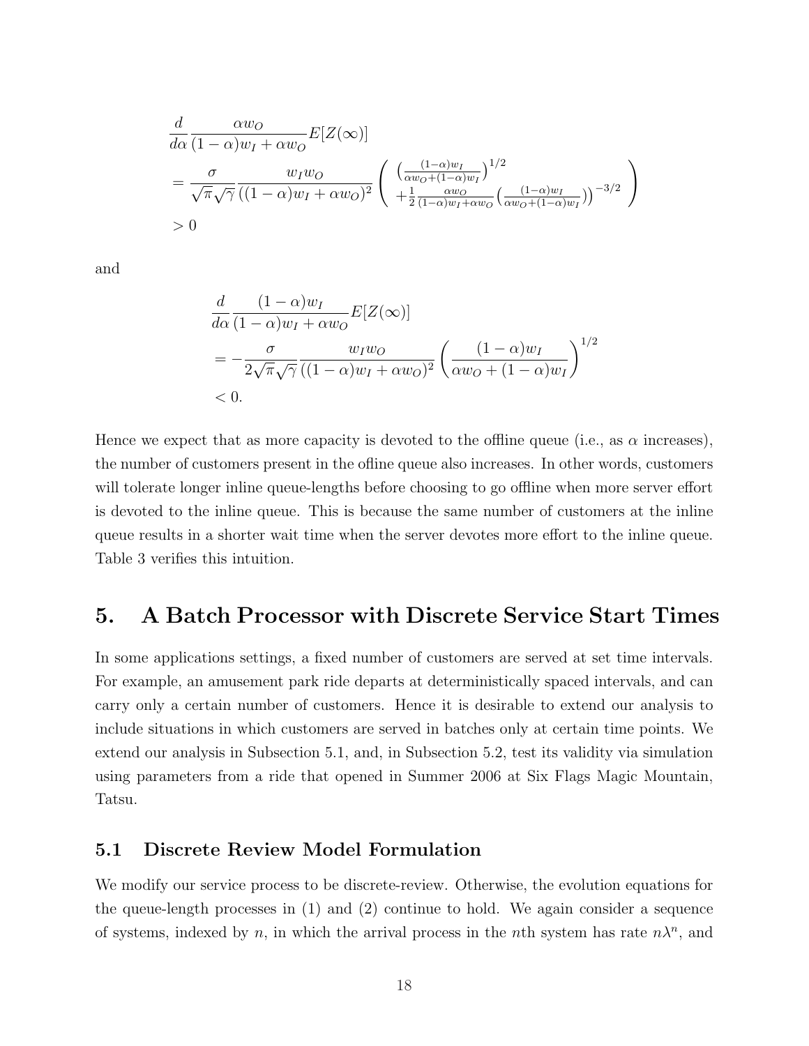$$
\begin{aligned}
&\frac{d}{d\alpha}\frac{\alpha w_O}{(1-\alpha)w_I+\alpha w_O}E[Z(\infty)] \\
&= \frac{\sigma}{\sqrt{\pi}\sqrt{\gamma}}\frac{w_I w_O}{((1-\alpha)w_I+\alpha w_O)^2}\left(\begin{array}{c} \left(\frac{(1-\alpha)w_I}{\alpha w_O+(1-\alpha)w_I}\right)^{1/2} \\ +\frac{1}{2}\frac{\alpha w_O}{(1-\alpha)w_I+\alpha w_O}\left(\frac{(1-\alpha)w_I}{\alpha w_O+(1-\alpha)w_I}\right)\big)^{-3/2}\end{array}\right) \\
&> 0
\end{aligned}
$$

and

$$
\begin{aligned}
&\frac{d}{d\alpha}\frac{(1-\alpha)w_I}{(1-\alpha)w_I+\alpha w_O}E[Z(\infty)] \\
&= -\frac{\sigma}{2\sqrt{\pi}\sqrt{\gamma}}\frac{w_I w_O}{((1-\alpha)w_I+\alpha w_O)^2}\left(\frac{(1-\alpha)w_I}{\alpha w_O+(1-\alpha)w_I}\right)^{1/2} \\
&< 0.
\end{aligned}
$$

Hence we expect that as more capacity is devoted to the offline queue (i.e., as $\alpha$ increases), the number of customers present in the ofline queue also increases. In other words, customers will tolerate longer inline queue-lengths before choosing to go offline when more server effort is devoted to the inline queue. This is because the same number of customers at the inline queue results in a shorter wait time when the server devotes more effort to the inline queue. Table 3 verifies this intuition.

# 5. A Batch Processor with Discrete Service Start Times

In some applications settings, a fixed number of customers are served at set time intervals. For example, an amusement park ride departs at deterministically spaced intervals, and can carry only a certain number of customers. Hence it is desirable to extend our analysis to include situations in which customers are served in batches only at certain time points. We extend our analysis in Subsection 5.1, and, in Subsection 5.2, test its validity via simulation using parameters from a ride that opened in Summer 2006 at Six Flags Magic Mountain, Tatsu.

## 5.1 Discrete Review Model Formulation

We modify our service process to be discrete-review. Otherwise, the evolution equations for the queue-length processes in (1) and (2) continue to hold. We again consider a sequence of systems, indexed by $n$, in which the arrival process in the $n$th system has rate $n\lambda^n$, and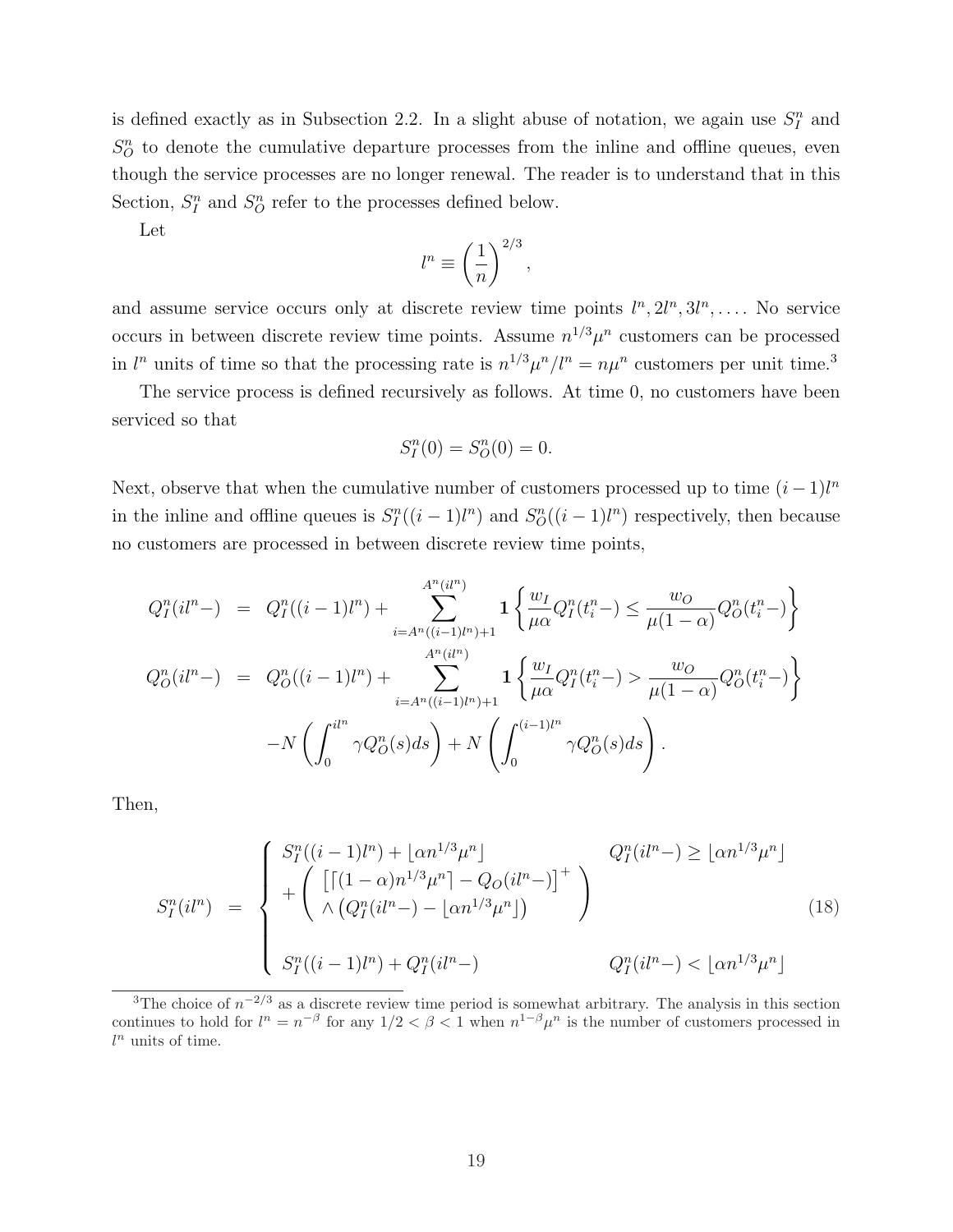is defined exactly as in Subsection 2.2. In a slight abuse of notation, we again use $S_I^n$ and $S_O^n$ to denote the cumulative departure processes from the inline and offline queues, even though the service processes are no longer renewal. The reader is to understand that in this Section, $S_I^n$ and $S_O^n$ refer to the processes defined below.

Let

$$l^n \equiv \left(\frac{1}{n}\right)^{2/3},$$

and assume service occurs only at discrete review time points $l^n, 2l^n, 3l^n, \ldots$. No service occurs in between discrete review time points. Assume $n^{1/3}\mu^n$ customers can be processed in $l^n$ units of time so that the processing rate is $n^{1/3}\mu^n/l^n = n\mu^n$ customers per unit time.[3]

The service process is defined recursively as follows. At time 0, no customers have been serviced so that

$$S_I^n(0) = S_O^n(0) = 0.$$

Next, observe that when the cumulative number of customers processed up to time $(i-1)l^n$ in the inline and offline queues is $S_I^n((i-1)l^n)$ and $S_O^n((i-1)l^n)$ respectively, then because no customers are processed in between discrete review time points,

$$\begin{aligned}
Q_I^n(il^n-) &= Q_I^n((i-1)l^n) + \sum_{i=A^n((i-1)l^n)+1}^{A^n(il^n)} \mathbf{1}\left\{\frac{w_I}{\mu\alpha}Q_I^n(t_i^n-) \le \frac{w_O}{\mu(1-\alpha)}Q_O^n(t_i^n-)\right\} \\
Q_O^n(il^n-) &= Q_O^n((i-1)l^n) + \sum_{i=A^n((i-1)l^n)+1}^{A^n(il^n)} \mathbf{1}\left\{\frac{w_I}{\mu\alpha}Q_I^n(t_i^n-) > \frac{w_O}{\mu(1-\alpha)}Q_O^n(t_i^n-)\right\} \\
&\quad - N\left(\int_0^{il^n} \gamma Q_O^n(s)ds\right) + N\left(\int_0^{(i-1)l^n} \gamma Q_O^n(s)ds\right).
\end{aligned}$$

Then,

$$S_I^n(il^n) = \begin{cases} S_I^n((i-1)l^n) + \lfloor \alpha n^{1/3}\mu^n \rfloor & Q_I^n(il^n-) \ge \lfloor \alpha n^{1/3}\mu^n \rfloor \\ + \left( \begin{array}{c} \left[\lceil (1-\alpha)n^{1/3}\mu^n \rceil - Q_O(il^n-)\right]^+ \\ \wedge \left(Q_I^n(il^n-) - \lfloor \alpha n^{1/3}\mu^n \rfloor\right) \end{array} \right) & \\ & \\ S_I^n((i-1)l^n) + Q_I^n(il^n-) & Q_I^n(il^n-) < \lfloor \alpha n^{1/3}\mu^n \rfloor \end{cases} \tag{18}$$

---

[3] The choice of $n^{-2/3}$ as a discrete review time period is somewhat arbitrary. The analysis in this section continues to hold for $l^n = n^{-\beta}$ for any $1/2 < \beta < 1$ when $n^{1-\beta}\mu^n$ is the number of customers processed in $l^n$ units of time.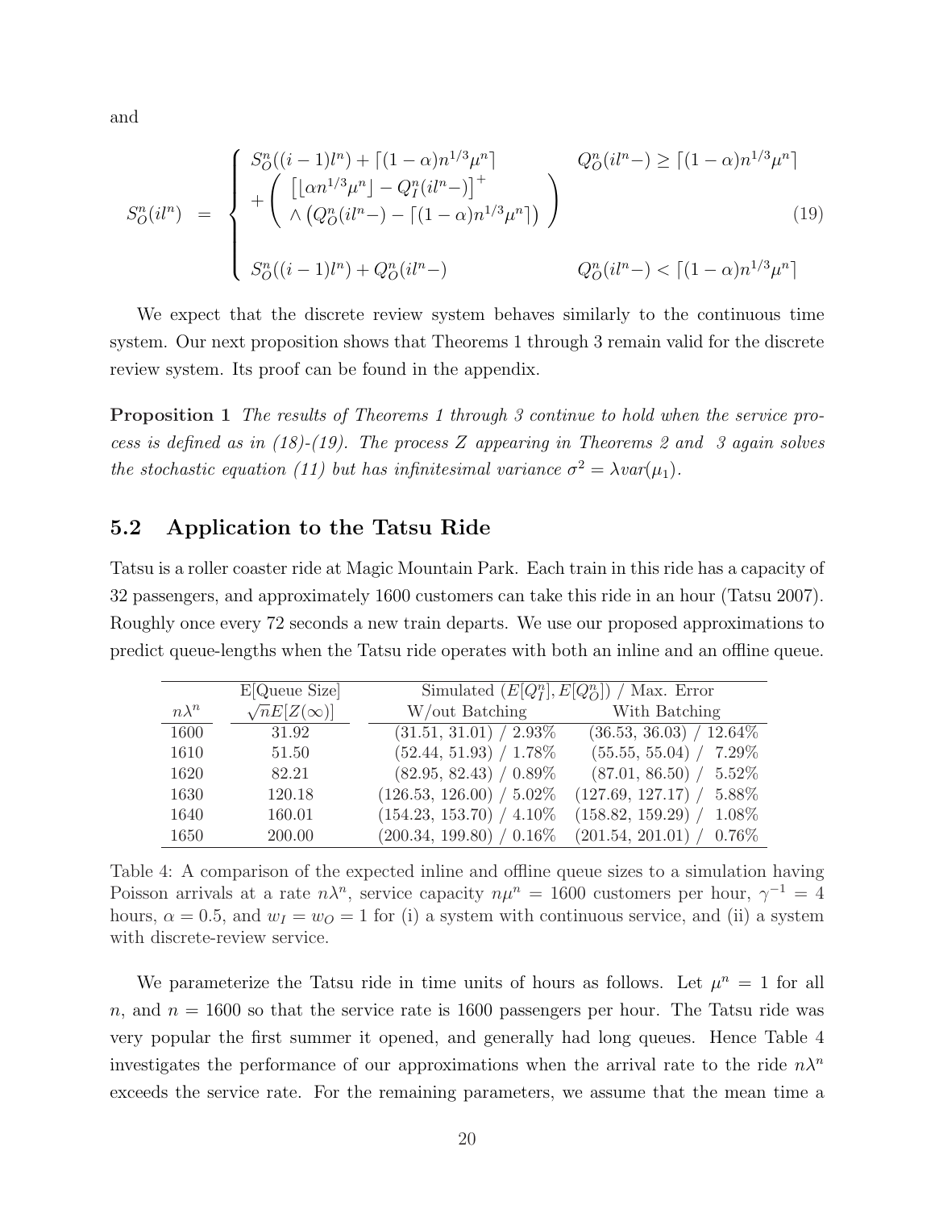and

$$
S_O^n(il^n) = \begin{cases} S_O^n((i-1)l^n) + \lceil (1-\alpha) n^{1/3}\mu^n \rceil & Q_O^n(il^n-) \geq \lceil (1-\alpha) n^{1/3}\mu^n \rceil \\ + \left( \begin{array}{l} \left[ \lfloor \alpha n^{1/3} \mu^n \rfloor - Q_I^n(il^n-) \right]^+ \\ \wedge \left( Q_O^n(il^n-) - \lceil (1-\alpha) n^{1/3} \mu^n \rceil \right) \end{array} \right) & \\ & \\ S_O^n((i-1)l^n) + Q_O^n(il^n-) & Q_O^n(il^n-) < \lceil (1-\alpha) n^{1/3}\mu^n \rceil \end{cases} \tag{19}
$$

We expect that the discrete review system behaves similarly to the continuous time system. Our next proposition shows that Theorems 1 through 3 remain valid for the discrete review system. Its proof can be found in the appendix.

**Proposition 1** *The results of Theorems 1 through 3 continue to hold when the service process is defined as in (18)-(19). The process $Z$ appearing in Theorems 2 and 3 again solves the stochastic equation (11) but has infinitesimal variance $\sigma^2 = \lambda var(\mu_1)$.*

## 5.2 Application to the Tatsu Ride

Tatsu is a roller coaster ride at Magic Mountain Park. Each train in this ride has a capacity of 32 passengers, and approximately 1600 customers can take this ride in an hour (Tatsu 2007). Roughly once every 72 seconds a new train departs. We use our proposed approximations to predict queue-lengths when the Tatsu ride operates with both an inline and an offline queue.

| | E[Queue Size] | Simulated $(E[Q_I^n], E[Q_O^n])$ / Max. Error | |
|---|---|---|---|
| $n\lambda^n$ | $\sqrt{n}E[Z(\infty)]$ | W/out Batching | With Batching |
| 1600 | 31.92 | (31.51, 31.01) / 2.93% | (36.53, 36.03) / 12.64% |
| 1610 | 51.50 | (52.44, 51.93) / 1.78% | (55.55, 55.04) / 7.29% |
| 1620 | 82.21 | (82.95, 82.43) / 0.89% | (87.01, 86.50) / 5.52% |
| 1630 | 120.18 | (126.53, 126.00) / 5.02% | (127.69, 127.17) / 5.88% |
| 1640 | 160.01 | (154.23, 153.70) / 4.10% | (158.82, 159.29) / 1.08% |
| 1650 | 200.00 | (200.34, 199.80) / 0.16% | (201.54, 201.01) / 0.76% |

Table 4: A comparison of the expected inline and offline queue sizes to a simulation having Poisson arrivals at a rate $n\lambda^n$, service capacity $n\mu^n = 1600$ customers per hour, $\gamma^{-1} = 4$ hours, $\alpha = 0.5$, and $w_I = w_O = 1$ for (i) a system with continuous service, and (ii) a system with discrete-review service.

We parameterize the Tatsu ride in time units of hours as follows. Let $\mu^n = 1$ for all $n$, and $n = 1600$ so that the service rate is 1600 passengers per hour. The Tatsu ride was very popular the first summer it opened, and generally had long queues. Hence Table 4 investigates the performance of our approximations when the arrival rate to the ride $n\lambda^n$ exceeds the service rate. For the remaining parameters, we assume that the mean time a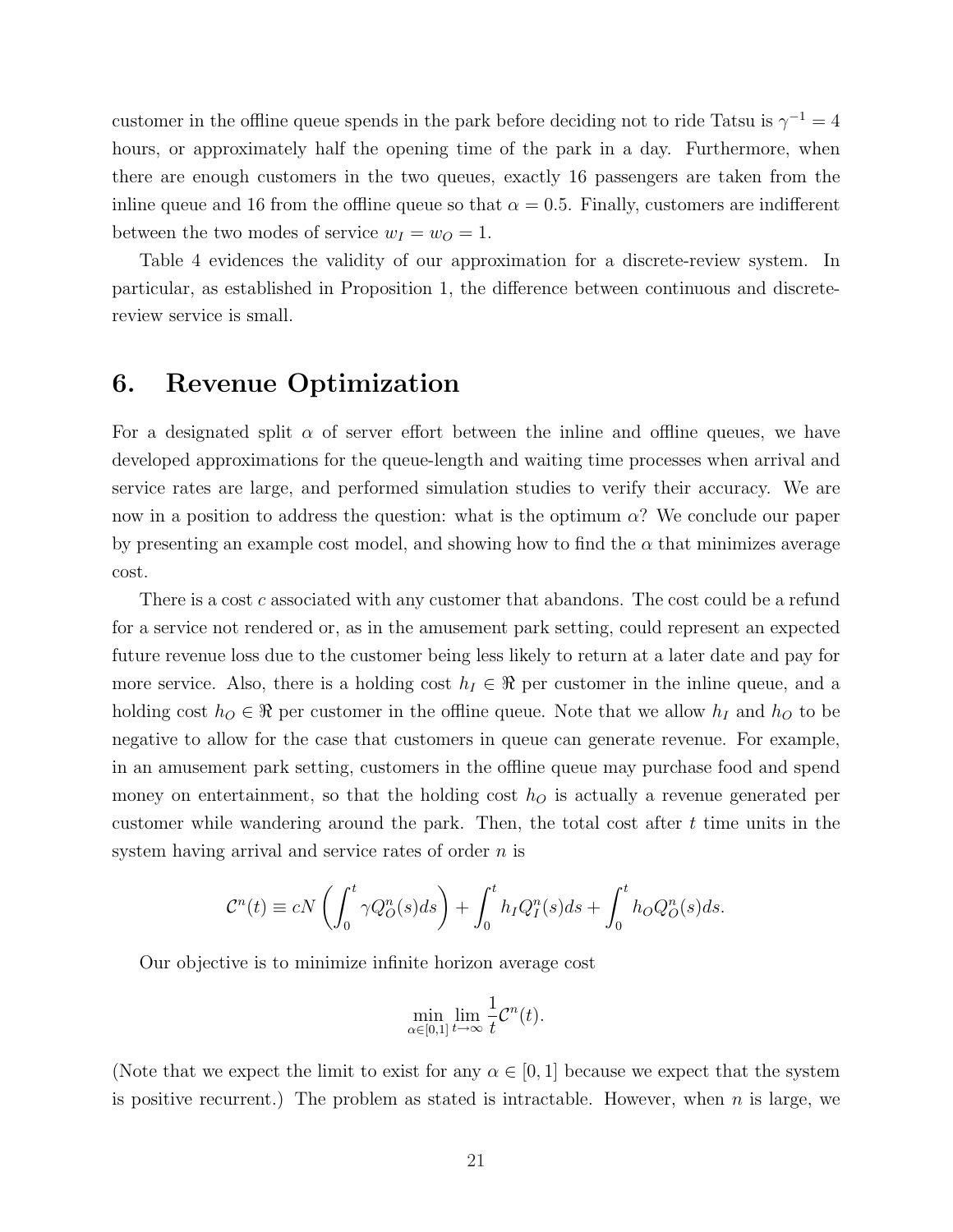customer in the offline queue spends in the park before deciding not to ride Tatsu is $\gamma^{-1} = 4$ hours, or approximately half the opening time of the park in a day. Furthermore, when there are enough customers in the two queues, exactly 16 passengers are taken from the inline queue and 16 from the offline queue so that $\alpha = 0.5$. Finally, customers are indifferent between the two modes of service $w_I = w_O = 1$.

Table 4 evidences the validity of our approximation for a discrete-review system. In particular, as established in Proposition 1, the difference between continuous and discrete-review service is small.

# 6. Revenue Optimization

For a designated split $\alpha$ of server effort between the inline and offline queues, we have developed approximations for the queue-length and waiting time processes when arrival and service rates are large, and performed simulation studies to verify their accuracy. We are now in a position to address the question: what is the optimum $\alpha$? We conclude our paper by presenting an example cost model, and showing how to find the $\alpha$ that minimizes average cost.

There is a cost $c$ associated with any customer that abandons. The cost could be a refund for a service not rendered or, as in the amusement park setting, could represent an expected future revenue loss due to the customer being less likely to return at a later date and pay for more service. Also, there is a holding cost $h_I \in \Re$ per customer in the inline queue, and a holding cost $h_O \in \Re$ per customer in the offline queue. Note that we allow $h_I$ and $h_O$ to be negative to allow for the case that customers in queue can generate revenue. For example, in an amusement park setting, customers in the offline queue may purchase food and spend money on entertainment, so that the holding cost $h_O$ is actually a revenue generated per customer while wandering around the park. Then, the total cost after $t$ time units in the system having arrival and service rates of order $n$ is

$$\mathcal{C}^n(t) \equiv cN\left(\int_0^t \gamma Q_O^n(s)ds\right) + \int_0^t h_I Q_I^n(s)ds + \int_0^t h_O Q_O^n(s)ds.$$

Our objective is to minimize infinite horizon average cost

$$\min_{\alpha \in [0,1]} \lim_{t \to \infty} \frac{1}{t}\mathcal{C}^n(t).$$

(Note that we expect the limit to exist for any $\alpha \in [0,1]$ because we expect that the system is positive recurrent.) The problem as stated is intractable. However, when $n$ is large, we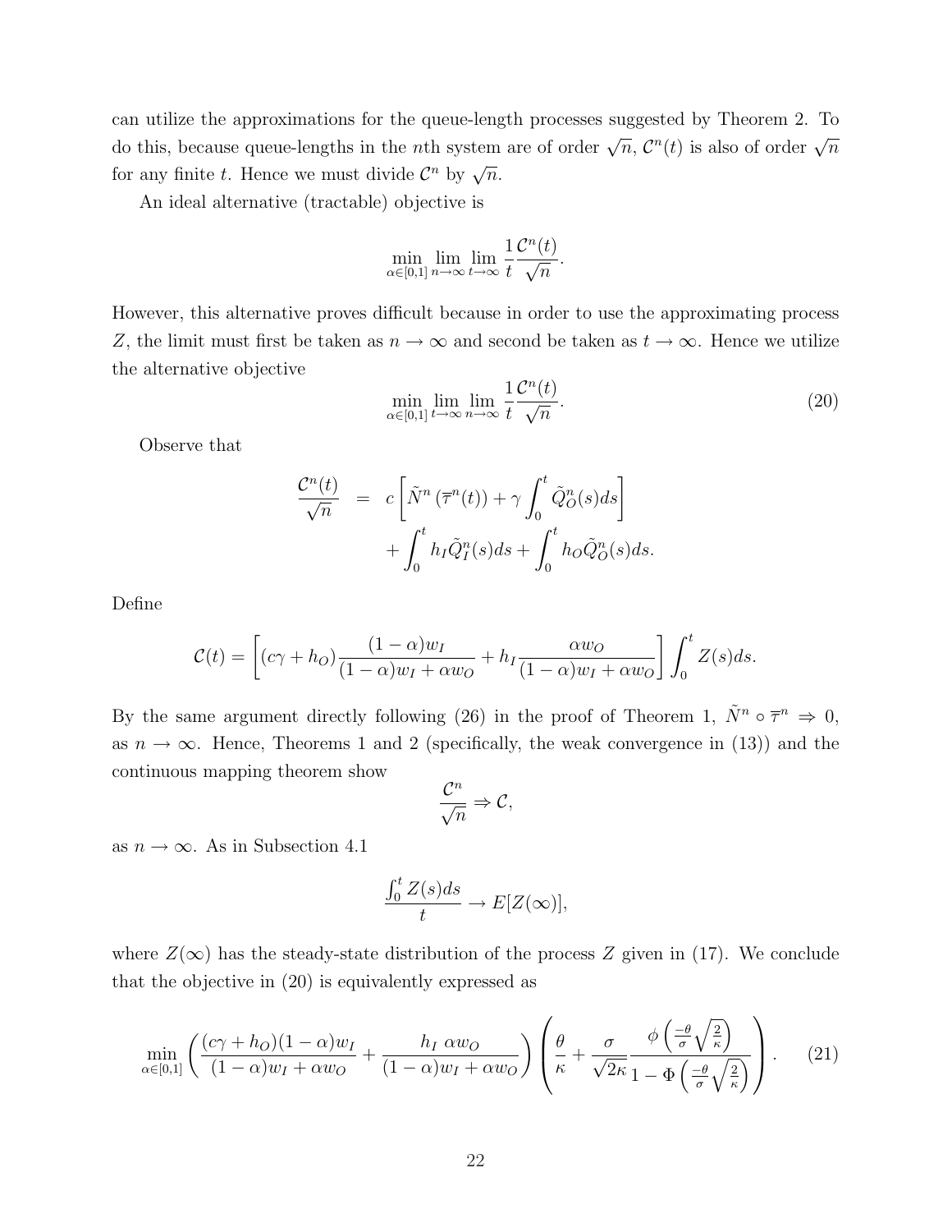can utilize the approximations for the queue-length processes suggested by Theorem 2. To do this, because queue-lengths in the $n$th system are of order $\sqrt{n}$, $\mathcal{C}^n(t)$ is also of order $\sqrt{n}$ for any finite $t$. Hence we must divide $\mathcal{C}^n$ by $\sqrt{n}$.

An ideal alternative (tractable) objective is

$$\min_{\alpha \in [0,1]} \lim_{n \to \infty} \lim_{t \to \infty} \frac{1}{t} \frac{\mathcal{C}^n(t)}{\sqrt{n}}.$$

However, this alternative proves difficult because in order to use the approximating process $Z$, the limit must first be taken as $n \to \infty$ and second be taken as $t \to \infty$. Hence we utilize the alternative objective

$$\min_{\alpha \in [0,1]} \lim_{t \to \infty} \lim_{n \to \infty} \frac{1}{t} \frac{\mathcal{C}^n(t)}{\sqrt{n}}. \tag{20}$$

Observe that

$$\begin{aligned}
\frac{\mathcal{C}^n(t)}{\sqrt{n}} &= c\left[\tilde{N}^n\left(\overline{\tau}^n(t)\right) + \gamma \int_0^t \tilde{Q}_O^n(s)ds\right] \\
&\quad + \int_0^t h_I \tilde{Q}_I^n(s)ds + \int_0^t h_O \tilde{Q}_O^n(s)ds.
\end{aligned}$$

Define

$$\mathcal{C}(t) = \left[(c\gamma + h_O)\frac{(1-\alpha)w_I}{(1-\alpha)w_I + \alpha w_O} + h_I \frac{\alpha w_O}{(1-\alpha)w_I + \alpha w_O}\right] \int_0^t Z(s)ds.$$

By the same argument directly following (26) in the proof of Theorem 1, $\tilde{N}^n \circ \overline{\tau}^n \Rightarrow 0$, as $n \to \infty$. Hence, Theorems 1 and 2 (specifically, the weak convergence in (13)) and the continuous mapping theorem show

$$\frac{\mathcal{C}^n}{\sqrt{n}} \Rightarrow \mathcal{C},$$

as $n \to \infty$. As in Subsection 4.1

$$\frac{\int_0^t Z(s)ds}{t} \to E[Z(\infty)],$$

where $Z(\infty)$ has the steady-state distribution of the process $Z$ given in (17). We conclude that the objective in (20) is equivalently expressed as

$$\min_{\alpha \in [0,1]} \left( \frac{(c\gamma + h_O)(1-\alpha)w_I}{(1-\alpha)w_I + \alpha w_O} + \frac{h_I \; \alpha w_O}{(1-\alpha)w_I + \alpha w_O} \right) \left( \frac{\theta}{\kappa} + \frac{\sigma}{\sqrt{2\kappa}} \frac{\phi\left(\frac{-\theta}{\sigma}\sqrt{\frac{2}{\kappa}}\right)}{1 - \Phi\left(\frac{-\theta}{\sigma}\sqrt{\frac{2}{\kappa}}\right)} \right). \tag{21}$$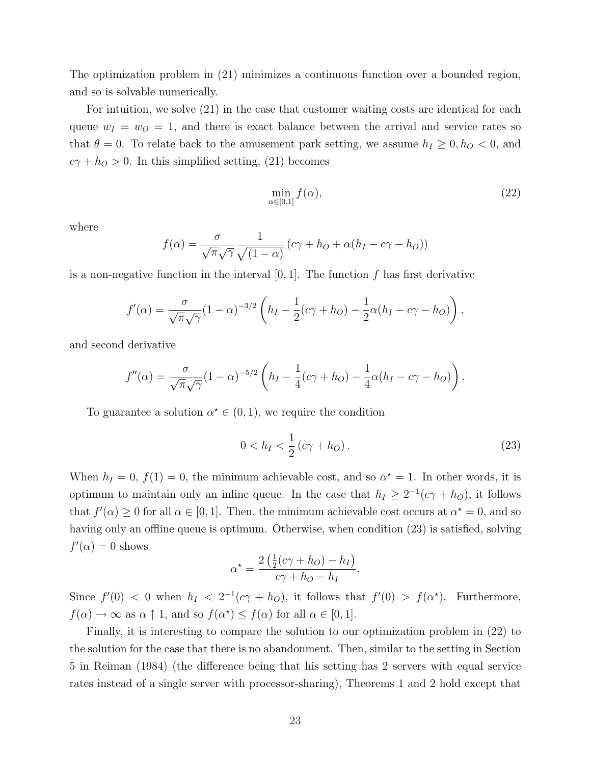The optimization problem in (21) minimizes a continuous function over a bounded region, and so is solvable numerically.

For intuition, we solve (21) in the case that customer waiting costs are identical for each queue $w_I = w_O = 1$, and there is exact balance between the arrival and service rates so that $\theta = 0$. To relate back to the amusement park setting, we assume $h_I \geq 0, h_O < 0$, and $c\gamma + h_O > 0$. In this simplified setting, (21) becomes

$$\min_{\alpha \in [0,1]} f(\alpha), \tag{22}$$

where

$$f(\alpha) = \frac{\sigma}{\sqrt{\pi}\sqrt{\gamma}} \frac{1}{\sqrt{(1-\alpha)}} \left(c\gamma + h_O + \alpha(h_I - c\gamma - h_O)\right)$$

is a non-negative function in the interval $[0,1]$. The function $f$ has first derivative

$$f'(\alpha) = \frac{\sigma}{\sqrt{\pi}\sqrt{\gamma}}(1-\alpha)^{-3/2}\left(h_I - \frac{1}{2}(c\gamma + h_O) - \frac{1}{2}\alpha(h_I - c\gamma - h_O)\right),$$

and second derivative

$$f''(\alpha) = \frac{\sigma}{\sqrt{\pi}\sqrt{\gamma}}(1-\alpha)^{-5/2}\left(h_I - \frac{1}{4}(c\gamma + h_O) - \frac{1}{4}\alpha(h_I - c\gamma - h_O)\right).$$

To guarantee a solution $\alpha^\star \in (0,1)$, we require the condition

$$0 < h_I < \frac{1}{2}\left(c\gamma + h_O\right). \tag{23}$$

When $h_I = 0$, $f(1) = 0$, the minimum achievable cost, and so $\alpha^\star = 1$. In other words, it is optimum to maintain only an inline queue. In the case that $h_I \geq 2^{-1}(c\gamma + h_O)$, it follows that $f'(\alpha) \geq 0$ for all $\alpha \in [0,1]$. Then, the minimum achievable cost occurs at $\alpha^\star = 0$, and so having only an offline queue is optimum. Otherwise, when condition (23) is satisfied, solving $f'(\alpha) = 0$ shows

$$\alpha^\star = \frac{2\left(\frac{1}{2}(c\gamma + h_O) - h_I\right)}{c\gamma + h_O - h_I}.$$

Since $f'(0) < 0$ when $h_I < 2^{-1}(c\gamma + h_O)$, it follows that $f'(0) > f(\alpha^\star)$. Furthermore, $f(\alpha) \to \infty$ as $\alpha \uparrow 1$, and so $f(\alpha^\star) \leq f(\alpha)$ for all $\alpha \in [0,1]$.

Finally, it is interesting to compare the solution to our optimization problem in (22) to the solution for the case that there is no abandonment. Then, similar to the setting in Section 5 in Reiman (1984) (the difference being that his setting has 2 servers with equal service rates instead of a single server with processor-sharing), Theorems 1 and 2 hold except that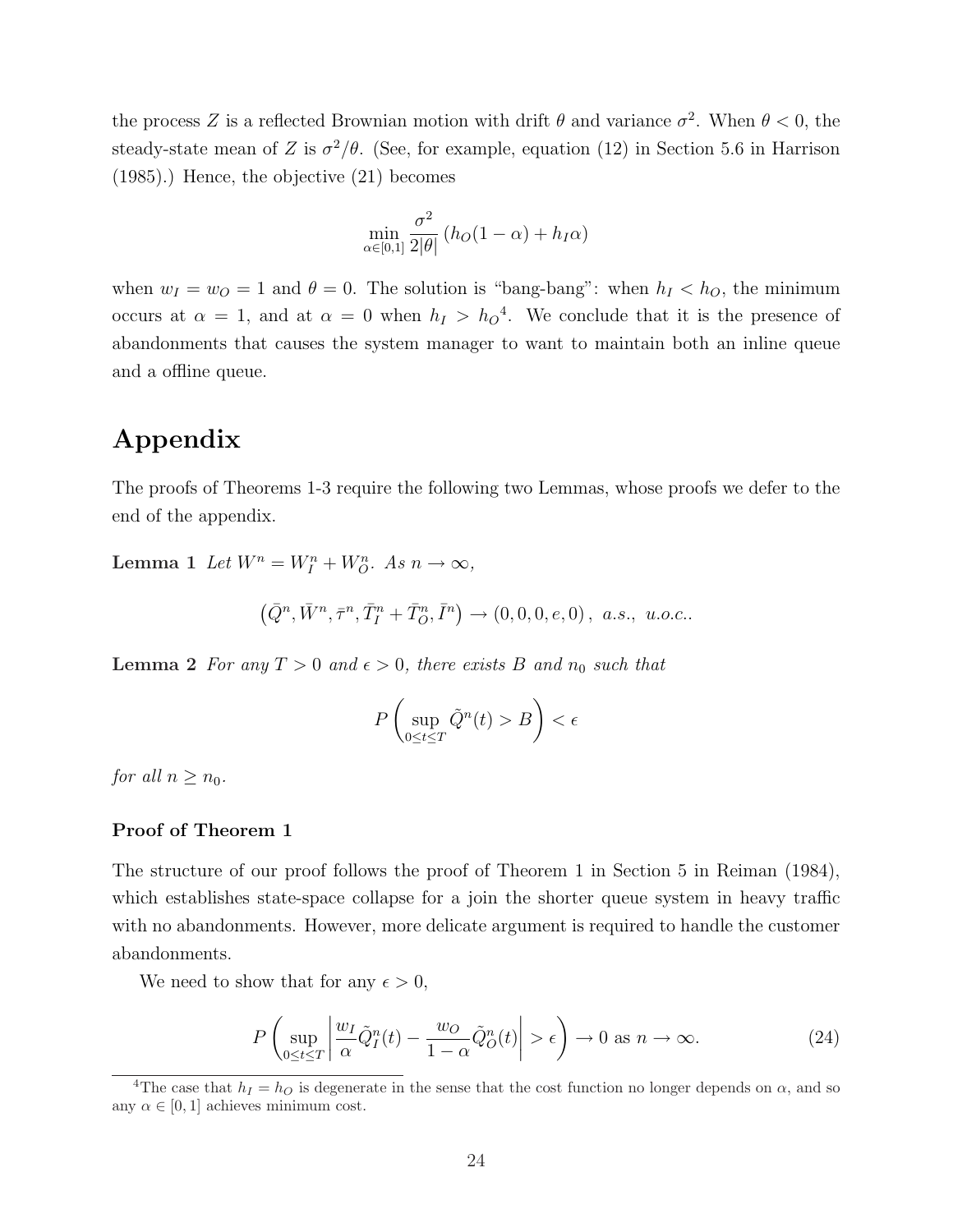the process $Z$ is a reflected Brownian motion with drift $\theta$ and variance $\sigma^2$. When $\theta < 0$, the steady-state mean of $Z$ is $\sigma^2/\theta$. (See, for example, equation (12) in Section 5.6 in Harrison (1985).) Hence, the objective (21) becomes

$$\min_{\alpha \in [0,1]} \frac{\sigma^2}{2|\theta|} \left( h_O(1-\alpha) + h_I \alpha \right)$$

when $w_I = w_O = 1$ and $\theta = 0$. The solution is "bang-bang": when $h_I < h_O$, the minimum occurs at $\alpha = 1$, and at $\alpha = 0$ when $h_I > h_O$[4]. We conclude that it is the presence of abandonments that causes the system manager to want to maintain both an inline queue and a offline queue.

# Appendix

The proofs of Theorems 1-3 require the following two Lemmas, whose proofs we defer to the end of the appendix.

**Lemma 1** *Let $W^n = W_I^n + W_O^n$. As $n \to \infty$,*

$$\left( \bar{Q}^n, \bar{W}^n, \bar{\tau}^n, \bar{T}_I^n + \bar{T}_O^n, \bar{I}^n \right) \to (0, 0, 0, e, 0), \text{ a.s., u.o.c..}$$

**Lemma 2** *For any $T > 0$ and $\epsilon > 0$, there exists $B$ and $n_0$ such that*

$$P\left( \sup_{0 \le t \le T} \tilde{Q}^n(t) > B \right) < \epsilon$$

*for all $n \ge n_0$.*

### Proof of Theorem 1

The structure of our proof follows the proof of Theorem 1 in Section 5 in Reiman (1984), which establishes state-space collapse for a join the shorter queue system in heavy traffic with no abandonments. However, more delicate argument is required to handle the customer abandonments.

We need to show that for any $\epsilon > 0$,

$$P\left( \sup_{0 \le t \le T} \left| \frac{w_I}{\alpha} \tilde{Q}_I^n(t) - \frac{w_O}{1-\alpha} \tilde{Q}_O^n(t) \right| > \epsilon \right) \to 0 \text{ as } n \to \infty. \tag{24}$$

[4]The case that $h_I = h_O$ is degenerate in the sense that the cost function no longer depends on $\alpha$, and so any $\alpha \in [0, 1]$ achieves minimum cost.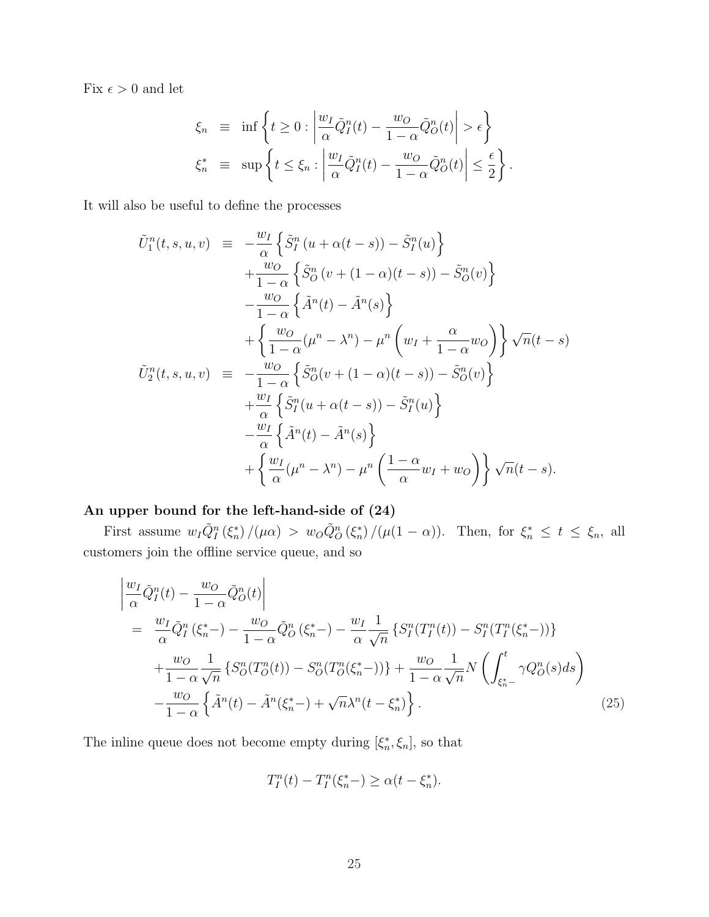Fix $\epsilon > 0$ and let

$$
\begin{aligned}
\xi_n &\equiv \inf\left\{t \geq 0 : \left|\frac{w_I}{\alpha}\tilde{Q}_I^n(t) - \frac{w_O}{1-\alpha}\tilde{Q}_O^n(t)\right| > \epsilon\right\} \\
\xi_n^* &\equiv \sup\left\{t \leq \xi_n : \left|\frac{w_I}{\alpha}\tilde{Q}_I^n(t) - \frac{w_O}{1-\alpha}\tilde{Q}_O^n(t)\right| \leq \frac{\epsilon}{2}\right\}.
\end{aligned}
$$

It will also be useful to define the processes

$$
\begin{aligned}
\tilde{U}_1^n(t,s,u,v) &\equiv -\frac{w_I}{\alpha}\left\{\tilde{S}_I^n\left(u+\alpha(t-s)\right) - \tilde{S}_I^n(u)\right\} \\
&\quad + \frac{w_O}{1-\alpha}\left\{\tilde{S}_O^n\left(v+(1-\alpha)(t-s)\right) - \tilde{S}_O^n(v)\right\} \\
&\quad - \frac{w_O}{1-\alpha}\left\{\tilde{A}^n(t) - \tilde{A}^n(s)\right\} \\
&\quad + \left\{\frac{w_O}{1-\alpha}(\mu^n - \lambda^n) - \mu^n\left(w_I + \frac{\alpha}{1-\alpha}w_O\right)\right\}\sqrt{n}(t-s) \\
\tilde{U}_2^n(t,s,u,v) &\equiv -\frac{w_O}{1-\alpha}\left\{\tilde{S}_O^n(v+(1-\alpha)(t-s)) - \tilde{S}_O^n(v)\right\} \\
&\quad + \frac{w_I}{\alpha}\left\{\tilde{S}_I^n(u+\alpha(t-s)) - \tilde{S}_I^n(u)\right\} \\
&\quad - \frac{w_I}{\alpha}\left\{\tilde{A}^n(t) - \tilde{A}^n(s)\right\} \\
&\quad + \left\{\frac{w_I}{\alpha}(\mu^n - \lambda^n) - \mu^n\left(\frac{1-\alpha}{\alpha}w_I + w_O\right)\right\}\sqrt{n}(t-s).
\end{aligned}
$$

**An upper bound for the left-hand-side of (24)**

First assume $w_I\tilde{Q}_I^n(\xi_n^*)/(\mu\alpha) > w_O\tilde{Q}_O^n(\xi_n^*)/(\mu(1-\alpha))$. Then, for $\xi_n^* \leq t \leq \xi_n$, all customers join the offline service queue, and so

$$
\begin{aligned}
&\left|\frac{w_I}{\alpha}\tilde{Q}_I^n(t) - \frac{w_O}{1-\alpha}\tilde{Q}_O^n(t)\right| \\
&= \frac{w_I}{\alpha}\tilde{Q}_I^n(\xi_n^*-) - \frac{w_O}{1-\alpha}\tilde{Q}_O^n(\xi_n^*-) - \frac{w_I}{\alpha}\frac{1}{\sqrt{n}}\left\{S_I^n(T_I^n(t)) - S_I^n(T_I^n(\xi_n^*-))\right\} \\
&\quad + \frac{w_O}{1-\alpha}\frac{1}{\sqrt{n}}\left\{S_O^n(T_O^n(t)) - S_O^n(T_O^n(\xi_n^*-))\right\} + \frac{w_O}{1-\alpha}\frac{1}{\sqrt{n}}N\left(\int_{\xi_n^*-}^t \gamma Q_O^n(s)ds\right) \\
&\quad - \frac{w_O}{1-\alpha}\left\{\tilde{A}^n(t) - \tilde{A}^n(\xi_n^*-) + \sqrt{n}\lambda^n(t-\xi_n^*)\right\}. \qquad (25)
\end{aligned}
$$

The inline queue does not become empty during $[\xi_n^*, \xi_n]$, so that

$$
T_I^n(t) - T_I^n(\xi_n^*-) \geq \alpha(t - \xi_n^*).
$$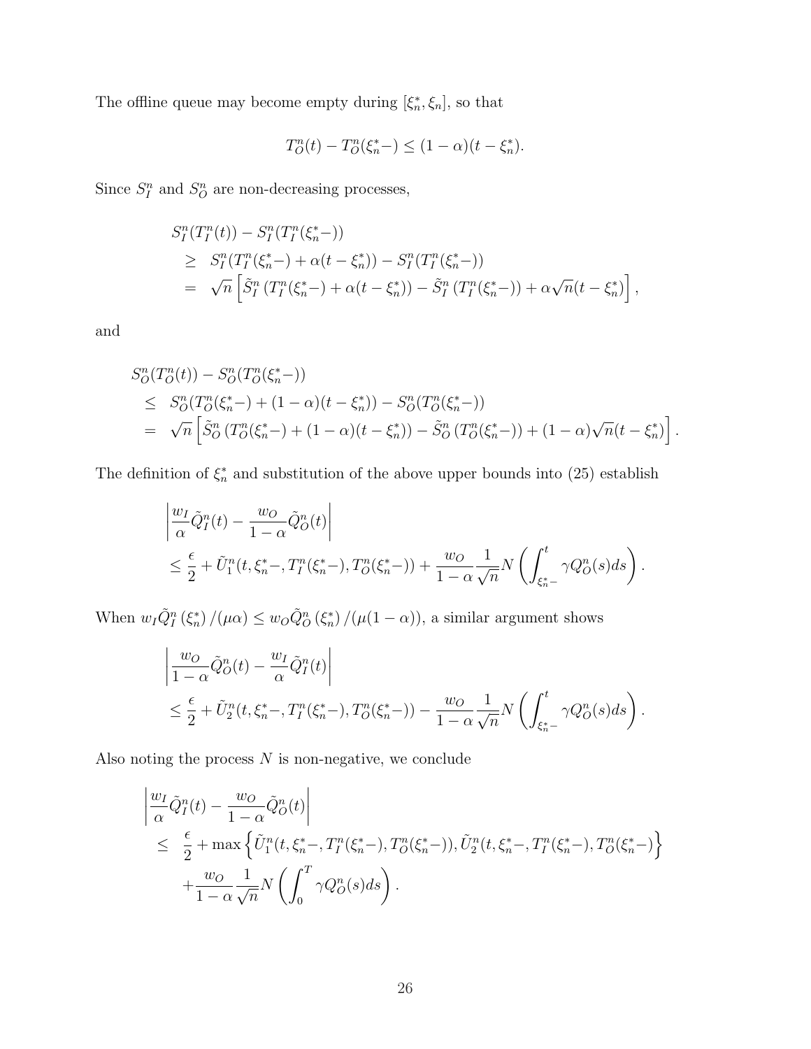The offline queue may become empty during $[\xi_n^*, \xi_n]$, so that

$$T_O^n(t) - T_O^n(\xi_n^*-) \leq (1-\alpha)(t - \xi_n^*).$$

Since $S_I^n$ and $S_O^n$ are non-decreasing processes,

$$\begin{aligned}
& S_I^n(T_I^n(t)) - S_I^n(T_I^n(\xi_n^*-)) \\
& \geq \; S_I^n(T_I^n(\xi_n^*-) + \alpha(t - \xi_n^*)) - S_I^n(T_I^n(\xi_n^*-)) \\
& = \; \sqrt{n}\left[\tilde{S}_I^n\left(T_I^n(\xi_n^*-) + \alpha(t-\xi_n^*)\right) - \tilde{S}_I^n\left(T_I^n(\xi_n^*-)\right) + \alpha\sqrt{n}(t - \xi_n^*)\right],
\end{aligned}$$

and

$$\begin{aligned}
& S_O^n(T_O^n(t)) - S_O^n(T_O^n(\xi_n^*-)) \\
& \leq \; S_O^n(T_O^n(\xi_n^*-) + (1-\alpha)(t - \xi_n^*)) - S_O^n(T_O^n(\xi_n^*-)) \\
& = \; \sqrt{n}\left[\tilde{S}_O^n\left(T_O^n(\xi_n^*-) + (1-\alpha)(t-\xi_n^*)\right) - \tilde{S}_O^n\left(T_O^n(\xi_n^*-)\right) + (1-\alpha)\sqrt{n}(t - \xi_n^*)\right].
\end{aligned}$$

The definition of $\xi_n^*$ and substitution of the above upper bounds into (25) establish

$$\begin{aligned}
& \left|\frac{w_I}{\alpha}\tilde{Q}_I^n(t) - \frac{w_O}{1-\alpha}\tilde{Q}_O^n(t)\right| \\
& \leq \frac{\epsilon}{2} + \tilde{U}_1^n(t, \xi_n^*-, T_I^n(\xi_n^*-), T_O^n(\xi_n^*-)) + \frac{w_O}{1-\alpha}\frac{1}{\sqrt{n}}N\left(\int_{\xi_n^*-}^t \gamma Q_O^n(s)ds\right).
\end{aligned}$$

When $w_I\tilde{Q}_I^n\left(\xi_n^*\right)/(\mu\alpha) \leq w_O\tilde{Q}_O^n\left(\xi_n^*\right)/(\mu(1-\alpha))$, a similar argument shows

$$\begin{aligned}
& \left|\frac{w_O}{1-\alpha}\tilde{Q}_O^n(t) - \frac{w_I}{\alpha}\tilde{Q}_I^n(t)\right| \\
& \leq \frac{\epsilon}{2} + \tilde{U}_2^n(t, \xi_n^*-, T_I^n(\xi_n^*-), T_O^n(\xi_n^*-)) - \frac{w_O}{1-\alpha}\frac{1}{\sqrt{n}}N\left(\int_{\xi_n^*-}^t \gamma Q_O^n(s)ds\right).
\end{aligned}$$

Also noting the process $N$ is non-negative, we conclude

$$\begin{aligned}
& \left|\frac{w_I}{\alpha}\tilde{Q}_I^n(t) - \frac{w_O}{1-\alpha}\tilde{Q}_O^n(t)\right| \\
& \leq \; \frac{\epsilon}{2} + \max\left\{\tilde{U}_1^n(t, \xi_n^*-, T_I^n(\xi_n^*-), T_O^n(\xi_n^*-)), \tilde{U}_2^n(t, \xi_n^*-, T_I^n(\xi_n^*-), T_O^n(\xi_n^*-)\right\} \\
& \quad + \frac{w_O}{1-\alpha}\frac{1}{\sqrt{n}}N\left(\int_0^T \gamma Q_O^n(s)ds\right).
\end{aligned}$$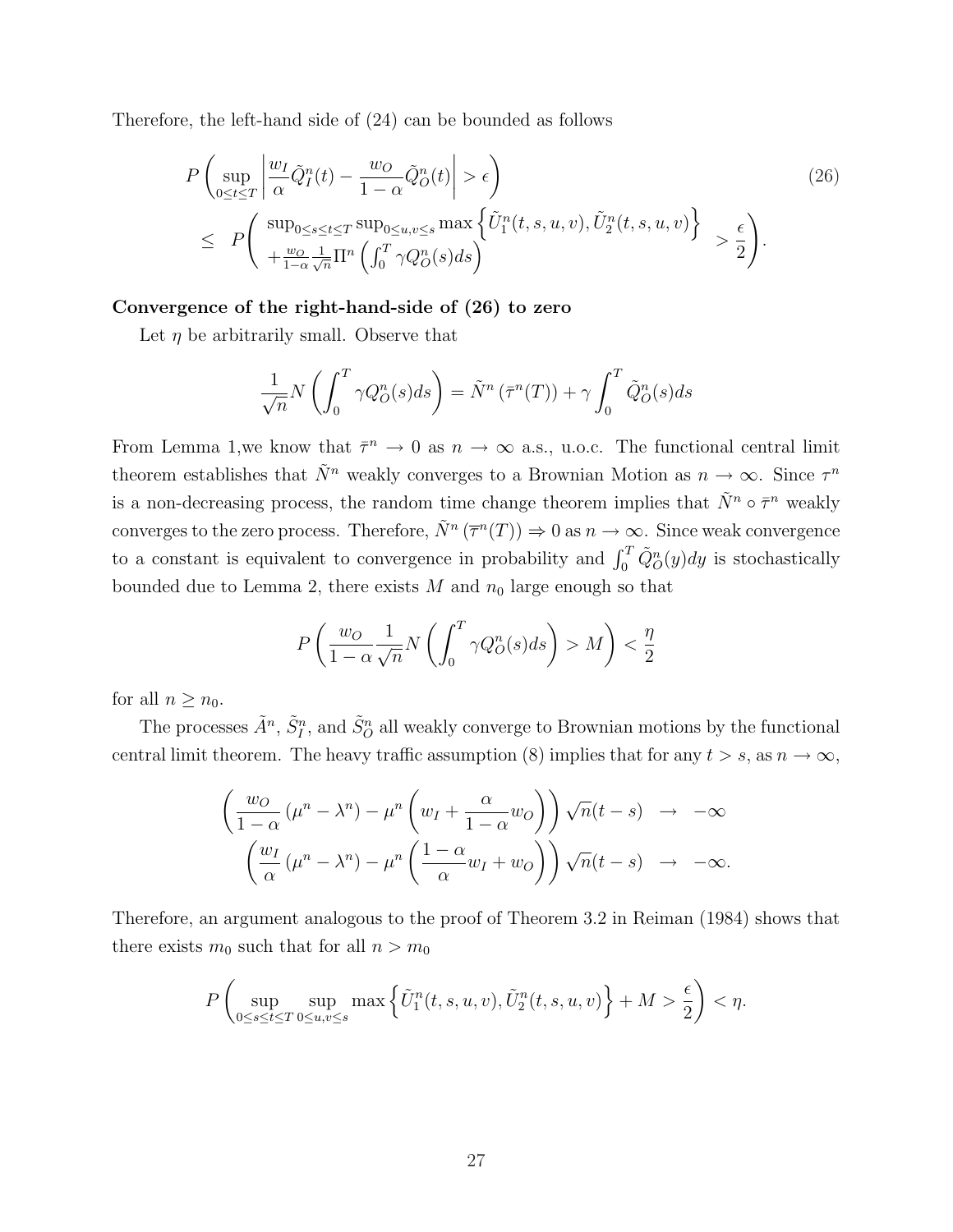Therefore, the left-hand side of (24) can be bounded as follows

$$
\begin{aligned}
& P\left(\sup_{0\le t\le T}\left|\frac{w_I}{\alpha}\tilde{Q}_I^n(t)-\frac{w_O}{1-\alpha}\tilde{Q}_O^n(t)\right|>\epsilon\right) \\
\le\ & P\left(\begin{array}{l}\sup_{0\le s\le t\le T}\sup_{0\le u,v\le s}\max\left\{\tilde{U}_1^n(t,s,u,v),\tilde{U}_2^n(t,s,u,v)\right\} \\ +\frac{w_O}{1-\alpha}\frac{1}{\sqrt{n}}\Pi^n\left(\int_0^T\gamma Q_O^n(s)ds\right)\end{array}>\frac{\epsilon}{2}\right).
\end{aligned}
\tag{26}
$$

**Convergence of the right-hand-side of (26) to zero**

Let $\eta$ be arbitrarily small. Observe that

$$
\frac{1}{\sqrt{n}}N\left(\int_0^T\gamma Q_O^n(s)ds\right)=\tilde{N}^n\left(\bar{\tau}^n(T)\right)+\gamma\int_0^T\tilde{Q}_O^n(s)ds
$$

From Lemma 1,we know that $\bar{\tau}^n\to 0$ as $n\to\infty$ a.s., u.o.c. The functional central limit theorem establishes that $\tilde{N}^n$ weakly converges to a Brownian Motion as $n\to\infty$. Since $\tau^n$ is a non-decreasing process, the random time change theorem implies that $\tilde{N}^n\circ\bar{\tau}^n$ weakly converges to the zero process. Therefore, $\tilde{N}^n\left(\overline{\tau}^n(T)\right)\Rightarrow 0$ as $n\to\infty$. Since weak convergence to a constant is equivalent to convergence in probability and $\int_0^T\tilde{Q}_O^n(y)dy$ is stochastically bounded due to Lemma 2, there exists $M$ and $n_0$ large enough so that

$$
P\left(\frac{w_O}{1-\alpha}\frac{1}{\sqrt{n}}N\left(\int_0^T\gamma Q_O^n(s)ds\right)>M\right)<\frac{\eta}{2}
$$

for all $n\ge n_0$.

The processes $\tilde{A}^n$, $\tilde{S}_I^n$, and $\tilde{S}_O^n$ all weakly converge to Brownian motions by the functional central limit theorem. The heavy traffic assumption (8) implies that for any $t>s$, as $n\to\infty$,

$$
\begin{aligned}
\left(\frac{w_O}{1-\alpha}\left(\mu^n-\lambda^n\right)-\mu^n\left(w_I+\frac{\alpha}{1-\alpha}w_O\right)\right)\sqrt{n}(t-s) &\to -\infty \\
\left(\frac{w_I}{\alpha}\left(\mu^n-\lambda^n\right)-\mu^n\left(\frac{1-\alpha}{\alpha}w_I+w_O\right)\right)\sqrt{n}(t-s) &\to -\infty.
\end{aligned}
$$

Therefore, an argument analogous to the proof of Theorem 3.2 in Reiman (1984) shows that there exists $m_0$ such that for all $n>m_0$

$$
P\left(\sup_{0\le s\le t\le T}\sup_{0\le u,v\le s}\max\left\{\tilde{U}_1^n(t,s,u,v),\tilde{U}_2^n(t,s,u,v)\right\}+M>\frac{\epsilon}{2}\right)<\eta.
$$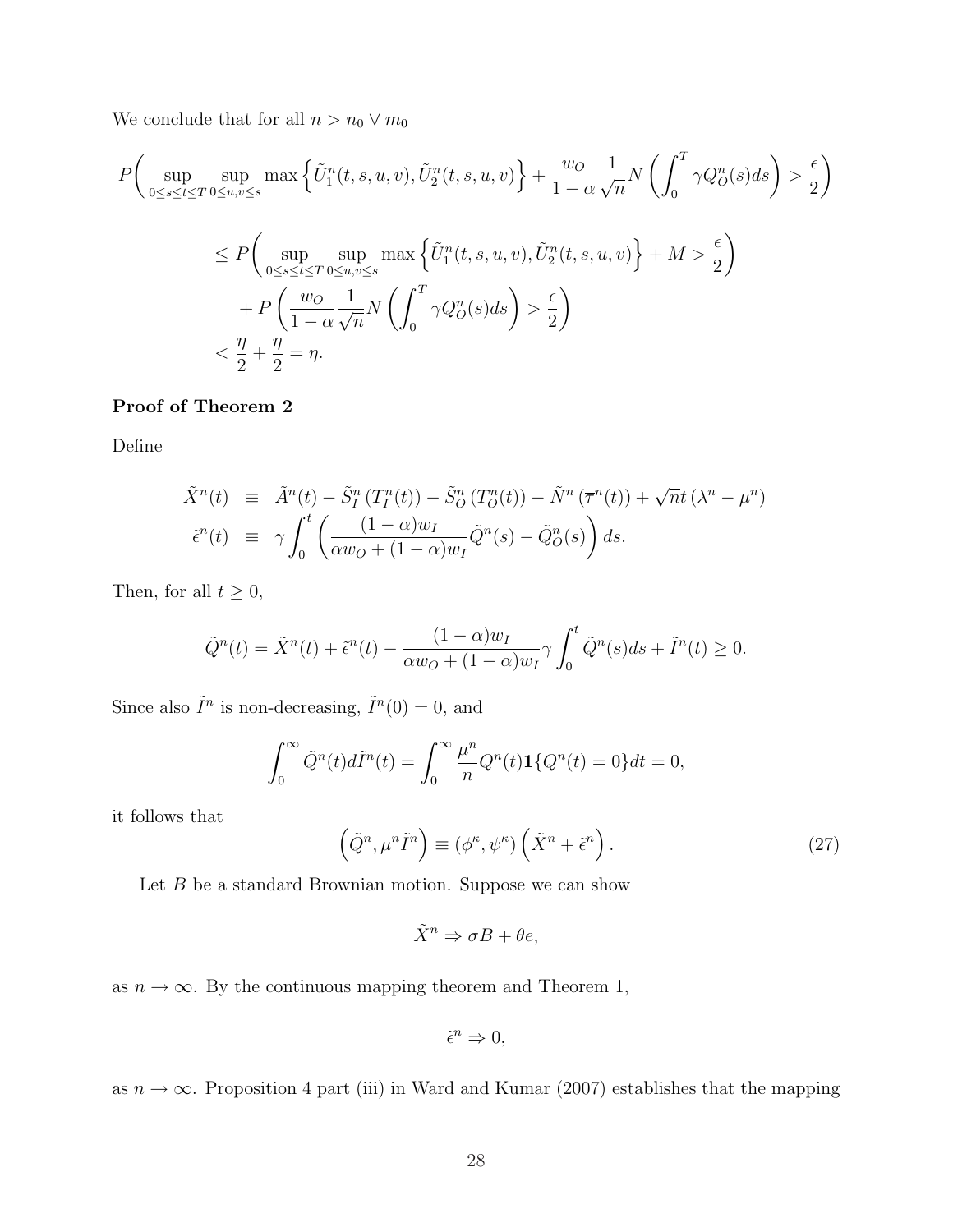We conclude that for all $n > n_0 \vee m_0$

$$
\begin{aligned}
P\Bigg( \sup_{0 \le s \le t \le T} \sup_{0 \le u,v \le s} \max\left\{ \tilde{U}_1^n(t,s,u,v), \tilde{U}_2^n(t,s,u,v) \right\} + \frac{w_O}{1-\alpha} \frac{1}{\sqrt{n}} N\left( \int_0^T \gamma Q_O^n(s) ds \right) > \frac{\epsilon}{2} \Bigg) \\
\le P\Bigg( \sup_{0 \le s \le t \le T} \sup_{0 \le u,v \le s} \max\left\{ \tilde{U}_1^n(t,s,u,v), \tilde{U}_2^n(t,s,u,v) \right\} + M > \frac{\epsilon}{2} \Bigg) \\
+ P\left( \frac{w_O}{1-\alpha} \frac{1}{\sqrt{n}} N\left( \int_0^T \gamma Q_O^n(s) ds \right) > \frac{\epsilon}{2} \right) \\
< \frac{\eta}{2} + \frac{\eta}{2} = \eta.
\end{aligned}
$$

**Proof of Theorem 2**

Define

$$
\begin{aligned}
\tilde{X}^n(t) &\equiv \tilde{A}^n(t) - \tilde{S}_I^n\left(T_I^n(t)\right) - \tilde{S}_O^n\left(T_O^n(t)\right) - \tilde{N}^n\left(\overline{\tau}^n(t)\right) + \sqrt{n}t\left(\lambda^n - \mu^n\right) \\
\tilde{\epsilon}^n(t) &\equiv \gamma \int_0^t \left( \frac{(1-\alpha)w_I}{\alpha w_O + (1-\alpha)w_I} \tilde{Q}^n(s) - \tilde{Q}_O^n(s) \right) ds.
\end{aligned}
$$

Then, for all $t \ge 0$,

$$
\tilde{Q}^n(t) = \tilde{X}^n(t) + \tilde{\epsilon}^n(t) - \frac{(1-\alpha)w_I}{\alpha w_O + (1-\alpha)w_I} \gamma \int_0^t \tilde{Q}^n(s) ds + \tilde{I}^n(t) \ge 0.
$$

Since also $\tilde{I}^n$ is non-decreasing, $\tilde{I}^n(0) = 0$, and

$$
\int_0^\infty \tilde{Q}^n(t) d\tilde{I}^n(t) = \int_0^\infty \frac{\mu^n}{n} Q^n(t) \mathbf{1}\{Q^n(t) = 0\} dt = 0,
$$

it follows that

$$
\left( \tilde{Q}^n, \mu^n \tilde{I}^n \right) \equiv \left( \phi^\kappa, \psi^\kappa \right) \left( \tilde{X}^n + \tilde{\epsilon}^n \right). \tag{27}
$$

Let $B$ be a standard Brownian motion. Suppose we can show

$$
\tilde{X}^n \Rightarrow \sigma B + \theta e,
$$

as $n \to \infty$. By the continuous mapping theorem and Theorem 1,

$$
\tilde{\epsilon}^n \Rightarrow 0,
$$

as $n \to \infty$. Proposition 4 part (iii) in Ward and Kumar (2007) establishes that the mapping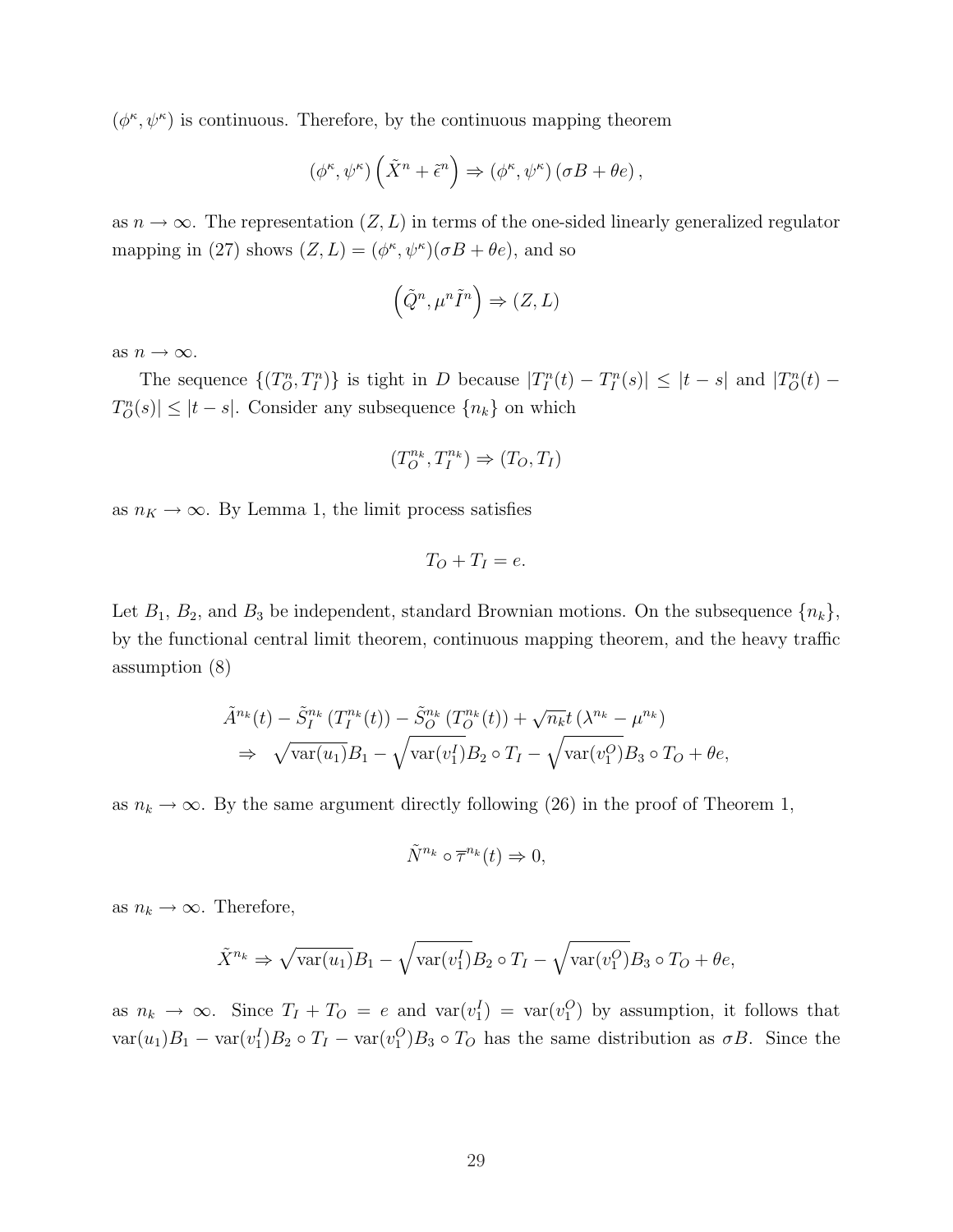$(\phi^\kappa, \psi^\kappa)$ is continuous. Therefore, by the continuous mapping theorem

$$(\phi^\kappa, \psi^\kappa)\left(\tilde{X}^n + \tilde{\epsilon}^n\right) \Rightarrow (\phi^\kappa, \psi^\kappa)\left(\sigma B + \theta e\right),$$

as $n \to \infty$. The representation $(Z, L)$ in terms of the one-sided linearly generalized regulator mapping in (27) shows $(Z, L) = (\phi^\kappa, \psi^\kappa)(\sigma B + \theta e)$, and so

$$\left(\tilde{Q}^n, \mu^n \tilde{I}^n\right) \Rightarrow (Z, L)$$

as $n \to \infty$.

The sequence $\{(T_O^n, T_I^n)\}$ is tight in $D$ because $|T_I^n(t) - T_I^n(s)| \leq |t - s|$ and $|T_O^n(t) - T_O^n(s)| \leq |t - s|$. Consider any subsequence $\{n_k\}$ on which

$$(T_O^{n_k}, T_I^{n_k}) \Rightarrow (T_O, T_I)$$

as $n_K \to \infty$. By Lemma 1, the limit process satisfies

$$T_O + T_I = e.$$

Let $B_1$, $B_2$, and $B_3$ be independent, standard Brownian motions. On the subsequence $\{n_k\}$, by the functional central limit theorem, continuous mapping theorem, and the heavy traffic assumption (8)

$$\begin{aligned}
&\tilde{A}^{n_k}(t) - \tilde{S}_I^{n_k}\left(T_I^{n_k}(t)\right) - \tilde{S}_O^{n_k}\left(T_O^{n_k}(t)\right) + \sqrt{n_k}t\left(\lambda^{n_k} - \mu^{n_k}\right) \\
&\Rightarrow \sqrt{\mathrm{var}(u_1)}B_1 - \sqrt{\mathrm{var}(v_1^I)}B_2 \circ T_I - \sqrt{\mathrm{var}(v_1^O)}B_3 \circ T_O + \theta e,
\end{aligned}$$

as $n_k \to \infty$. By the same argument directly following (26) in the proof of Theorem 1,

$$\tilde{N}^{n_k} \circ \overline{\tau}^{n_k}(t) \Rightarrow 0,$$

as $n_k \to \infty$. Therefore,

$$\tilde{X}^{n_k} \Rightarrow \sqrt{\mathrm{var}(u_1)}B_1 - \sqrt{\mathrm{var}(v_1^I)}B_2 \circ T_I - \sqrt{\mathrm{var}(v_1^O)}B_3 \circ T_O + \theta e,$$

as $n_k \to \infty$. Since $T_I + T_O = e$ and $\mathrm{var}(v_1^I) = \mathrm{var}(v_1^O)$ by assumption, it follows that $\mathrm{var}(u_1)B_1 - \mathrm{var}(v_1^I)B_2 \circ T_I - \mathrm{var}(v_1^O)B_3 \circ T_O$ has the same distribution as $\sigma B$. Since the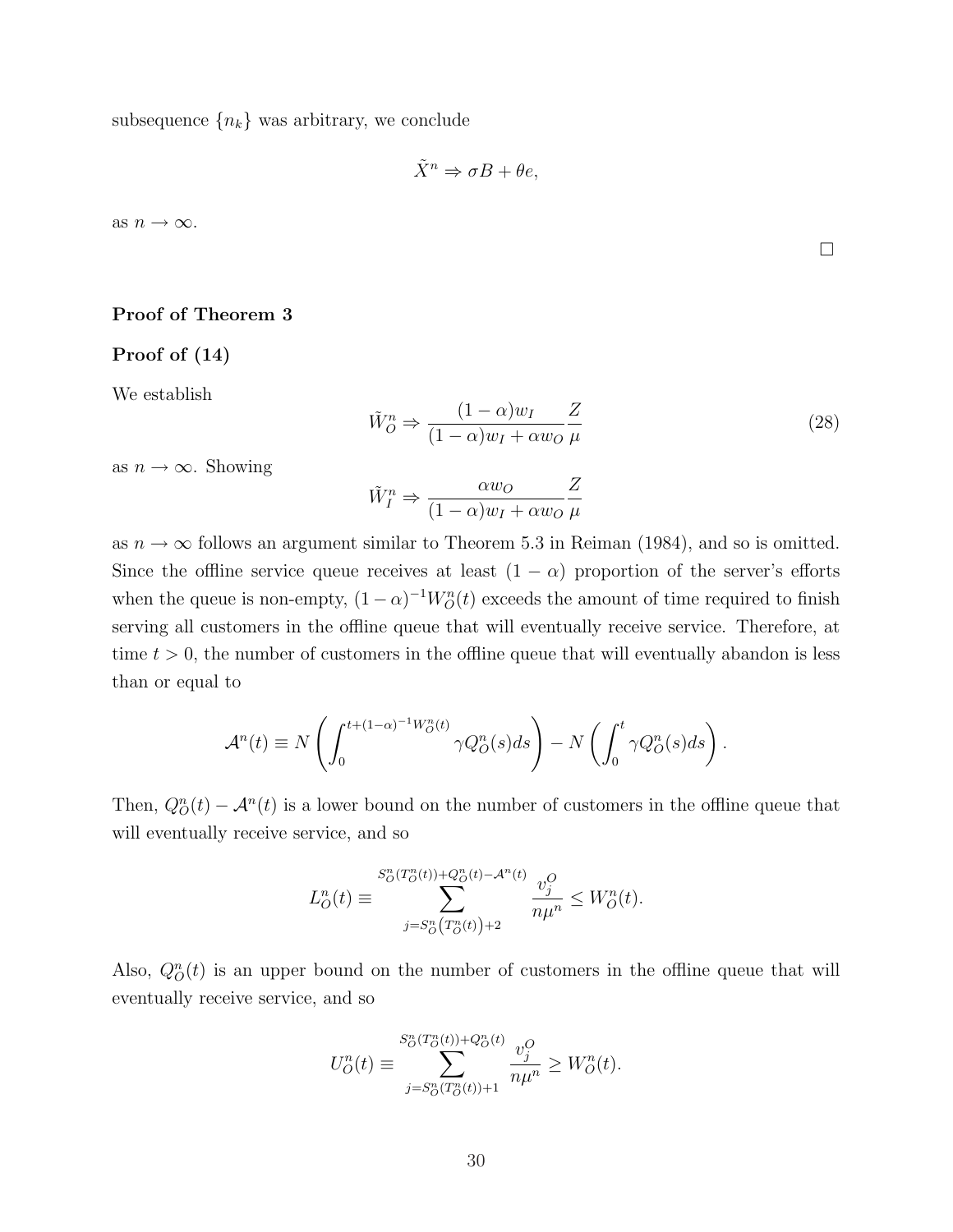subsequence $\{n_k\}$ was arbitrary, we conclude

$$\tilde{X}^n \Rightarrow \sigma B + \theta e,$$

as $n \to \infty$.

$\square$

**Proof of Theorem 3**

**Proof of (14)**

We establish

$$\tilde{W}_O^n \Rightarrow \frac{(1-\alpha)w_I}{(1-\alpha)w_I + \alpha w_O} \frac{Z}{\mu} \tag{28}$$

as $n \to \infty$. Showing

$$\tilde{W}_I^n \Rightarrow \frac{\alpha w_O}{(1-\alpha)w_I + \alpha w_O} \frac{Z}{\mu}$$

as $n \to \infty$ follows an argument similar to Theorem 5.3 in Reiman (1984), and so is omitted. Since the offline service queue receives at least $(1-\alpha)$ proportion of the server's efforts when the queue is non-empty, $(1-\alpha)^{-1}W_O^n(t)$ exceeds the amount of time required to finish serving all customers in the offline queue that will eventually receive service. Therefore, at time $t > 0$, the number of customers in the offline queue that will eventually abandon is less than or equal to

$$\mathcal{A}^n(t) \equiv N\left(\int_0^{t+(1-\alpha)^{-1}W_O^n(t)} \gamma Q_O^n(s)ds\right) - N\left(\int_0^t \gamma Q_O^n(s)ds\right).$$

Then, $Q_O^n(t) - \mathcal{A}^n(t)$ is a lower bound on the number of customers in the offline queue that will eventually receive service, and so

$$L_O^n(t) \equiv \sum_{j=S_O^n\left(T_O^n(t)\right)+2}^{S_O^n(T_O^n(t))+Q_O^n(t)-\mathcal{A}^n(t)} \frac{v_j^O}{n\mu^n} \leq W_O^n(t).$$

Also, $Q_O^n(t)$ is an upper bound on the number of customers in the offline queue that will eventually receive service, and so

$$U_O^n(t) \equiv \sum_{j=S_O^n(T_O^n(t))+1}^{S_O^n(T_O^n(t))+Q_O^n(t)} \frac{v_j^O}{n\mu^n} \geq W_O^n(t).$$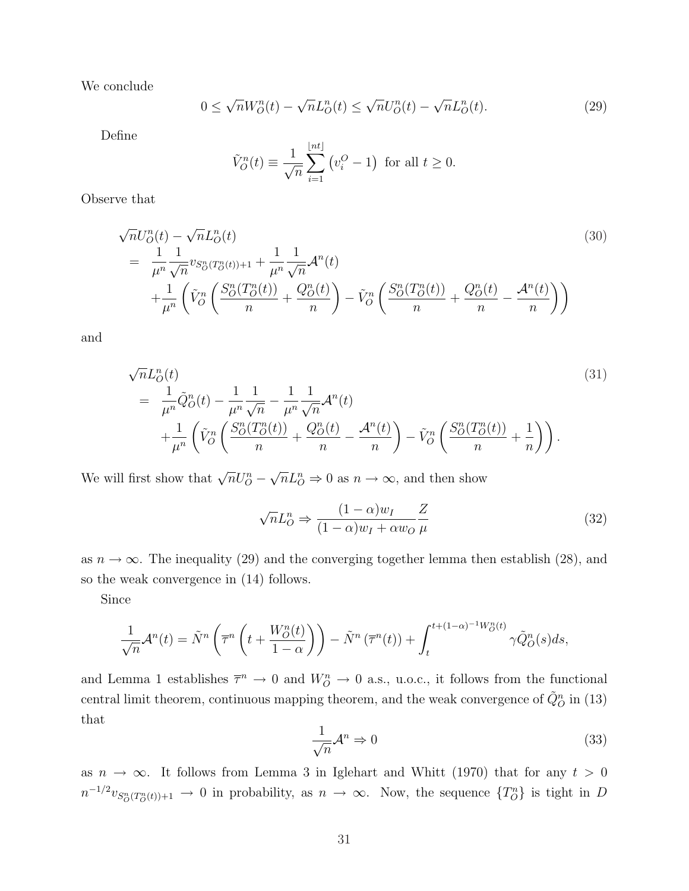We conclude

$$0 \leq \sqrt{n}W_O^n(t) - \sqrt{n}L_O^n(t) \leq \sqrt{n}U_O^n(t) - \sqrt{n}L_O^n(t). \tag{29}$$

Define

$$\tilde{V}_O^n(t) \equiv \frac{1}{\sqrt{n}} \sum_{i=1}^{\lfloor nt \rfloor} \left( v_i^O - 1 \right) \text{ for all } t \geq 0.$$

Observe that

$$\begin{aligned}
&\sqrt{n}U_O^n(t) - \sqrt{n}L_O^n(t) \\
&= \frac{1}{\mu^n}\frac{1}{\sqrt{n}} v_{S_O^n(T_O^n(t))+1} + \frac{1}{\mu^n}\frac{1}{\sqrt{n}}\mathcal{A}^n(t) \\
&\quad + \frac{1}{\mu^n}\left( \tilde{V}_O^n\left( \frac{S_O^n(T_O^n(t))}{n} + \frac{Q_O^n(t)}{n} \right) - \tilde{V}_O^n\left( \frac{S_O^n(T_O^n(t))}{n} + \frac{Q_O^n(t)}{n} - \frac{\mathcal{A}^n(t)}{n} \right) \right)
\end{aligned} \tag{30}$$

and

$$\begin{aligned}
&\sqrt{n}L_O^n(t) \\
&= \frac{1}{\mu^n}\tilde{Q}_O^n(t) - \frac{1}{\mu^n}\frac{1}{\sqrt{n}} - \frac{1}{\mu^n}\frac{1}{\sqrt{n}}\mathcal{A}^n(t) \\
&\quad + \frac{1}{\mu^n}\left( \tilde{V}_O^n\left( \frac{S_O^n(T_O^n(t))}{n} + \frac{Q_O^n(t)}{n} - \frac{\mathcal{A}^n(t)}{n} \right) - \tilde{V}_O^n\left( \frac{S_O^n(T_O^n(t))}{n} + \frac{1}{n} \right) \right).
\end{aligned} \tag{31}$$

We will first show that $\sqrt{n}U_O^n - \sqrt{n}L_O^n \Rightarrow 0$ as $n \to \infty$, and then show

$$\sqrt{n}L_O^n \Rightarrow \frac{(1-\alpha)w_I}{(1-\alpha)w_I + \alpha w_O}\frac{Z}{\mu} \tag{32}$$

as $n \to \infty$. The inequality (29) and the converging together lemma then establish (28), and so the weak convergence in (14) follows.

Since

$$\frac{1}{\sqrt{n}}\mathcal{A}^n(t) = \tilde{N}^n\left( \overline{\tau}^n\left( t + \frac{W_O^n(t)}{1-\alpha} \right) \right) - \tilde{N}^n\left( \overline{\tau}^n(t) \right) + \int_t^{t+(1-\alpha)^{-1}W_O^n(t)} \gamma \tilde{Q}_O^n(s)ds,$$

and Lemma 1 establishes $\overline{\tau}^n \to 0$ and $W_O^n \to 0$ a.s., u.o.c., it follows from the functional central limit theorem, continuous mapping theorem, and the weak convergence of $\tilde{Q}_O^n$ in (13) that

$$\frac{1}{\sqrt{n}}\mathcal{A}^n \Rightarrow 0 \tag{33}$$

as $n \to \infty$. It follows from Lemma 3 in Iglehart and Whitt (1970) that for any $t > 0$ $n^{-1/2}v_{S_O^n(T_O^n(t))+1} \to 0$ in probability, as $n \to \infty$. Now, the sequence $\{T_O^n\}$ is tight in $D$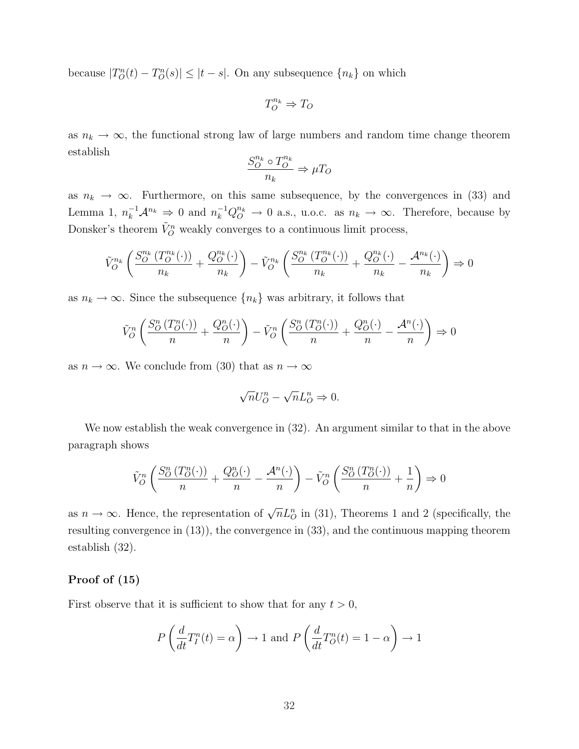because $|T_O^n(t) - T_O^n(s)| \leq |t-s|$. On any subsequence $\{n_k\}$ on which

$$T_O^{n_k} \Rightarrow T_O$$

as $n_k \to \infty$, the functional strong law of large numbers and random time change theorem establish

$$\frac{S_O^{n_k} \circ T_O^{n_k}}{n_k} \Rightarrow \mu T_O$$

as $n_k \to \infty$. Furthermore, on this same subsequence, by the convergences in (33) and Lemma 1, $n_k^{-1}\mathcal{A}^{n_k} \Rightarrow 0$ and $n_k^{-1}Q_O^{n_k} \to 0$ a.s., u.o.c. as $n_k \to \infty$. Therefore, because by Donsker's theorem $\tilde{V}_O^n$ weakly converges to a continuous limit process,

$$\tilde{V}_O^{n_k}\left(\frac{S_O^{n_k}\left(T_O^{n_k}(\cdot)\right)}{n_k} + \frac{Q_O^{n_k}(\cdot)}{n_k}\right) - \tilde{V}_O^{n_k}\left(\frac{S_O^{n_k}\left(T_O^{n_k}(\cdot)\right)}{n_k} + \frac{Q_O^{n_k}(\cdot)}{n_k} - \frac{\mathcal{A}^{n_k}(\cdot)}{n_k}\right) \Rightarrow 0$$

as $n_k \to \infty$. Since the subsequence $\{n_k\}$ was arbitrary, it follows that

$$\tilde{V}_O^{n}\left(\frac{S_O^{n}\left(T_O^{n}(\cdot)\right)}{n} + \frac{Q_O^{n}(\cdot)}{n}\right) - \tilde{V}_O^{n}\left(\frac{S_O^{n}\left(T_O^{n}(\cdot)\right)}{n} + \frac{Q_O^{n}(\cdot)}{n} - \frac{\mathcal{A}^{n}(\cdot)}{n}\right) \Rightarrow 0$$

as $n \to \infty$. We conclude from (30) that as $n \to \infty$

$$\sqrt{n}U_O^n - \sqrt{n}L_O^n \Rightarrow 0.$$

We now establish the weak convergence in (32). An argument similar to that in the above paragraph shows

$$\tilde{V}_O^{n}\left(\frac{S_O^{n}\left(T_O^{n}(\cdot)\right)}{n} + \frac{Q_O^{n}(\cdot)}{n} - \frac{\mathcal{A}^{n}(\cdot)}{n}\right) - \tilde{V}_O^{n}\left(\frac{S_O^{n}\left(T_O^{n}(\cdot)\right)}{n} + \frac{1}{n}\right) \Rightarrow 0$$

as $n \to \infty$. Hence, the representation of $\sqrt{n}L_O^n$ in (31), Theorems 1 and 2 (specifically, the resulting convergence in (13)), the convergence in (33), and the continuous mapping theorem establish (32).

**Proof of (15)**

First observe that it is sufficient to show that for any $t > 0$,

$$P\left(\frac{d}{dt}T_I^n(t) = \alpha\right) \to 1 \text{ and } P\left(\frac{d}{dt}T_O^n(t) = 1-\alpha\right) \to 1$$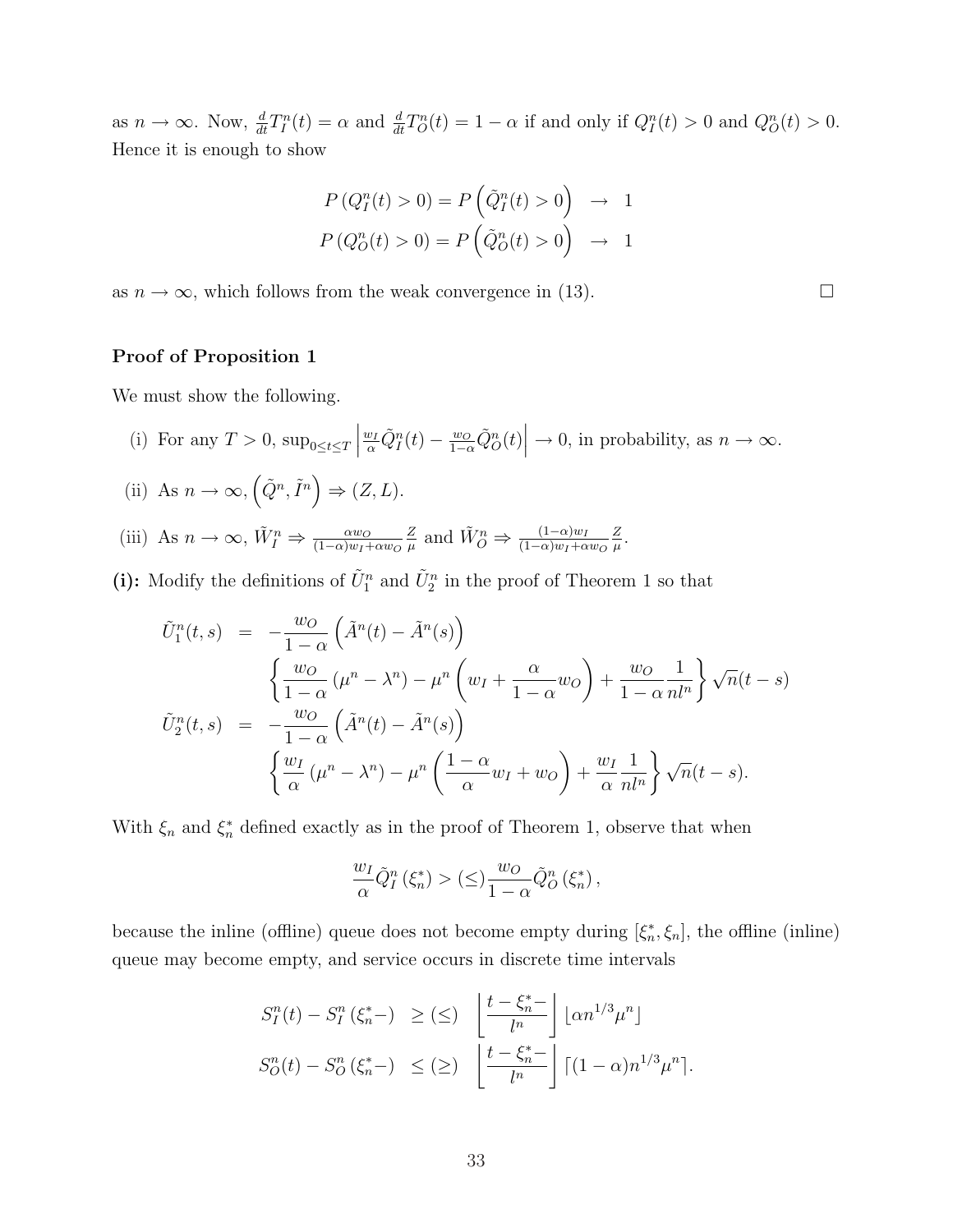as $n \to \infty$. Now, $\frac{d}{dt}T_I^n(t) = \alpha$ and $\frac{d}{dt}T_O^n(t) = 1-\alpha$ if and only if $Q_I^n(t) > 0$ and $Q_O^n(t) > 0$. Hence it is enough to show

$$
\begin{aligned}
P\left(Q_I^n(t) > 0\right) = P\left(\tilde{Q}_I^n(t) > 0\right) &\rightarrow 1 \\
P\left(Q_O^n(t) > 0\right) = P\left(\tilde{Q}_O^n(t) > 0\right) &\rightarrow 1
\end{aligned}
$$

as $n \to \infty$, which follows from the weak convergence in (13). $\square$

**Proof of Proposition 1**

We must show the following.

(i) For any $T > 0$, $\sup_{0 \le t \le T}\left|\frac{w_I}{\alpha}\tilde{Q}_I^n(t) - \frac{w_O}{1-\alpha}\tilde{Q}_O^n(t)\right| \to 0$, in probability, as $n \to \infty$.

(ii) As $n \to \infty$, $\left(\tilde{Q}^n, \tilde{I}^n\right) \Rightarrow (Z, L)$.

(iii) As $n \to \infty$, $\tilde{W}_I^n \Rightarrow \frac{\alpha w_O}{(1-\alpha)w_I + \alpha w_O}\frac{Z}{\mu}$ and $\tilde{W}_O^n \Rightarrow \frac{(1-\alpha)w_I}{(1-\alpha)w_I + \alpha w_O}\frac{Z}{\mu}$.

**(i):** Modify the definitions of $\tilde{U}_1^n$ and $\tilde{U}_2^n$ in the proof of Theorem 1 so that

$$
\begin{aligned}
\tilde{U}_1^n(t,s) &= -\frac{w_O}{1-\alpha}\left(\tilde{A}^n(t) - \tilde{A}^n(s)\right) \\
&\quad \left\{\frac{w_O}{1-\alpha}\left(\mu^n - \lambda^n\right) - \mu^n\left(w_I + \frac{\alpha}{1-\alpha}w_O\right) + \frac{w_O}{1-\alpha}\frac{1}{nl^n}\right\}\sqrt{n}(t-s) \\
\tilde{U}_2^n(t,s) &= -\frac{w_O}{1-\alpha}\left(\tilde{A}^n(t) - \tilde{A}^n(s)\right) \\
&\quad \left\{\frac{w_I}{\alpha}\left(\mu^n - \lambda^n\right) - \mu^n\left(\frac{1-\alpha}{\alpha}w_I + w_O\right) + \frac{w_I}{\alpha}\frac{1}{nl^n}\right\}\sqrt{n}(t-s).
\end{aligned}
$$

With $\xi_n$ and $\xi_n^*$ defined exactly as in the proof of Theorem 1, observe that when

$$
\frac{w_I}{\alpha}\tilde{Q}_I^n\left(\xi_n^*\right) > (\le) \frac{w_O}{1-\alpha}\tilde{Q}_O^n\left(\xi_n^*\right),
$$

because the inline (offline) queue does not become empty during $[\xi_n^*, \xi_n]$, the offline (inline) queue may become empty, and service occurs in discrete time intervals

$$
\begin{aligned}
S_I^n(t) - S_I^n\left(\xi_n^*-\right) &\ge (\le) \left\lfloor \frac{t - \xi_n^*-}{l^n} \right\rfloor \lfloor \alpha n^{1/3}\mu^n \rfloor \\
S_O^n(t) - S_O^n\left(\xi_n^*-\right) &\le (\ge) \left\lfloor \frac{t - \xi_n^*-}{l^n} \right\rfloor \lceil (1-\alpha) n^{1/3}\mu^n \rceil.
\end{aligned}
$$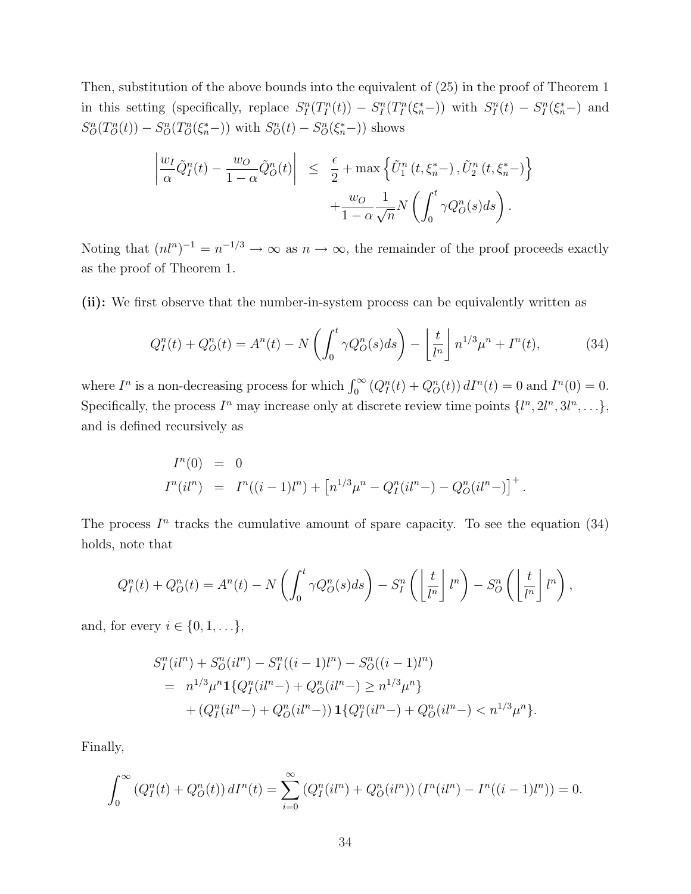Then, substitution of the above bounds into the equivalent of (25) in the proof of Theorem 1 in this setting (specifically, replace $S_I^n(T_I^n(t)) - S_I^n(T_I^n(\xi_n^*-))$ with $S_I^n(t) - S_I^n(\xi_n^*-)$ and $S_O^n(T_O^n(t)) - S_O^n(T_O^n(\xi_n^*-))$ with $S_O^n(t) - S_O^n(\xi_n^*-)$) shows

$$
\begin{aligned}
\left| \frac{w_I}{\alpha} \tilde{Q}_I^n(t) - \frac{w_O}{1-\alpha} \tilde{Q}_O^n(t) \right| &\leq \frac{\epsilon}{2} + \max\left\{ \tilde{U}_1^n\left(t, \xi_n^*-\right), \tilde{U}_2^n\left(t, \xi_n^*-\right) \right\} \\
&\quad + \frac{w_O}{1-\alpha} \frac{1}{\sqrt{n}} N\left( \int_0^t \gamma Q_O^n(s) ds \right).
\end{aligned}
$$

Noting that $(nl^n)^{-1} = n^{-1/3} \to \infty$ as $n \to \infty$, the remainder of the proof proceeds exactly as the proof of Theorem 1.

**(ii):** We first observe that the number-in-system process can be equivalently written as

$$
Q_I^n(t) + Q_O^n(t) = A^n(t) - N\left( \int_0^t \gamma Q_O^n(s) ds \right) - \left\lfloor \frac{t}{l^n} \right\rfloor n^{1/3} \mu^n + I^n(t), \tag{34}
$$

where $I^n$ is a non-decreasing process for which $\int_0^\infty \left(Q_I^n(t) + Q_O^n(t)\right) dI^n(t) = 0$ and $I^n(0) = 0$. Specifically, the process $I^n$ may increase only at discrete review time points $\{l^n, 2l^n, 3l^n, \ldots\}$, and is defined recursively as

$$
\begin{aligned}
I^n(0) &= 0 \\
I^n(il^n) &= I^n((i-1)l^n) + \left[ n^{1/3}\mu^n - Q_I^n(il^n-) - Q_O^n(il^n-) \right]^+.
\end{aligned}
$$

The process $I^n$ tracks the cumulative amount of spare capacity. To see the equation (34) holds, note that

$$
Q_I^n(t) + Q_O^n(t) = A^n(t) - N\left( \int_0^t \gamma Q_O^n(s) ds \right) - S_I^n\left( \left\lfloor \frac{t}{l^n} \right\rfloor l^n \right) - S_O^n\left( \left\lfloor \frac{t}{l^n} \right\rfloor l^n \right),
$$

and, for every $i \in \{0, 1, \ldots\}$,

$$
\begin{aligned}
& S_I^n(il^n) + S_O^n(il^n) - S_I^n((i-1)l^n) - S_O^n((i-1)l^n) \\
&= n^{1/3}\mu^n \mathbf{1}\{Q_I^n(il^n-) + Q_O^n(il^n-) \geq n^{1/3}\mu^n\} \\
&\quad + \left(Q_I^n(il^n-) + Q_O^n(il^n-)\right) \mathbf{1}\{Q_I^n(il^n-) + Q_O^n(il^n-) < n^{1/3}\mu^n\}.
\end{aligned}
$$

Finally,

$$
\int_0^\infty \left(Q_I^n(t) + Q_O^n(t)\right) dI^n(t) = \sum_{i=0}^\infty \left(Q_I^n(il^n) + Q_O^n(il^n)\right) \left(I^n(il^n) - I^n((i-1)l^n)\right) = 0.
$$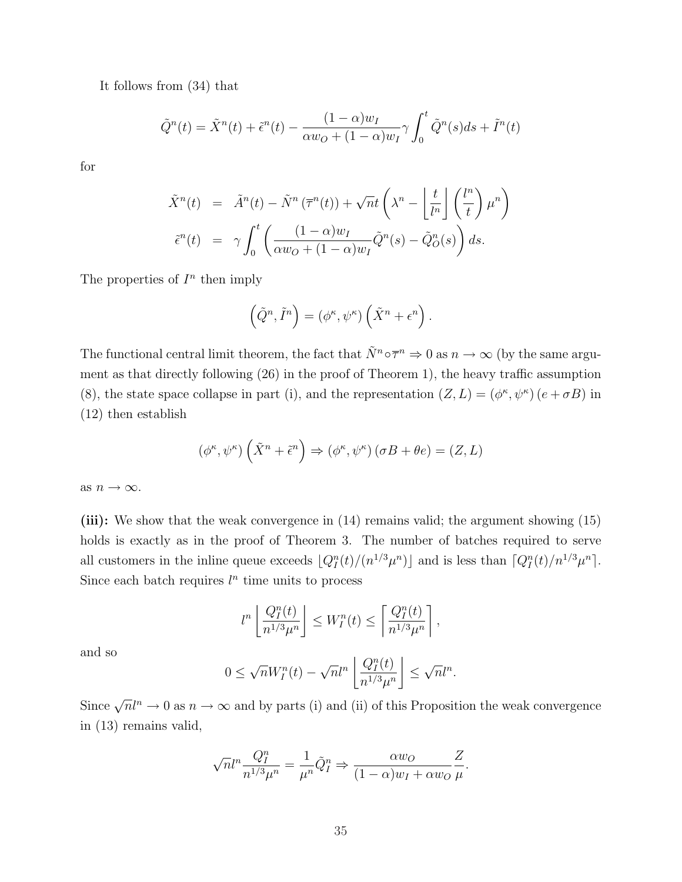It follows from (34) that

$$\tilde{Q}^n(t) = \tilde{X}^n(t) + \tilde{\epsilon}^n(t) - \frac{(1-\alpha)w_I}{\alpha w_O + (1-\alpha)w_I}\gamma \int_0^t \tilde{Q}^n(s)ds + \tilde{I}^n(t)$$

for

$$\begin{aligned}
\tilde{X}^n(t) &= \tilde{A}^n(t) - \tilde{N}^n\left(\overline{\tau}^n(t)\right) + \sqrt{n}t\left(\lambda^n - \left\lfloor \frac{t}{l^n} \right\rfloor \left(\frac{l^n}{t}\right)\mu^n\right) \\
\tilde{\epsilon}^n(t) &= \gamma \int_0^t \left(\frac{(1-\alpha)w_I}{\alpha w_O + (1-\alpha)w_I}\tilde{Q}^n(s) - \tilde{Q}_O^n(s)\right)ds.
\end{aligned}$$

The properties of $I^n$ then imply

$$\left(\tilde{Q}^n, \tilde{I}^n\right) = \left(\phi^\kappa, \psi^\kappa\right)\left(\tilde{X}^n + \epsilon^n\right).$$

The functional central limit theorem, the fact that $\tilde{N}^n \circ \overline{\tau}^n \Rightarrow 0$ as $n \to \infty$ (by the same argument as that directly following (26) in the proof of Theorem 1), the heavy traffic assumption (8), the state space collapse in part (i), and the representation $(Z, L) = \left(\phi^\kappa, \psi^\kappa\right)(e + \sigma B)$ in (12) then establish

$$\left(\phi^\kappa, \psi^\kappa\right)\left(\tilde{X}^n + \tilde{\epsilon}^n\right) \Rightarrow \left(\phi^\kappa, \psi^\kappa\right)\left(\sigma B + \theta e\right) = (Z, L)$$

as $n \to \infty$.

**(iii):** We show that the weak convergence in (14) remains valid; the argument showing (15) holds is exactly as in the proof of Theorem 3. The number of batches required to serve all customers in the inline queue exceeds $\lfloor Q_I^n(t)/(n^{1/3}\mu^n)\rfloor$ and is less than $\lceil Q_I^n(t)/n^{1/3}\mu^n \rceil$. Since each batch requires $l^n$ time units to process

$$l^n \left\lfloor \frac{Q_I^n(t)}{n^{1/3}\mu^n} \right\rfloor \leq W_I^n(t) \leq \left\lceil \frac{Q_I^n(t)}{n^{1/3}\mu^n} \right\rceil,$$

and so

$$0 \leq \sqrt{n}W_I^n(t) - \sqrt{n}l^n \left\lfloor \frac{Q_I^n(t)}{n^{1/3}\mu^n} \right\rfloor \leq \sqrt{n}l^n.$$

Since $\sqrt{n}l^n \to 0$ as $n \to \infty$ and by parts (i) and (ii) of this Proposition the weak convergence in (13) remains valid,

$$\sqrt{n}l^n \frac{Q_I^n}{n^{1/3}\mu^n} = \frac{1}{\mu^n}\tilde{Q}_I^n \Rightarrow \frac{\alpha w_O}{(1-\alpha)w_I + \alpha w_O}\frac{Z}{\mu}.$$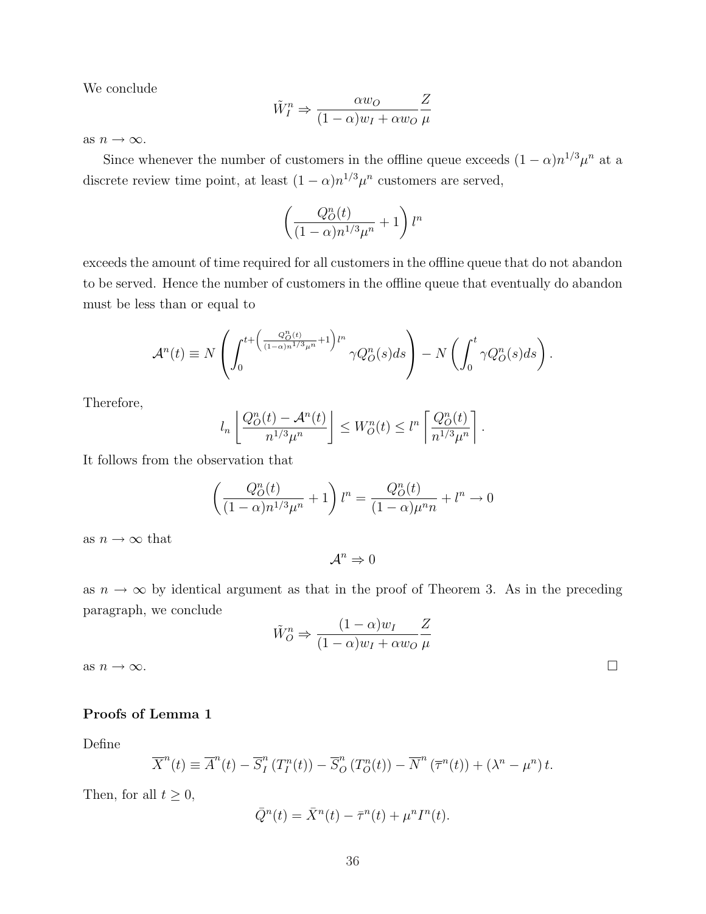We conclude

$$\tilde{W}_I^n \Rightarrow \frac{\alpha w_O}{(1-\alpha)w_I + \alpha w_O} \frac{Z}{\mu}$$

as $n \to \infty$.

Since whenever the number of customers in the offline queue exceeds $(1-\alpha)n^{1/3}\mu^n$ at a discrete review time point, at least $(1-\alpha)n^{1/3}\mu^n$ customers are served,

$$\left( \frac{Q_O^n(t)}{(1-\alpha)n^{1/3}\mu^n} + 1 \right) l^n$$

exceeds the amount of time required for all customers in the offline queue that do not abandon to be served. Hence the number of customers in the offline queue that eventually do abandon must be less than or equal to

$$\mathcal{A}^n(t) \equiv N\left( \int_0^{t+\left(\frac{Q_O^n(t)}{(1-\alpha)n^{1/3}\mu^n}+1\right)l^n} \gamma Q_O^n(s)ds \right) - N\left( \int_0^t \gamma Q_O^n(s)ds \right).$$

Therefore,

$$l_n \left\lfloor \frac{Q_O^n(t) - \mathcal{A}^n(t)}{n^{1/3}\mu^n} \right\rfloor \le W_O^n(t) \le l^n \left\lceil \frac{Q_O^n(t)}{n^{1/3}\mu^n} \right\rceil.$$

It follows from the observation that

$$\left( \frac{Q_O^n(t)}{(1-\alpha)n^{1/3}\mu^n} + 1 \right) l^n = \frac{Q_O^n(t)}{(1-\alpha)\mu^n n} + l^n \to 0$$

as $n \to \infty$ that

$$\mathcal{A}^n \Rightarrow 0$$

as $n \to \infty$ by identical argument as that in the proof of Theorem 3. As in the preceding paragraph, we conclude

$$\tilde{W}_O^n \Rightarrow \frac{(1-\alpha)w_I}{(1-\alpha)w_I + \alpha w_O} \frac{Z}{\mu}$$

as $n \to \infty$. □

### Proofs of Lemma 1

Define

$$\overline{X}^n(t) \equiv \overline{A}^n(t) - \overline{S}_I^n\left(T_I^n(t)\right) - \overline{S}_O^n\left(T_O^n(t)\right) - \overline{N}^n\left(\overline{\tau}^n(t)\right) + \left(\lambda^n - \mu^n\right)t.$$

Then, for all $t \ge 0$,

$$\bar{Q}^n(t) = \bar{X}^n(t) - \bar{\tau}^n(t) + \mu^n I^n(t).$$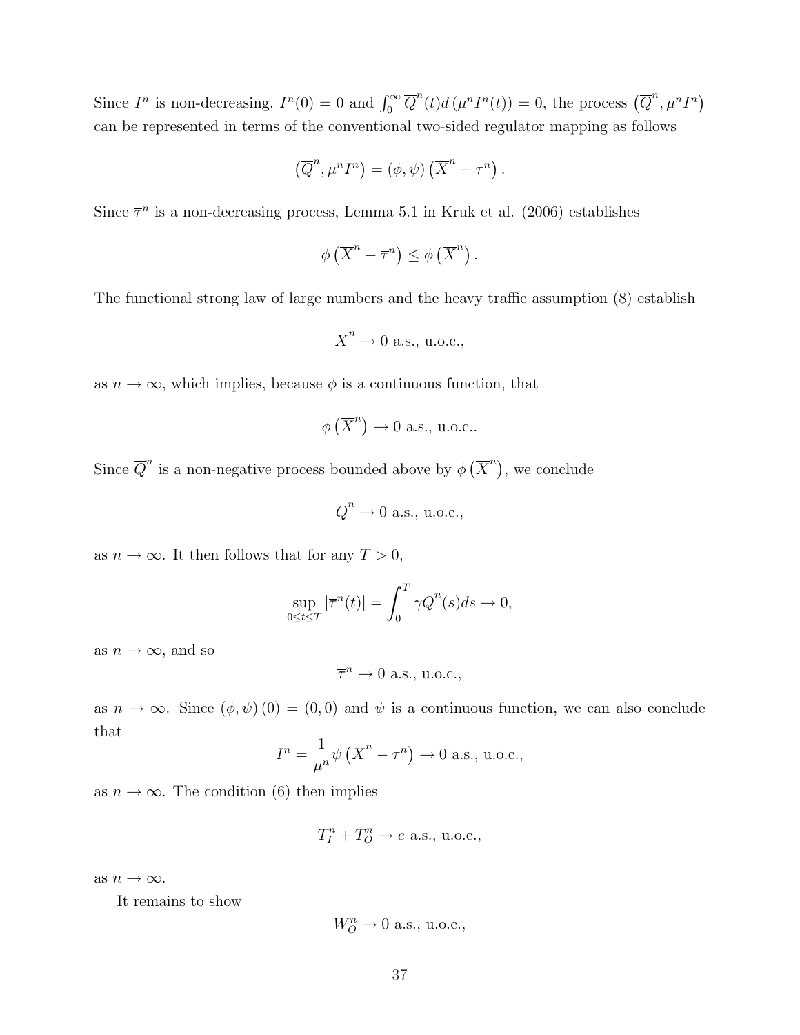Since $I^n$ is non-decreasing, $I^n(0) = 0$ and $\int_0^\infty \overline{Q}^n(t) d\left(\mu^n I^n(t)\right) = 0$, the process $\left(\overline{Q}^n, \mu^n I^n\right)$ can be represented in terms of the conventional two-sided regulator mapping as follows

$$\left(\overline{Q}^n, \mu^n I^n\right) = (\phi, \psi)\left(\overline{X}^n - \overline{\tau}^n\right).$$

Since $\overline{\tau}^n$ is a non-decreasing process, Lemma 5.1 in Kruk et al. (2006) establishes

$$\phi\left(\overline{X}^n - \overline{\tau}^n\right) \leq \phi\left(\overline{X}^n\right).$$

The functional strong law of large numbers and the heavy traffic assumption (8) establish

$$\overline{X}^n \to 0 \text{ a.s., u.o.c.,}$$

as $n \to \infty$, which implies, because $\phi$ is a continuous function, that

$$\phi\left(\overline{X}^n\right) \to 0 \text{ a.s., u.o.c..}$$

Since $\overline{Q}^n$ is a non-negative process bounded above by $\phi\left(\overline{X}^n\right)$, we conclude

$$\overline{Q}^n \to 0 \text{ a.s., u.o.c.,}$$

as $n \to \infty$. It then follows that for any $T > 0$,

$$\sup_{0 \leq t \leq T} |\overline{\tau}^n(t)| = \int_0^T \gamma \overline{Q}^n(s) ds \to 0,$$

as $n \to \infty$, and so

$$\overline{\tau}^n \to 0 \text{ a.s., u.o.c.,}$$

as $n \to \infty$. Since $(\phi, \psi)(0) = (0, 0)$ and $\psi$ is a continuous function, we can also conclude that

$$I^n = \frac{1}{\mu^n} \psi\left(\overline{X}^n - \overline{\tau}^n\right) \to 0 \text{ a.s., u.o.c.,}$$

as $n \to \infty$. The condition (6) then implies

$$T_I^n + T_O^n \to e \text{ a.s., u.o.c.,}$$

as $n \to \infty$.

It remains to show

$$W_O^n \to 0 \text{ a.s., u.o.c.,}$$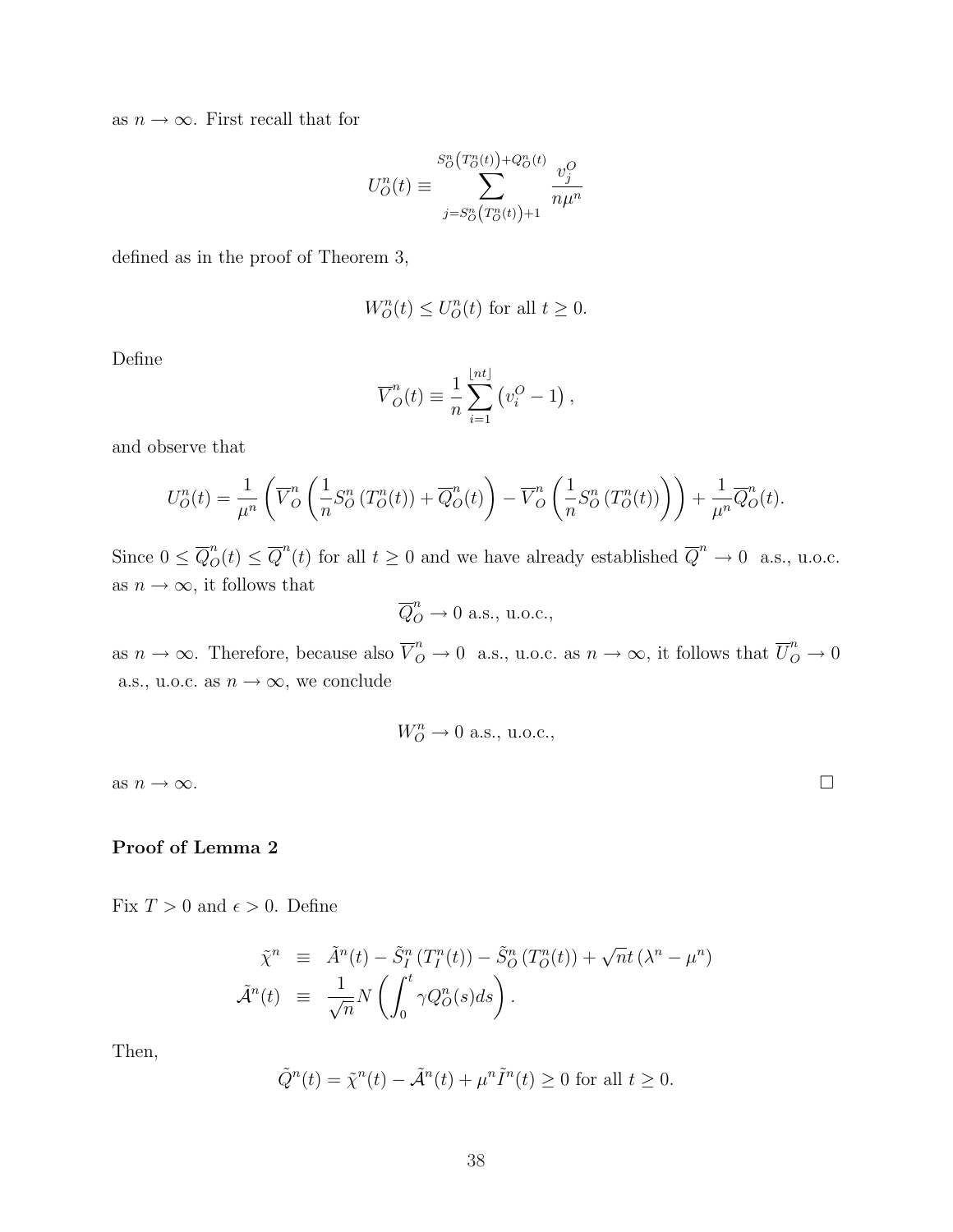as $n \to \infty$. First recall that for

$$U_O^n(t) \equiv \sum_{j=S_O^n\left(T_O^n(t)\right)+1}^{S_O^n\left(T_O^n(t)\right)+Q_O^n(t)} \frac{v_j^O}{n\mu^n}$$

defined as in the proof of Theorem 3,

$$W_O^n(t) \le U_O^n(t) \text{ for all } t \ge 0.$$

Define

$$\overline{V}_O^n(t) \equiv \frac{1}{n}\sum_{i=1}^{\lfloor nt \rfloor}\left(v_i^O - 1\right),$$

and observe that

$$U_O^n(t) = \frac{1}{\mu^n}\left(\overline{V}_O^n\left(\frac{1}{n}S_O^n\left(T_O^n(t)\right) + \overline{Q}_O^n(t)\right) - \overline{V}_O^n\left(\frac{1}{n}S_O^n\left(T_O^n(t)\right)\right)\right) + \frac{1}{\mu^n}\overline{Q}_O^n(t).$$

Since $0 \le \overline{Q}_O^n(t) \le \overline{Q}^n(t)$ for all $t \ge 0$ and we have already established $\overline{Q}^n \to 0$ a.s., u.o.c. as $n \to \infty$, it follows that

$$\overline{Q}_O^n \to 0 \text{ a.s., u.o.c.},$$

as $n \to \infty$. Therefore, because also $\overline{V}_O^n \to 0$ a.s., u.o.c. as $n \to \infty$, it follows that $\overline{U}_O^n \to 0$ a.s., u.o.c. as $n \to \infty$, we conclude

$$W_O^n \to 0 \text{ a.s., u.o.c.},$$

as $n \to \infty$. □

**Proof of Lemma 2**

Fix $T > 0$ and $\epsilon > 0$. Define

$$\begin{aligned}
\tilde{\chi}^n &\equiv \tilde{A}^n(t) - \tilde{S}_I^n\left(T_I^n(t)\right) - \tilde{S}_O^n\left(T_O^n(t)\right) + \sqrt{n}t\left(\lambda^n - \mu^n\right) \\
\tilde{\mathcal{A}}^n(t) &\equiv \frac{1}{\sqrt{n}}N\left(\int_0^t \gamma Q_O^n(s)ds\right).
\end{aligned}$$

Then,

$$\tilde{Q}^n(t) = \tilde{\chi}^n(t) - \tilde{\mathcal{A}}^n(t) + \mu^n\tilde{I}^n(t) \ge 0 \text{ for all } t \ge 0.$$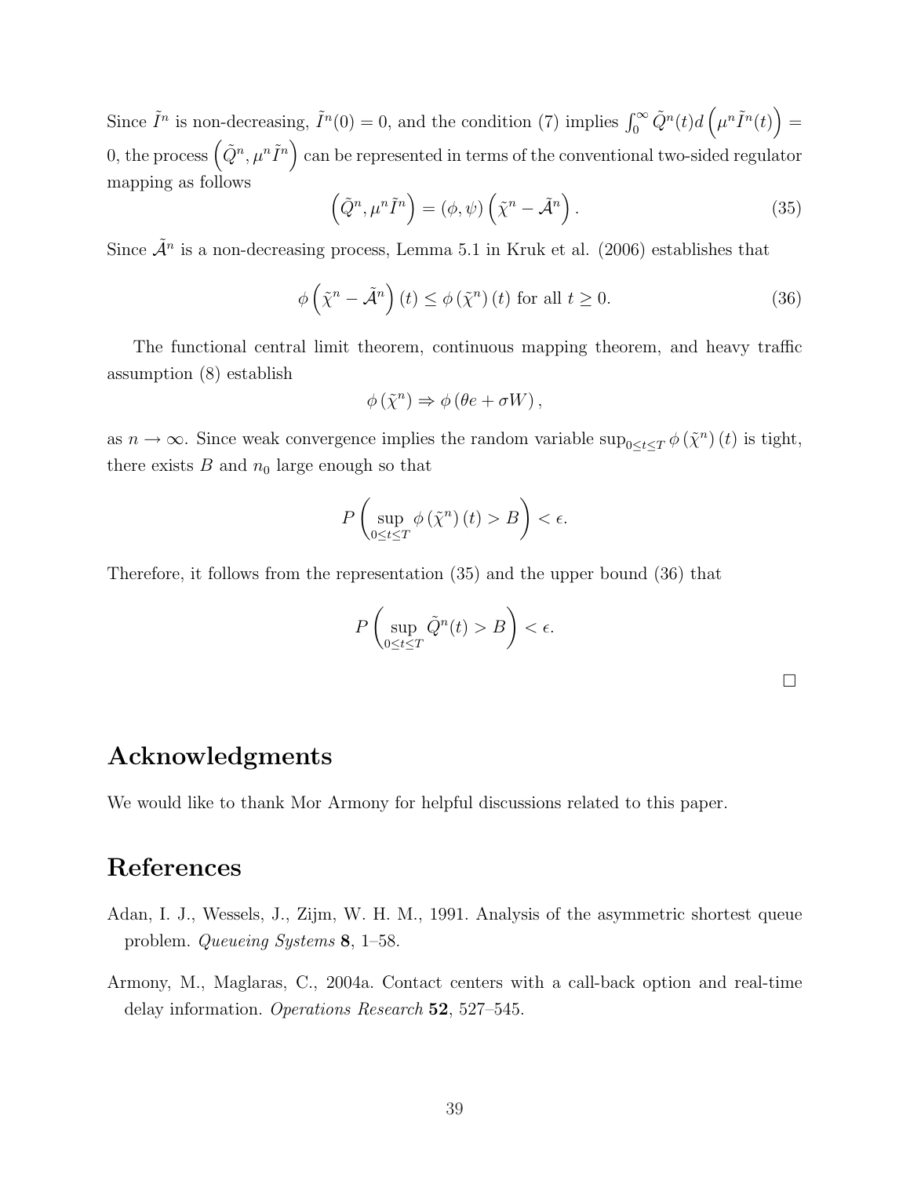Since $\tilde{I}^n$ is non-decreasing, $\tilde{I}^n(0) = 0$, and the condition (7) implies $\int_0^\infty \tilde{Q}^n(t) d\left(\mu^n \tilde{I}^n(t)\right) = 0$, the process $\left(\tilde{Q}^n, \mu^n \tilde{I}^n\right)$ can be represented in terms of the conventional two-sided regulator mapping as follows

$$\left(\tilde{Q}^n, \mu^n \tilde{I}^n\right) = (\phi, \psi)\left(\tilde{\chi}^n - \tilde{\mathcal{A}}^n\right). \tag{35}$$

Since $\tilde{\mathcal{A}}^n$ is a non-decreasing process, Lemma 5.1 in Kruk et al. (2006) establishes that

$$\phi\left(\tilde{\chi}^n - \tilde{\mathcal{A}}^n\right)(t) \leq \phi\left(\tilde{\chi}^n\right)(t) \text{ for all } t \geq 0. \tag{36}$$

The functional central limit theorem, continuous mapping theorem, and heavy traffic assumption (8) establish

$$\phi\left(\tilde{\chi}^n\right) \Rightarrow \phi\left(\theta e + \sigma W\right),$$

as $n \to \infty$. Since weak convergence implies the random variable $\sup_{0 \leq t \leq T} \phi\left(\tilde{\chi}^n\right)(t)$ is tight, there exists $B$ and $n_0$ large enough so that

$$P\left(\sup_{0 \leq t \leq T} \phi\left(\tilde{\chi}^n\right)(t) > B\right) < \epsilon.$$

Therefore, it follows from the representation (35) and the upper bound (36) that

$$P\left(\sup_{0 \leq t \leq T} \tilde{Q}^n(t) > B\right) < \epsilon.$$

□

# Acknowledgments

We would like to thank Mor Armony for helpful discussions related to this paper.

# References

Adan, I. J., Wessels, J., Zijm, W. H. M., 1991. Analysis of the asymmetric shortest queue problem. *Queueing Systems* **8**, 1–58.

Armony, M., Maglaras, C., 2004a. Contact centers with a call-back option and real-time delay information. *Operations Research* **52**, 527–545.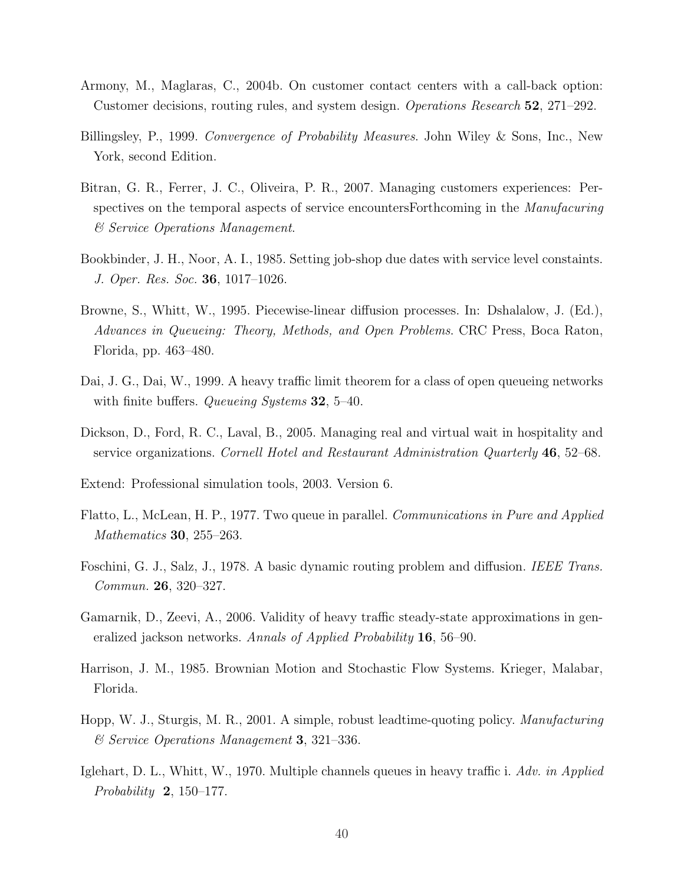Armony, M., Maglaras, C., 2004b. On customer contact centers with a call-back option: Customer decisions, routing rules, and system design. *Operations Research* **52**, 271–292.

Billingsley, P., 1999. *Convergence of Probability Measures*. John Wiley & Sons, Inc., New York, second Edition.

Bitran, G. R., Ferrer, J. C., Oliveira, P. R., 2007. Managing customers experiences: Perspectives on the temporal aspects of service encountersForthcoming in the *Manufacuring & Service Operations Management*.

Bookbinder, J. H., Noor, A. I., 1985. Setting job-shop due dates with service level constaints. *J. Oper. Res. Soc.* **36**, 1017–1026.

Browne, S., Whitt, W., 1995. Piecewise-linear diffusion processes. In: Dshalalow, J. (Ed.), *Advances in Queueing: Theory, Methods, and Open Problems.* CRC Press, Boca Raton, Florida, pp. 463–480.

Dai, J. G., Dai, W., 1999. A heavy traffic limit theorem for a class of open queueing networks with finite buffers. *Queueing Systems* **32**, 5–40.

Dickson, D., Ford, R. C., Laval, B., 2005. Managing real and virtual wait in hospitality and service organizations. *Cornell Hotel and Restaurant Administration Quarterly* **46**, 52–68.

Extend: Professional simulation tools, 2003. Version 6.

Flatto, L., McLean, H. P., 1977. Two queue in parallel. *Communications in Pure and Applied Mathematics* **30**, 255–263.

Foschini, G. J., Salz, J., 1978. A basic dynamic routing problem and diffusion. *IEEE Trans. Commun.* **26**, 320–327.

Gamarnik, D., Zeevi, A., 2006. Validity of heavy traffic steady-state approximations in generalized jackson networks. *Annals of Applied Probability* **16**, 56–90.

Harrison, J. M., 1985. Brownian Motion and Stochastic Flow Systems. Krieger, Malabar, Florida.

Hopp, W. J., Sturgis, M. R., 2001. A simple, robust leadtime-quoting policy. *Manufacturing & Service Operations Management* **3**, 321–336.

Iglehart, D. L., Whitt, W., 1970. Multiple channels queues in heavy traffic i. *Adv. in Applied Probability* **2**, 150–177.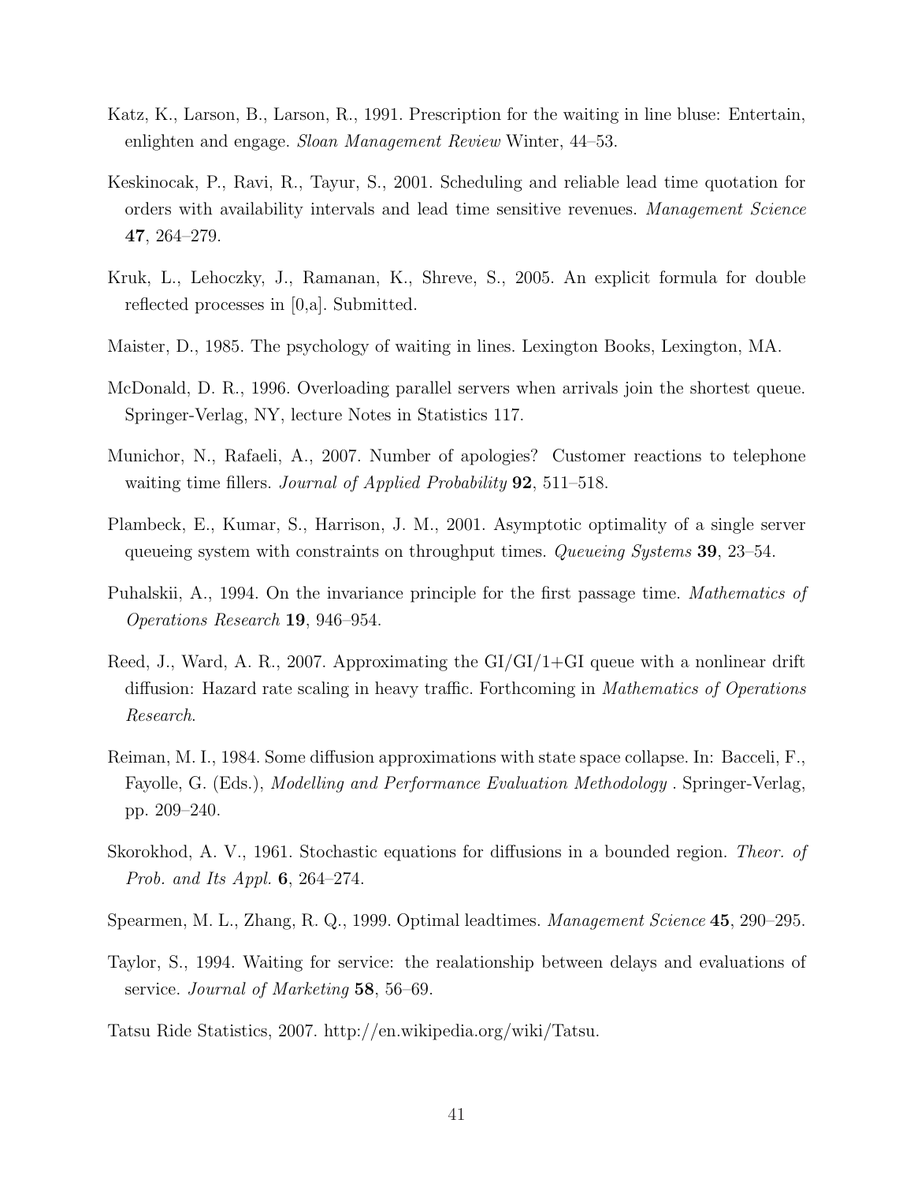Katz, K., Larson, B., Larson, R., 1991. Prescription for the waiting in line bluse: Entertain, enlighten and engage. *Sloan Management Review* Winter, 44–53.

Keskinocak, P., Ravi, R., Tayur, S., 2001. Scheduling and reliable lead time quotation for orders with availability intervals and lead time sensitive revenues. *Management Science* **47**, 264–279.

Kruk, L., Lehoczky, J., Ramanan, K., Shreve, S., 2005. An explicit formula for double reflected processes in [0,a]. Submitted.

Maister, D., 1985. The psychology of waiting in lines. Lexington Books, Lexington, MA.

McDonald, D. R., 1996. Overloading parallel servers when arrivals join the shortest queue. Springer-Verlag, NY, lecture Notes in Statistics 117.

Munichor, N., Rafaeli, A., 2007. Number of apologies? Customer reactions to telephone waiting time fillers. *Journal of Applied Probability* **92**, 511–518.

Plambeck, E., Kumar, S., Harrison, J. M., 2001. Asymptotic optimality of a single server queueing system with constraints on throughput times. *Queueing Systems* **39**, 23–54.

Puhalskii, A., 1994. On the invariance principle for the first passage time. *Mathematics of Operations Research* **19**, 946–954.

Reed, J., Ward, A. R., 2007. Approximating the GI/GI/1+GI queue with a nonlinear drift diffusion: Hazard rate scaling in heavy traffic. Forthcoming in *Mathematics of Operations Research*.

Reiman, M. I., 1984. Some diffusion approximations with state space collapse. In: Bacceli, F., Fayolle, G. (Eds.), *Modelling and Performance Evaluation Methodology* . Springer-Verlag, pp. 209–240.

Skorokhod, A. V., 1961. Stochastic equations for diffusions in a bounded region. *Theor. of Prob. and Its Appl.* **6**, 264–274.

Spearmen, M. L., Zhang, R. Q., 1999. Optimal leadtimes. *Management Science* **45**, 290–295.

Taylor, S., 1994. Waiting for service: the realationship between delays and evaluations of service. *Journal of Marketing* **58**, 56–69.

Tatsu Ride Statistics, 2007. http://en.wikipedia.org/wiki/Tatsu.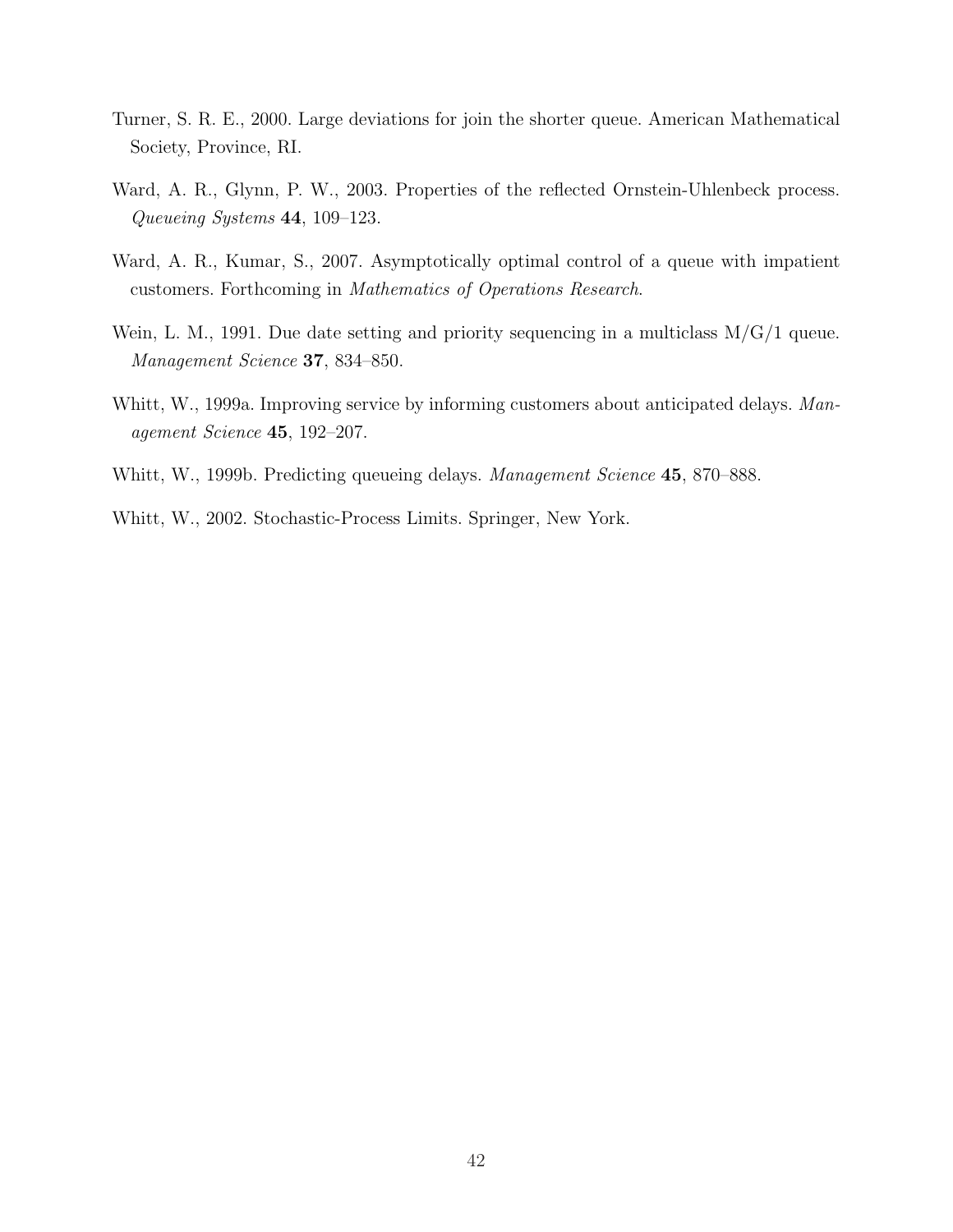Turner, S. R. E., 2000. Large deviations for join the shorter queue. American Mathematical Society, Province, RI.

Ward, A. R., Glynn, P. W., 2003. Properties of the reflected Ornstein-Uhlenbeck process. *Queueing Systems* **44**, 109–123.

Ward, A. R., Kumar, S., 2007. Asymptotically optimal control of a queue with impatient customers. Forthcoming in *Mathematics of Operations Research*.

Wein, L. M., 1991. Due date setting and priority sequencing in a multiclass M/G/1 queue. *Management Science* **37**, 834–850.

Whitt, W., 1999a. Improving service by informing customers about anticipated delays. *Management Science* **45**, 192–207.

Whitt, W., 1999b. Predicting queueing delays. *Management Science* **45**, 870–888.

Whitt, W., 2002. Stochastic-Process Limits. Springer, New York.